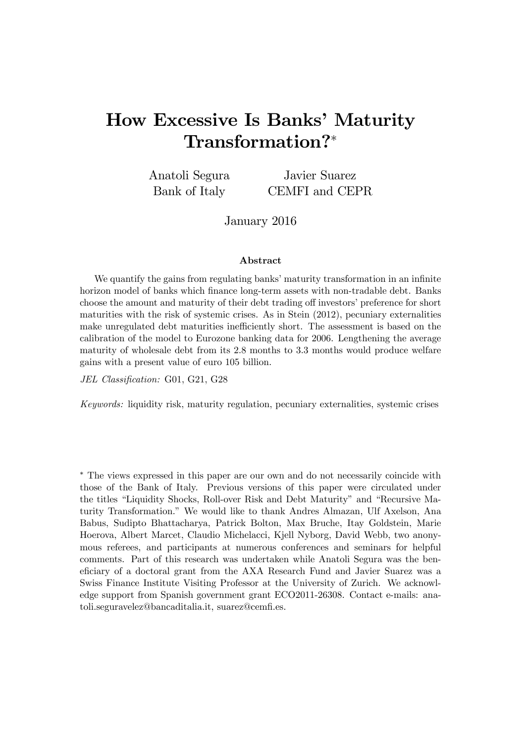# How Excessive Is Banks' Maturity Transformation?*

Anatoli Segura
Bank of Italy

Javier Suarez
CEMFI and CEPR

January 2016

### Abstract

We quantify the gains from regulating banks' maturity transformation in an infinite horizon model of banks which finance long-term assets with non-tradable debt. Banks choose the amount and maturity of their debt trading off investors' preference for short maturities with the risk of systemic crises. As in Stein (2012), pecuniary externalities make unregulated debt maturities inefficiently short. The assessment is based on the calibration of the model to Eurozone banking data for 2006. Lengthening the average maturity of wholesale debt from its 2.8 months to 3.3 months would produce welfare gains with a present value of euro 105 billion.

*JEL Classification:* G01, G21, G28

*Keywords:* liquidity risk, maturity regulation, pecuniary externalities, systemic crises

* The views expressed in this paper are our own and do not necessarily coincide with those of the Bank of Italy. Previous versions of this paper were circulated under the titles "Liquidity Shocks, Roll-over Risk and Debt Maturity" and "Recursive Maturity Transformation." We would like to thank Andres Almazan, Ulf Axelson, Ana Babus, Sudipto Bhattacharya, Patrick Bolton, Max Bruche, Itay Goldstein, Marie Hoerova, Albert Marcet, Claudio Michelacci, Kjell Nyborg, David Webb, two anonymous referees, and participants at numerous conferences and seminars for helpful comments. Part of this research was undertaken while Anatoli Segura was the beneficiary of a doctoral grant from the AXA Research Fund and Javier Suarez was a Swiss Finance Institute Visiting Professor at the University of Zurich. We acknowledge support from Spanish government grant ECO2011-26308. Contact e-mails: anatoli.seguravelez@bancaditalia.it, suarez@cemfi.es.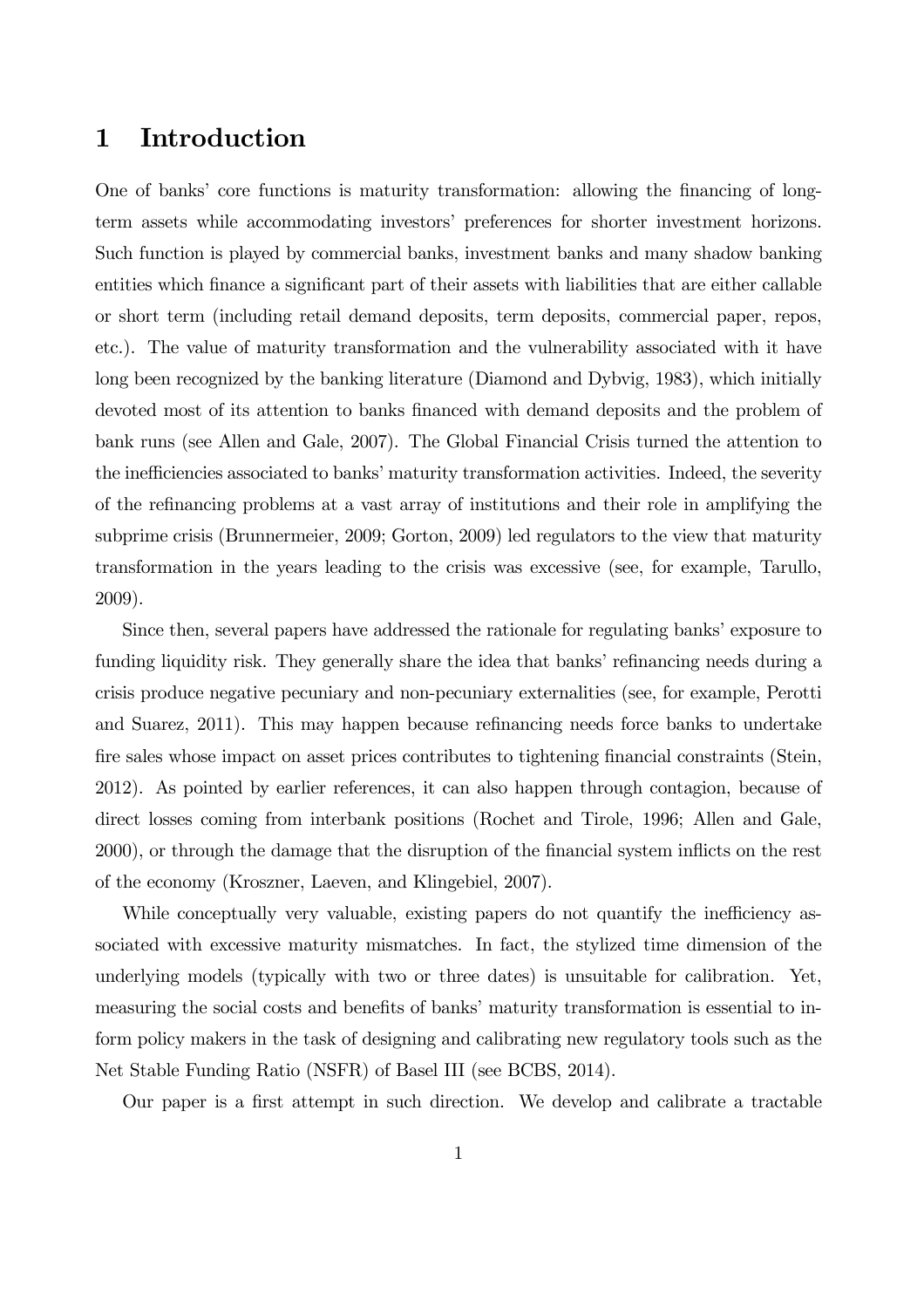# 1 Introduction

One of banks' core functions is maturity transformation: allowing the financing of long-term assets while accommodating investors' preferences for shorter investment horizons. Such function is played by commercial banks, investment banks and many shadow banking entities which finance a significant part of their assets with liabilities that are either callable or short term (including retail demand deposits, term deposits, commercial paper, repos, etc.). The value of maturity transformation and the vulnerability associated with it have long been recognized by the banking literature (Diamond and Dybvig, 1983), which initially devoted most of its attention to banks financed with demand deposits and the problem of bank runs (see Allen and Gale, 2007). The Global Financial Crisis turned the attention to the inefficiencies associated to banks' maturity transformation activities. Indeed, the severity of the refinancing problems at a vast array of institutions and their role in amplifying the subprime crisis (Brunnermeier, 2009; Gorton, 2009) led regulators to the view that maturity transformation in the years leading to the crisis was excessive (see, for example, Tarullo, 2009).

Since then, several papers have addressed the rationale for regulating banks' exposure to funding liquidity risk. They generally share the idea that banks' refinancing needs during a crisis produce negative pecuniary and non-pecuniary externalities (see, for example, Perotti and Suarez, 2011). This may happen because refinancing needs force banks to undertake fire sales whose impact on asset prices contributes to tightening financial constraints (Stein, 2012). As pointed by earlier references, it can also happen through contagion, because of direct losses coming from interbank positions (Rochet and Tirole, 1996; Allen and Gale, 2000), or through the damage that the disruption of the financial system inflicts on the rest of the economy (Kroszner, Laeven, and Klingebiel, 2007).

While conceptually very valuable, existing papers do not quantify the inefficiency associated with excessive maturity mismatches. In fact, the stylized time dimension of the underlying models (typically with two or three dates) is unsuitable for calibration. Yet, measuring the social costs and benefits of banks' maturity transformation is essential to inform policy makers in the task of designing and calibrating new regulatory tools such as the Net Stable Funding Ratio (NSFR) of Basel III (see BCBS, 2014).

Our paper is a first attempt in such direction. We develop and calibrate a tractable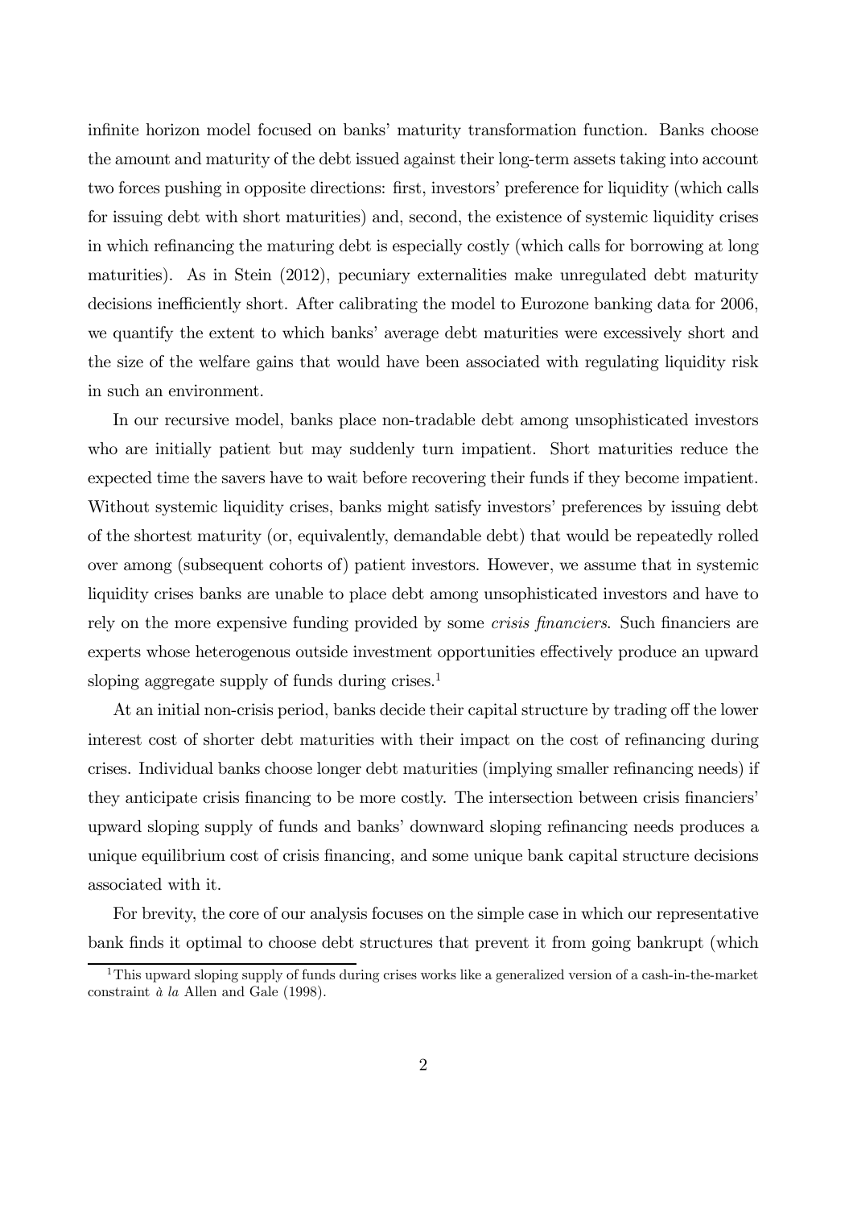infinite horizon model focused on banks' maturity transformation function. Banks choose the amount and maturity of the debt issued against their long-term assets taking into account two forces pushing in opposite directions: first, investors' preference for liquidity (which calls for issuing debt with short maturities) and, second, the existence of systemic liquidity crises in which refinancing the maturing debt is especially costly (which calls for borrowing at long maturities). As in Stein (2012), pecuniary externalities make unregulated debt maturity decisions inefficiently short. After calibrating the model to Eurozone banking data for 2006, we quantify the extent to which banks' average debt maturities were excessively short and the size of the welfare gains that would have been associated with regulating liquidity risk in such an environment.

In our recursive model, banks place non-tradable debt among unsophisticated investors who are initially patient but may suddenly turn impatient. Short maturities reduce the expected time the savers have to wait before recovering their funds if they become impatient. Without systemic liquidity crises, banks might satisfy investors' preferences by issuing debt of the shortest maturity (or, equivalently, demandable debt) that would be repeatedly rolled over among (subsequent cohorts of) patient investors. However, we assume that in systemic liquidity crises banks are unable to place debt among unsophisticated investors and have to rely on the more expensive funding provided by some *crisis financiers*. Such financiers are experts whose heterogenous outside investment opportunities effectively produce an upward sloping aggregate supply of funds during crises.[1]

At an initial non-crisis period, banks decide their capital structure by trading off the lower interest cost of shorter debt maturities with their impact on the cost of refinancing during crises. Individual banks choose longer debt maturities (implying smaller refinancing needs) if they anticipate crisis financing to be more costly. The intersection between crisis financiers' upward sloping supply of funds and banks' downward sloping refinancing needs produces a unique equilibrium cost of crisis financing, and some unique bank capital structure decisions associated with it.

For brevity, the core of our analysis focuses on the simple case in which our representative bank finds it optimal to choose debt structures that prevent it from going bankrupt (which

[1] This upward sloping supply of funds during crises works like a generalized version of a cash-in-the-market constraint *à la* Allen and Gale (1998).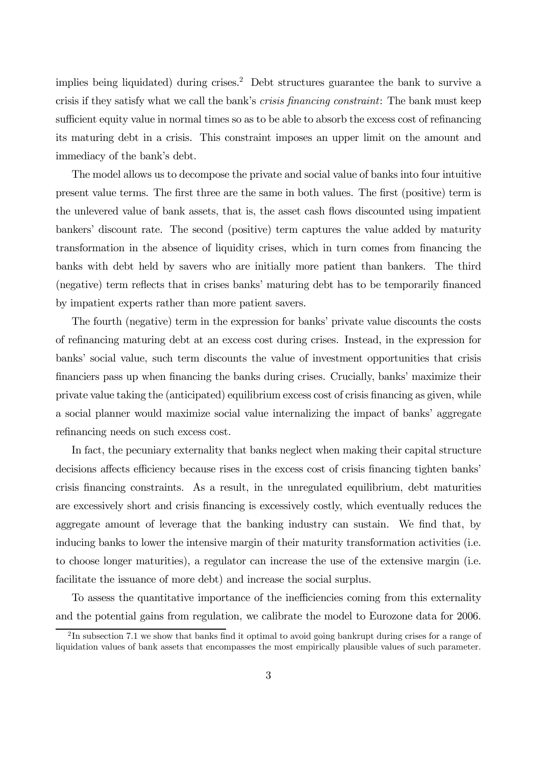implies being liquidated) during crises.[2] Debt structures guarantee the bank to survive a crisis if they satisfy what we call the bank's *crisis financing constraint*: The bank must keep sufficient equity value in normal times so as to be able to absorb the excess cost of refinancing its maturing debt in a crisis. This constraint imposes an upper limit on the amount and immediacy of the bank's debt.

The model allows us to decompose the private and social value of banks into four intuitive present value terms. The first three are the same in both values. The first (positive) term is the unlevered value of bank assets, that is, the asset cash flows discounted using impatient bankers' discount rate. The second (positive) term captures the value added by maturity transformation in the absence of liquidity crises, which in turn comes from financing the banks with debt held by savers who are initially more patient than bankers. The third (negative) term reflects that in crises banks' maturing debt has to be temporarily financed by impatient experts rather than more patient savers.

The fourth (negative) term in the expression for banks' private value discounts the costs of refinancing maturing debt at an excess cost during crises. Instead, in the expression for banks' social value, such term discounts the value of investment opportunities that crisis financiers pass up when financing the banks during crises. Crucially, banks' maximize their private value taking the (anticipated) equilibrium excess cost of crisis financing as given, while a social planner would maximize social value internalizing the impact of banks' aggregate refinancing needs on such excess cost.

In fact, the pecuniary externality that banks neglect when making their capital structure decisions affects efficiency because rises in the excess cost of crisis financing tighten banks' crisis financing constraints. As a result, in the unregulated equilibrium, debt maturities are excessively short and crisis financing is excessively costly, which eventually reduces the aggregate amount of leverage that the banking industry can sustain. We find that, by inducing banks to lower the intensive margin of their maturity transformation activities (i.e. to choose longer maturities), a regulator can increase the use of the extensive margin (i.e. facilitate the issuance of more debt) and increase the social surplus.

To assess the quantitative importance of the inefficiencies coming from this externality and the potential gains from regulation, we calibrate the model to Eurozone data for 2006.

[2] In subsection 7.1 we show that banks find it optimal to avoid going bankrupt during crises for a range of liquidation values of bank assets that encompasses the most empirically plausible values of such parameter.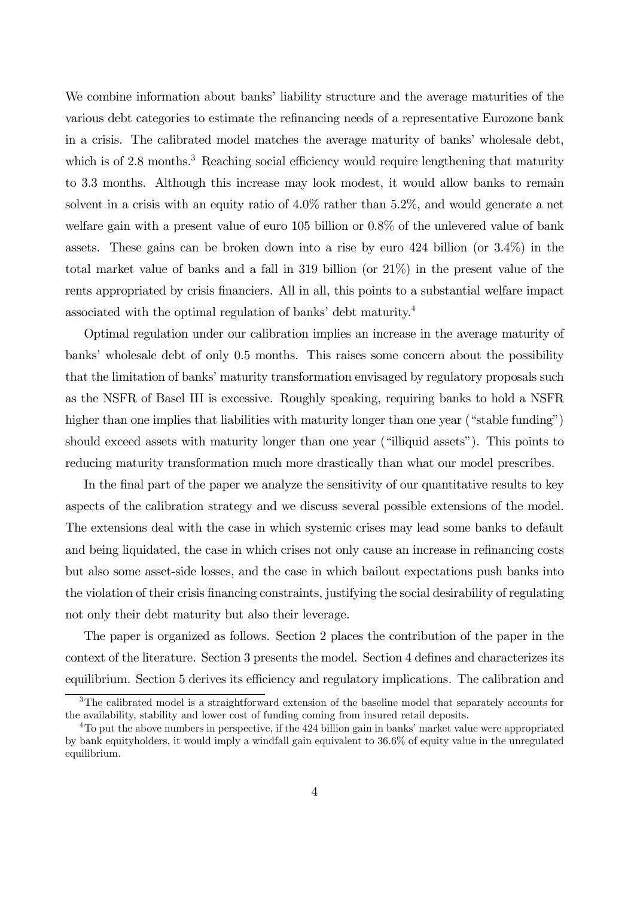We combine information about banks' liability structure and the average maturities of the various debt categories to estimate the refinancing needs of a representative Eurozone bank in a crisis. The calibrated model matches the average maturity of banks' wholesale debt, which is of 2.8 months.[3] Reaching social efficiency would require lengthening that maturity to 3.3 months. Although this increase may look modest, it would allow banks to remain solvent in a crisis with an equity ratio of 4.0% rather than 5.2%, and would generate a net welfare gain with a present value of euro 105 billion or 0.8% of the unlevered value of bank assets. These gains can be broken down into a rise by euro 424 billion (or 3.4%) in the total market value of banks and a fall in 319 billion (or 21%) in the present value of the rents appropriated by crisis financiers. All in all, this points to a substantial welfare impact associated with the optimal regulation of banks' debt maturity.[4]

Optimal regulation under our calibration implies an increase in the average maturity of banks' wholesale debt of only 0.5 months. This raises some concern about the possibility that the limitation of banks' maturity transformation envisaged by regulatory proposals such as the NSFR of Basel III is excessive. Roughly speaking, requiring banks to hold a NSFR higher than one implies that liabilities with maturity longer than one year ("stable funding") should exceed assets with maturity longer than one year ("illiquid assets"). This points to reducing maturity transformation much more drastically than what our model prescribes.

In the final part of the paper we analyze the sensitivity of our quantitative results to key aspects of the calibration strategy and we discuss several possible extensions of the model. The extensions deal with the case in which systemic crises may lead some banks to default and being liquidated, the case in which crises not only cause an increase in refinancing costs but also some asset-side losses, and the case in which bailout expectations push banks into the violation of their crisis financing constraints, justifying the social desirability of regulating not only their debt maturity but also their leverage.

The paper is organized as follows. Section 2 places the contribution of the paper in the context of the literature. Section 3 presents the model. Section 4 defines and characterizes its equilibrium. Section 5 derives its efficiency and regulatory implications. The calibration and

[3] The calibrated model is a straightforward extension of the baseline model that separately accounts for the availability, stability and lower cost of funding coming from insured retail deposits.

[4] To put the above numbers in perspective, if the 424 billion gain in banks' market value were appropriated by bank equityholders, it would imply a windfall gain equivalent to 36.6% of equity value in the unregulated equilibrium.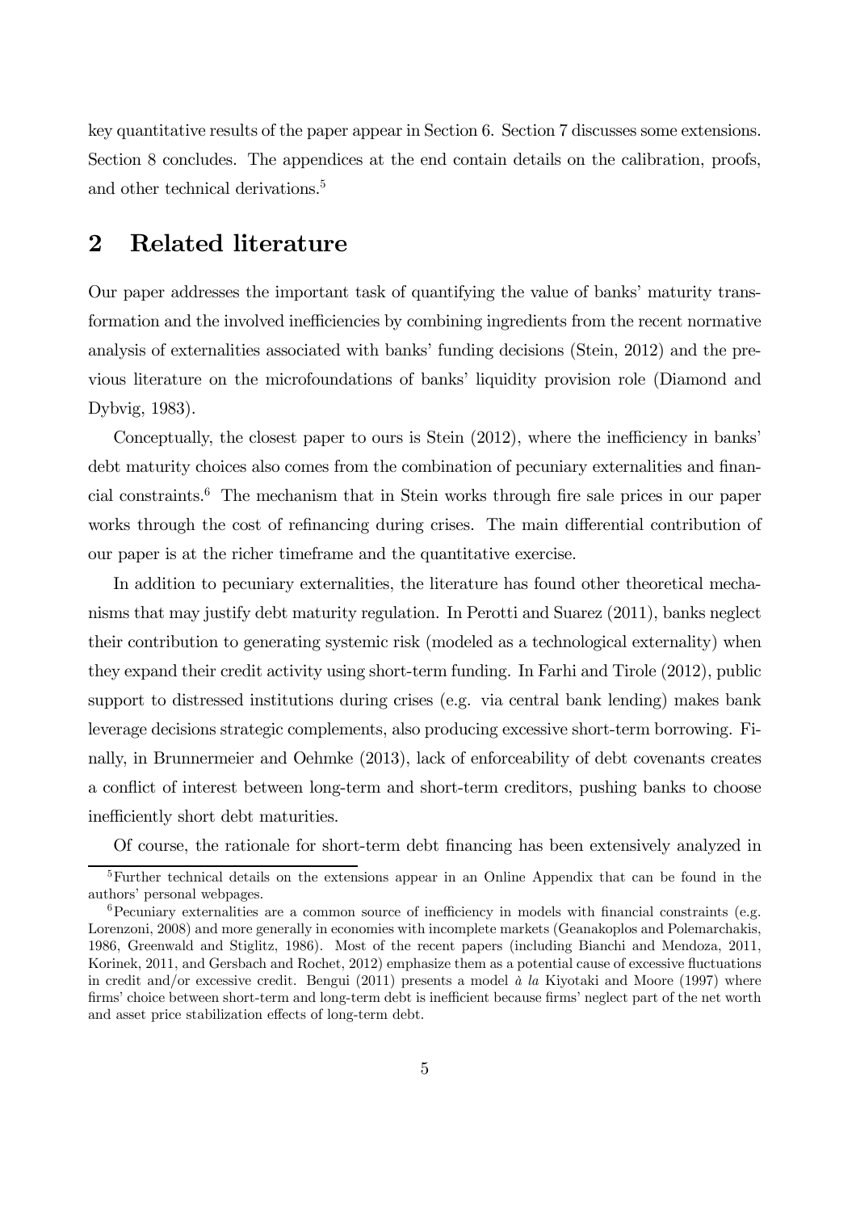key quantitative results of the paper appear in Section 6. Section 7 discusses some extensions. Section 8 concludes. The appendices at the end contain details on the calibration, proofs, and other technical derivations.[5]

# 2 Related literature

Our paper addresses the important task of quantifying the value of banks' maturity transformation and the involved inefficiencies by combining ingredients from the recent normative analysis of externalities associated with banks' funding decisions (Stein, 2012) and the previous literature on the microfoundations of banks' liquidity provision role (Diamond and Dybvig, 1983).

Conceptually, the closest paper to ours is Stein (2012), where the inefficiency in banks' debt maturity choices also comes from the combination of pecuniary externalities and financial constraints.[6] The mechanism that in Stein works through fire sale prices in our paper works through the cost of refinancing during crises. The main differential contribution of our paper is at the richer timeframe and the quantitative exercise.

In addition to pecuniary externalities, the literature has found other theoretical mechanisms that may justify debt maturity regulation. In Perotti and Suarez (2011), banks neglect their contribution to generating systemic risk (modeled as a technological externality) when they expand their credit activity using short-term funding. In Farhi and Tirole (2012), public support to distressed institutions during crises (e.g. via central bank lending) makes bank leverage decisions strategic complements, also producing excessive short-term borrowing. Finally, in Brunnermeier and Oehmke (2013), lack of enforceability of debt covenants creates a conflict of interest between long-term and short-term creditors, pushing banks to choose inefficiently short debt maturities.

Of course, the rationale for short-term debt financing has been extensively analyzed in

[5] Further technical details on the extensions appear in an Online Appendix that can be found in the authors' personal webpages.

[6] Pecuniary externalities are a common source of inefficiency in models with financial constraints (e.g. Lorenzoni, 2008) and more generally in economies with incomplete markets (Geanakoplos and Polemarchakis, 1986, Greenwald and Stiglitz, 1986). Most of the recent papers (including Bianchi and Mendoza, 2011, Korinek, 2011, and Gersbach and Rochet, 2012) emphasize them as a potential cause of excessive fluctuations in credit and/or excessive credit. Bengui (2011) presents a model *à la* Kiyotaki and Moore (1997) where firms' choice between short-term and long-term debt is inefficient because firms' neglect part of the net worth and asset price stabilization effects of long-term debt.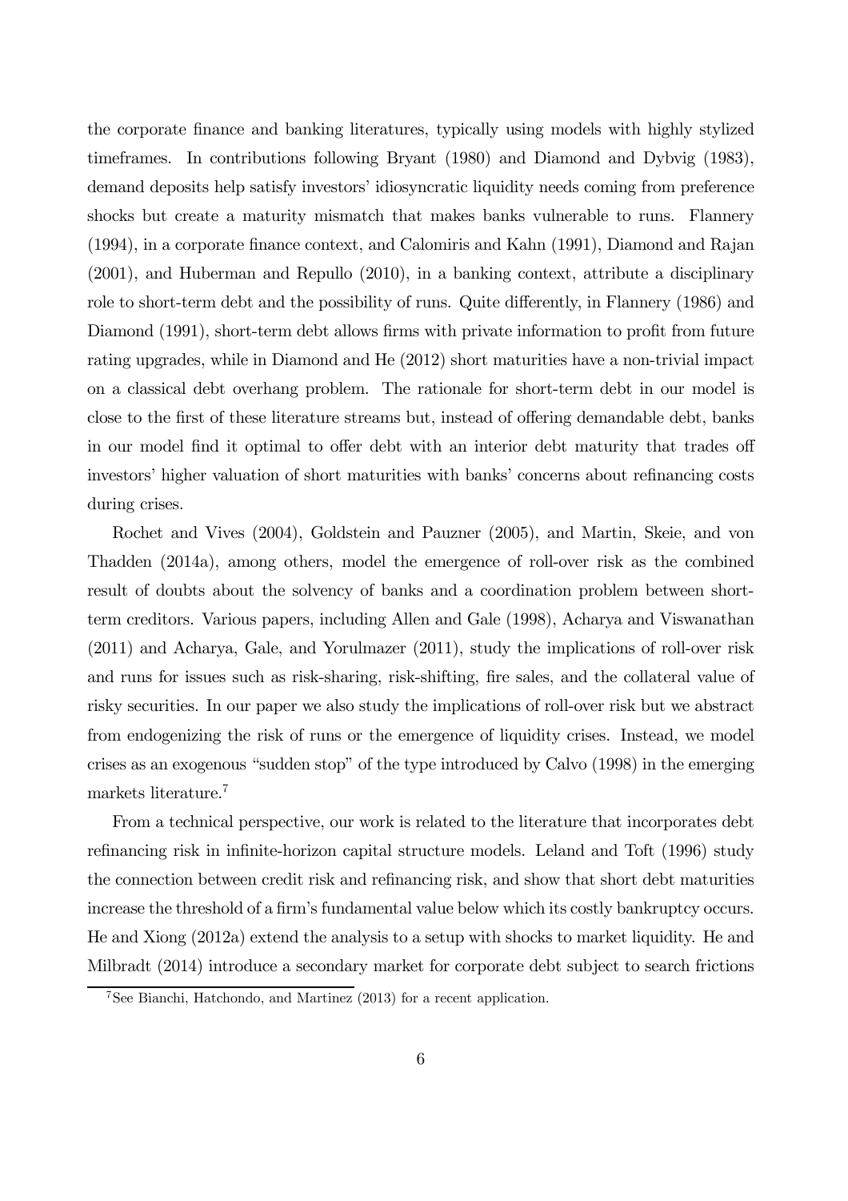the corporate finance and banking literatures, typically using models with highly stylized timeframes. In contributions following Bryant (1980) and Diamond and Dybvig (1983), demand deposits help satisfy investors' idiosyncratic liquidity needs coming from preference shocks but create a maturity mismatch that makes banks vulnerable to runs. Flannery (1994), in a corporate finance context, and Calomiris and Kahn (1991), Diamond and Rajan (2001), and Huberman and Repullo (2010), in a banking context, attribute a disciplinary role to short-term debt and the possibility of runs. Quite differently, in Flannery (1986) and Diamond (1991), short-term debt allows firms with private information to profit from future rating upgrades, while in Diamond and He (2012) short maturities have a non-trivial impact on a classical debt overhang problem. The rationale for short-term debt in our model is close to the first of these literature streams but, instead of offering demandable debt, banks in our model find it optimal to offer debt with an interior debt maturity that trades off investors' higher valuation of short maturities with banks' concerns about refinancing costs during crises.

Rochet and Vives (2004), Goldstein and Pauzner (2005), and Martin, Skeie, and von Thadden (2014a), among others, model the emergence of roll-over risk as the combined result of doubts about the solvency of banks and a coordination problem between short-term creditors. Various papers, including Allen and Gale (1998), Acharya and Viswanathan (2011) and Acharya, Gale, and Yorulmazer (2011), study the implications of roll-over risk and runs for issues such as risk-sharing, risk-shifting, fire sales, and the collateral value of risky securities. In our paper we also study the implications of roll-over risk but we abstract from endogenizing the risk of runs or the emergence of liquidity crises. Instead, we model crises as an exogenous "sudden stop" of the type introduced by Calvo (1998) in the emerging markets literature.[7]

From a technical perspective, our work is related to the literature that incorporates debt refinancing risk in infinite-horizon capital structure models. Leland and Toft (1996) study the connection between credit risk and refinancing risk, and show that short debt maturities increase the threshold of a firm's fundamental value below which its costly bankruptcy occurs. He and Xiong (2012a) extend the analysis to a setup with shocks to market liquidity. He and Milbradt (2014) introduce a secondary market for corporate debt subject to search frictions

[7] See Bianchi, Hatchondo, and Martinez (2013) for a recent application.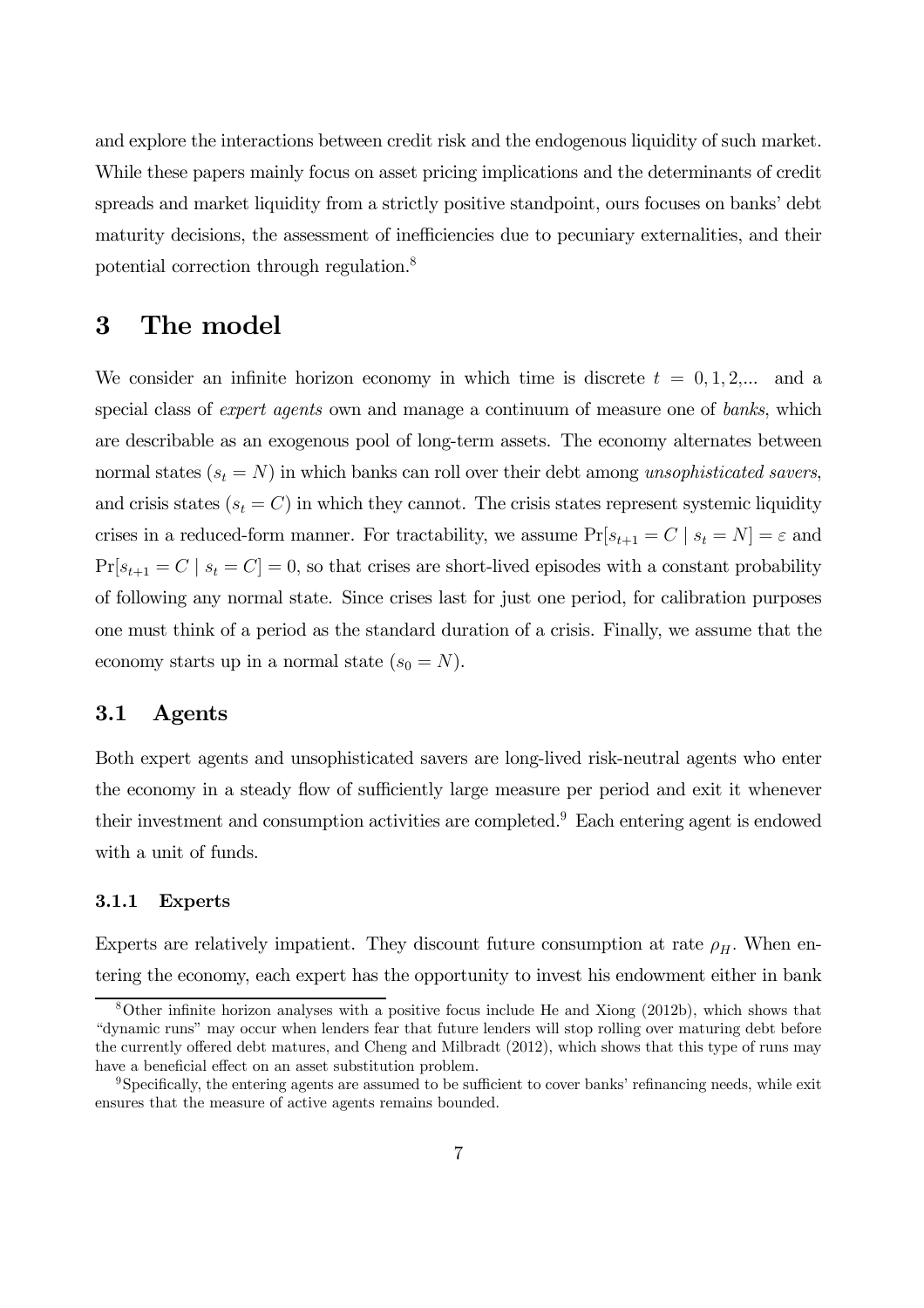and explore the interactions between credit risk and the endogenous liquidity of such market. While these papers mainly focus on asset pricing implications and the determinants of credit spreads and market liquidity from a strictly positive standpoint, ours focuses on banks' debt maturity decisions, the assessment of inefficiencies due to pecuniary externalities, and their potential correction through regulation.[8]

# 3 The model

We consider an infinite horizon economy in which time is discrete $t = 0, 1, 2, ...$ and a special class of *expert agents* own and manage a continuum of measure one of *banks*, which are describable as an exogenous pool of long-term assets. The economy alternates between normal states ($s_t = N$) in which banks can roll over their debt among *unsophisticated savers*, and crisis states ($s_t = C$) in which they cannot. The crisis states represent systemic liquidity crises in a reduced-form manner. For tractability, we assume $\Pr[s_{t+1} = C \mid s_t = N] = \varepsilon$ and $\Pr[s_{t+1} = C \mid s_t = C] = 0$, so that crises are short-lived episodes with a constant probability of following any normal state. Since crises last for just one period, for calibration purposes one must think of a period as the standard duration of a crisis. Finally, we assume that the economy starts up in a normal state ($s_0 = N$).

## 3.1 Agents

Both expert agents and unsophisticated savers are long-lived risk-neutral agents who enter the economy in a steady flow of sufficiently large measure per period and exit it whenever their investment and consumption activities are completed.[9] Each entering agent is endowed with a unit of funds.

### 3.1.1 Experts

Experts are relatively impatient. They discount future consumption at rate $\rho_H$. When entering the economy, each expert has the opportunity to invest his endowment either in bank

[8] Other infinite horizon analyses with a positive focus include He and Xiong (2012b), which shows that "dynamic runs" may occur when lenders fear that future lenders will stop rolling over maturing debt before the currently offered debt matures, and Cheng and Milbradt (2012), which shows that this type of runs may have a beneficial effect on an asset substitution problem.

[9] Specifically, the entering agents are assumed to be sufficient to cover banks' refinancing needs, while exit ensures that the measure of active agents remains bounded.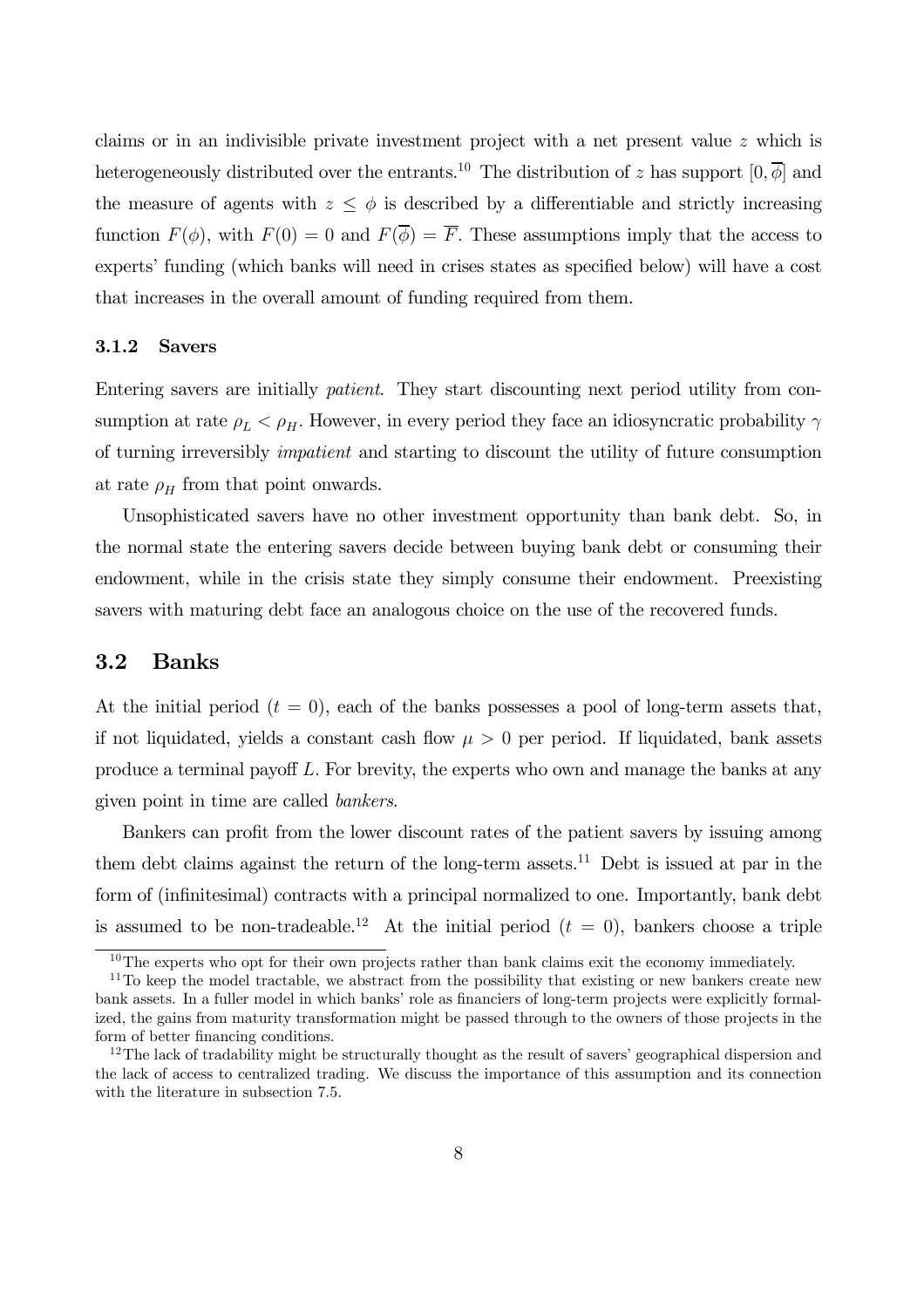claims or in an indivisible private investment project with a net present value $z$ which is heterogeneously distributed over the entrants.[10] The distribution of $z$ has support $[0, \overline{\phi}]$ and the measure of agents with $z \leq \phi$ is described by a differentiable and strictly increasing function $F(\phi)$, with $F(0) = 0$ and $F(\overline{\phi}) = \overline{F}$. These assumptions imply that the access to experts' funding (which banks will need in crises states as specified below) will have a cost that increases in the overall amount of funding required from them.

### 3.1.2 Savers

Entering savers are initially *patient*. They start discounting next period utility from consumption at rate $\rho_L < \rho_H$. However, in every period they face an idiosyncratic probability $\gamma$ of turning irreversibly *impatient* and starting to discount the utility of future consumption at rate $\rho_H$ from that point onwards.

Unsophisticated savers have no other investment opportunity than bank debt. So, in the normal state the entering savers decide between buying bank debt or consuming their endowment, while in the crisis state they simply consume their endowment. Preexisting savers with maturing debt face an analogous choice on the use of the recovered funds.

## 3.2 Banks

At the initial period ($t = 0$), each of the banks possesses a pool of long-term assets that, if not liquidated, yields a constant cash flow $\mu > 0$ per period. If liquidated, bank assets produce a terminal payoff $L$. For brevity, the experts who own and manage the banks at any given point in time are called *bankers*.

Bankers can profit from the lower discount rates of the patient savers by issuing among them debt claims against the return of the long-term assets.[11] Debt is issued at par in the form of (infinitesimal) contracts with a principal normalized to one. Importantly, bank debt is assumed to be non-tradeable.[12] At the initial period ($t = 0$), bankers choose a triple

[10] The experts who opt for their own projects rather than bank claims exit the economy immediately.

[11] To keep the model tractable, we abstract from the possibility that existing or new bankers create new bank assets. In a fuller model in which banks' role as financiers of long-term projects were explicitly formalized, the gains from maturity transformation might be passed through to the owners of those projects in the form of better financing conditions.

[12] The lack of tradability might be structurally thought as the result of savers' geographical dispersion and the lack of access to centralized trading. We discuss the importance of this assumption and its connection with the literature in subsection 7.5.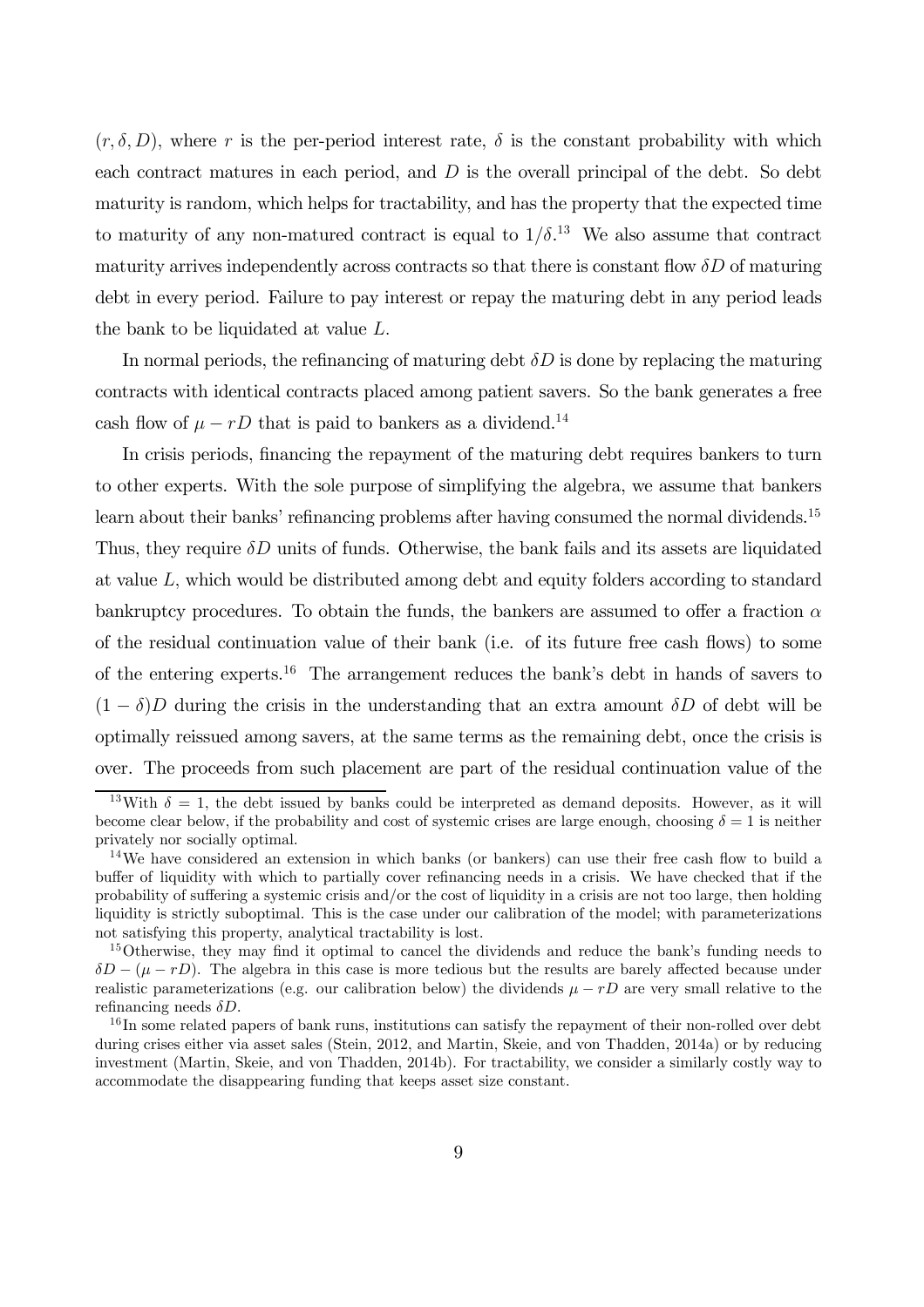$(r, \delta, D)$, where $r$ is the per-period interest rate, $\delta$ is the constant probability with which each contract matures in each period, and $D$ is the overall principal of the debt. So debt maturity is random, which helps for tractability, and has the property that the expected time to maturity of any non-matured contract is equal to $1/\delta$.[13] We also assume that contract maturity arrives independently across contracts so that there is constant flow $\delta D$ of maturing debt in every period. Failure to pay interest or repay the maturing debt in any period leads the bank to be liquidated at value $L$.

In normal periods, the refinancing of maturing debt $\delta D$ is done by replacing the maturing contracts with identical contracts placed among patient savers. So the bank generates a free cash flow of $\mu - rD$ that is paid to bankers as a dividend.[14]

In crisis periods, financing the repayment of the maturing debt requires bankers to turn to other experts. With the sole purpose of simplifying the algebra, we assume that bankers learn about their banks' refinancing problems after having consumed the normal dividends.[15] Thus, they require $\delta D$ units of funds. Otherwise, the bank fails and its assets are liquidated at value $L$, which would be distributed among debt and equity folders according to standard bankruptcy procedures. To obtain the funds, the bankers are assumed to offer a fraction $\alpha$ of the residual continuation value of their bank (i.e. of its future free cash flows) to some of the entering experts.[16] The arrangement reduces the bank's debt in hands of savers to $(1 - \delta)D$ during the crisis in the understanding that an extra amount $\delta D$ of debt will be optimally reissued among savers, at the same terms as the remaining debt, once the crisis is over. The proceeds from such placement are part of the residual continuation value of the

[13] With $\delta = 1$, the debt issued by banks could be interpreted as demand deposits. However, as it will become clear below, if the probability and cost of systemic crises are large enough, choosing $\delta = 1$ is neither privately nor socially optimal.

[14] We have considered an extension in which banks (or bankers) can use their free cash flow to build a buffer of liquidity with which to partially cover refinancing needs in a crisis. We have checked that if the probability of suffering a systemic crisis and/or the cost of liquidity in a crisis are not too large, then holding liquidity is strictly suboptimal. This is the case under our calibration of the model; with parameterizations not satisfying this property, analytical tractability is lost.

[15] Otherwise, they may find it optimal to cancel the dividends and reduce the bank's funding needs to $\delta D - (\mu - rD)$. The algebra in this case is more tedious but the results are barely affected because under realistic parameterizations (e.g. our calibration below) the dividends $\mu - rD$ are very small relative to the refinancing needs $\delta D$.

[16] In some related papers of bank runs, institutions can satisfy the repayment of their non-rolled over debt during crises either via asset sales (Stein, 2012, and Martin, Skeie, and von Thadden, 2014a) or by reducing investment (Martin, Skeie, and von Thadden, 2014b). For tractability, we consider a similarly costly way to accommodate the disappearing funding that keeps asset size constant.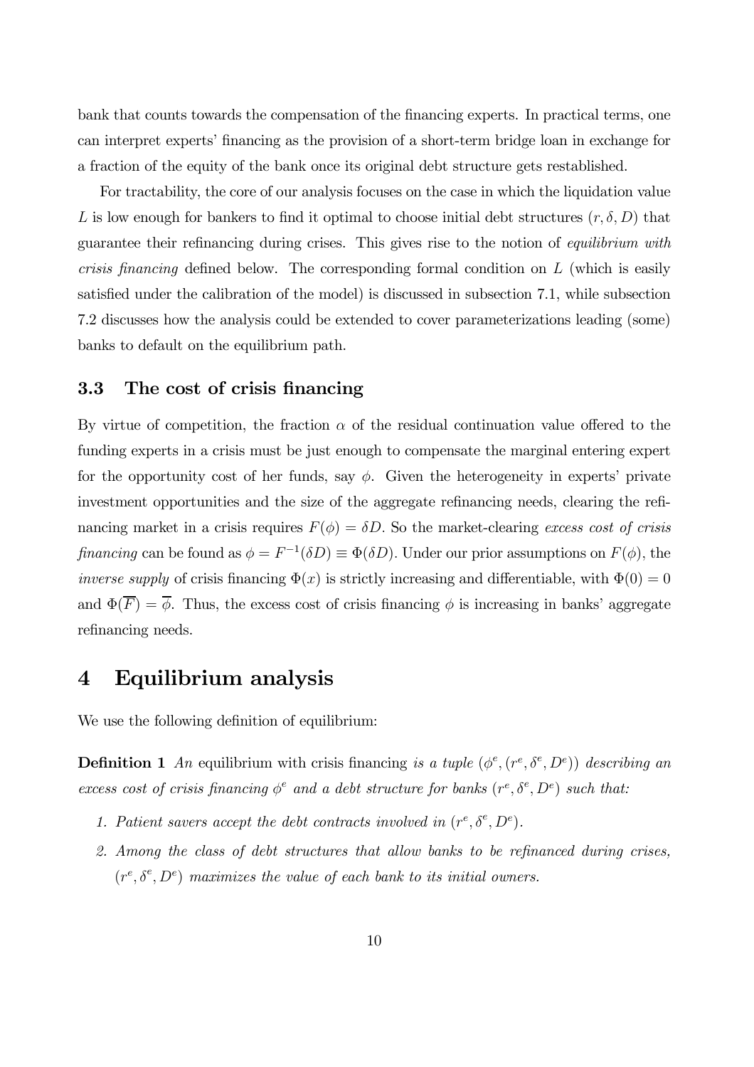bank that counts towards the compensation of the financing experts. In practical terms, one can interpret experts' financing as the provision of a short-term bridge loan in exchange for a fraction of the equity of the bank once its original debt structure gets restablished.

For tractability, the core of our analysis focuses on the case in which the liquidation value $L$ is low enough for bankers to find it optimal to choose initial debt structures $(r, \delta, D)$ that guarantee their refinancing during crises. This gives rise to the notion of *equilibrium with crisis financing* defined below. The corresponding formal condition on $L$ (which is easily satisfied under the calibration of the model) is discussed in subsection 7.1, while subsection 7.2 discusses how the analysis could be extended to cover parameterizations leading (some) banks to default on the equilibrium path.

### 3.3 The cost of crisis financing

By virtue of competition, the fraction $\alpha$ of the residual continuation value offered to the funding experts in a crisis must be just enough to compensate the marginal entering expert for the opportunity cost of her funds, say $\phi$. Given the heterogeneity in experts' private investment opportunities and the size of the aggregate refinancing needs, clearing the refinancing market in a crisis requires $F(\phi) = \delta D$. So the market-clearing *excess cost of crisis financing* can be found as $\phi = F^{-1}(\delta D) \equiv \Phi(\delta D)$. Under our prior assumptions on $F(\phi)$, the *inverse supply* of crisis financing $\Phi(x)$ is strictly increasing and differentiable, with $\Phi(0) = 0$ and $\Phi(\overline{F}) = \overline{\phi}$. Thus, the excess cost of crisis financing $\phi$ is increasing in banks' aggregate refinancing needs.

## 4 Equilibrium analysis

We use the following definition of equilibrium:

**Definition 1** *An* equilibrium with crisis financing *is a tuple $(\phi^e, (r^e, \delta^e, D^e))$ describing an excess cost of crisis financing $\phi^e$ and a debt structure for banks $(r^e, \delta^e, D^e)$ such that:*

1. *Patient savers accept the debt contracts involved in $(r^e, \delta^e, D^e)$.*
2. *Among the class of debt structures that allow banks to be refinanced during crises, $(r^e, \delta^e, D^e)$ maximizes the value of each bank to its initial owners.*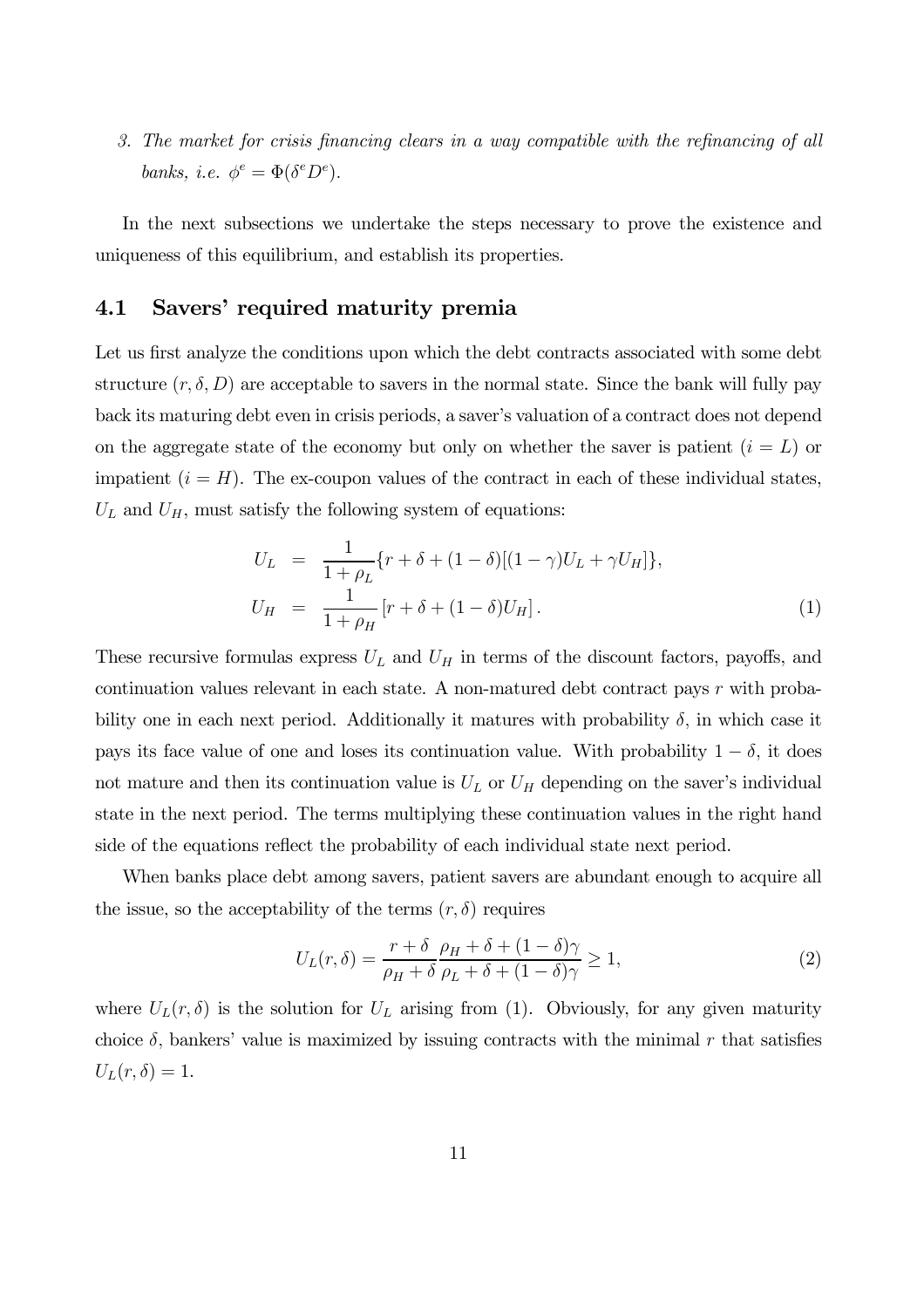3. *The market for crisis financing clears in a way compatible with the refinancing of all banks, i.e.* $\phi^e = \Phi(\delta^e D^e)$.

In the next subsections we undertake the steps necessary to prove the existence and uniqueness of this equilibrium, and establish its properties.

## 4.1 Savers' required maturity premia

Let us first analyze the conditions upon which the debt contracts associated with some debt structure $(r, \delta, D)$ are acceptable to savers in the normal state. Since the bank will fully pay back its maturing debt even in crisis periods, a saver's valuation of a contract does not depend on the aggregate state of the economy but only on whether the saver is patient ($i = L$) or impatient ($i = H$). The ex-coupon values of the contract in each of these individual states, $U_L$ and $U_H$, must satisfy the following system of equations:

$$
\begin{aligned}
U_L &= \frac{1}{1+\rho_L}\{r + \delta + (1-\delta)[(1-\gamma)U_L + \gamma U_H]\}, \\
U_H &= \frac{1}{1+\rho_H}\left[r + \delta + (1-\delta)U_H\right].
\end{aligned}
\tag{1}
$$

These recursive formulas express $U_L$ and $U_H$ in terms of the discount factors, payoffs, and continuation values relevant in each state. A non-matured debt contract pays $r$ with probability one in each next period. Additionally it matures with probability $\delta$, in which case it pays its face value of one and loses its continuation value. With probability $1-\delta$, it does not mature and then its continuation value is $U_L$ or $U_H$ depending on the saver's individual state in the next period. The terms multiplying these continuation values in the right hand side of the equations reflect the probability of each individual state next period.

When banks place debt among savers, patient savers are abundant enough to acquire all the issue, so the acceptability of the terms $(r, \delta)$ requires

$$
U_L(r, \delta) = \frac{r+\delta}{\rho_H + \delta}\,\frac{\rho_H + \delta + (1-\delta)\gamma}{\rho_L + \delta + (1-\delta)\gamma} \geq 1,
\tag{2}
$$

where $U_L(r, \delta)$ is the solution for $U_L$ arising from (1). Obviously, for any given maturity choice $\delta$, bankers' value is maximized by issuing contracts with the minimal $r$ that satisfies $U_L(r, \delta) = 1$.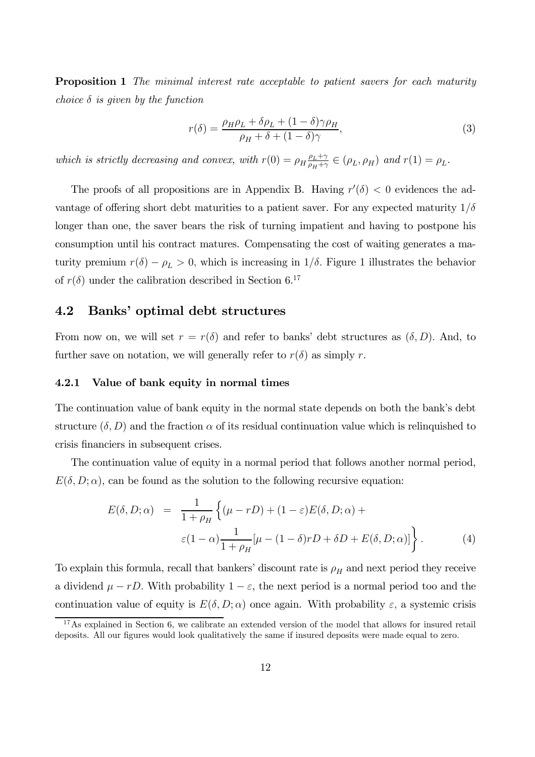**Proposition 1** *The minimal interest rate acceptable to patient savers for each maturity choice $\delta$ is given by the function*

$$r(\delta) = \frac{\rho_H \rho_L + \delta \rho_L + (1-\delta)\gamma \rho_H}{\rho_H + \delta + (1-\delta)\gamma}, \tag{3}$$

*which is strictly decreasing and convex, with $r(0) = \rho_H \frac{\rho_L + \gamma}{\rho_H + \gamma} \in (\rho_L, \rho_H)$ and $r(1) = \rho_L$.*

The proofs of all propositions are in Appendix B. Having $r'(\delta) < 0$ evidences the advantage of offering short debt maturities to a patient saver. For any expected maturity $1/\delta$ longer than one, the saver bears the risk of turning impatient and having to postpone his consumption until his contract matures. Compensating the cost of waiting generates a maturity premium $r(\delta) - \rho_L > 0$, which is increasing in $1/\delta$. Figure 1 illustrates the behavior of $r(\delta)$ under the calibration described in Section 6.[17]

## 4.2 Banks' optimal debt structures

From now on, we will set $r = r(\delta)$ and refer to banks' debt structures as $(\delta, D)$. And, to further save on notation, we will generally refer to $r(\delta)$ as simply $r$.

### 4.2.1 Value of bank equity in normal times

The continuation value of bank equity in the normal state depends on both the bank's debt structure $(\delta, D)$ and the fraction $\alpha$ of its residual continuation value which is relinquished to crisis financiers in subsequent crises.

The continuation value of equity in a normal period that follows another normal period, $E(\delta, D; \alpha)$, can be found as the solution to the following recursive equation:

$$\begin{aligned} E(\delta, D; \alpha) \;=\; & \frac{1}{1+\rho_H} \Big\{ (\mu - rD) + (1-\varepsilon) E(\delta, D; \alpha) + \\ & \varepsilon (1-\alpha) \frac{1}{1+\rho_H} [\mu - (1-\delta) rD + \delta D + E(\delta, D; \alpha)] \Big\}. \end{aligned} \tag{4}$$

To explain this formula, recall that bankers' discount rate is $\rho_H$ and next period they receive a dividend $\mu - rD$. With probability $1-\varepsilon$, the next period is a normal period too and the continuation value of equity is $E(\delta, D; \alpha)$ once again. With probability $\varepsilon$, a systemic crisis

[17] As explained in Section 6, we calibrate an extended version of the model that allows for insured retail deposits. All our figures would look qualitatively the same if insured deposits were made equal to zero.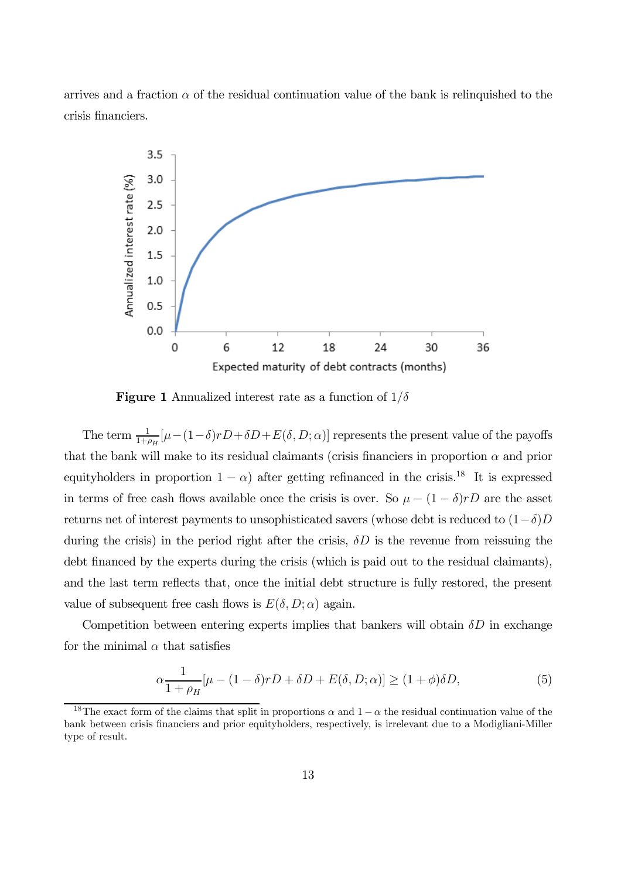arrives and a fraction $\alpha$ of the residual continuation value of the bank is relinquished to the crisis financiers.

**Figure 1** Annualized interest rate as a function of $1/\delta$

The term $\frac{1}{1+\rho_H}[\mu-(1-\delta)rD+\delta D+E(\delta, D; \alpha)]$ represents the present value of the payoffs that the bank will make to its residual claimants (crisis financiers in proportion $\alpha$ and prior equityholders in proportion $1-\alpha$) after getting refinanced in the crisis.[18] It is expressed in terms of free cash flows available once the crisis is over. So $\mu-(1-\delta)rD$ are the asset returns net of interest payments to unsophisticated savers (whose debt is reduced to $(1-\delta)D$ during the crisis) in the period right after the crisis, $\delta D$ is the revenue from reissuing the debt financed by the experts during the crisis (which is paid out to the residual claimants), and the last term reflects that, once the initial debt structure is fully restored, the present value of subsequent free cash flows is $E(\delta, D; \alpha)$ again.

Competition between entering experts implies that bankers will obtain $\delta D$ in exchange for the minimal $\alpha$ that satisfies

$$\alpha\frac{1}{1+\rho_H}[\mu-(1-\delta)rD+\delta D+E(\delta, D; \alpha)] \geq (1+\phi)\delta D, \tag{5}$$

[18] The exact form of the claims that split in proportions $\alpha$ and $1-\alpha$ the residual continuation value of the bank between crisis financiers and prior equityholders, respectively, is irrelevant due to a Modigliani-Miller type of result.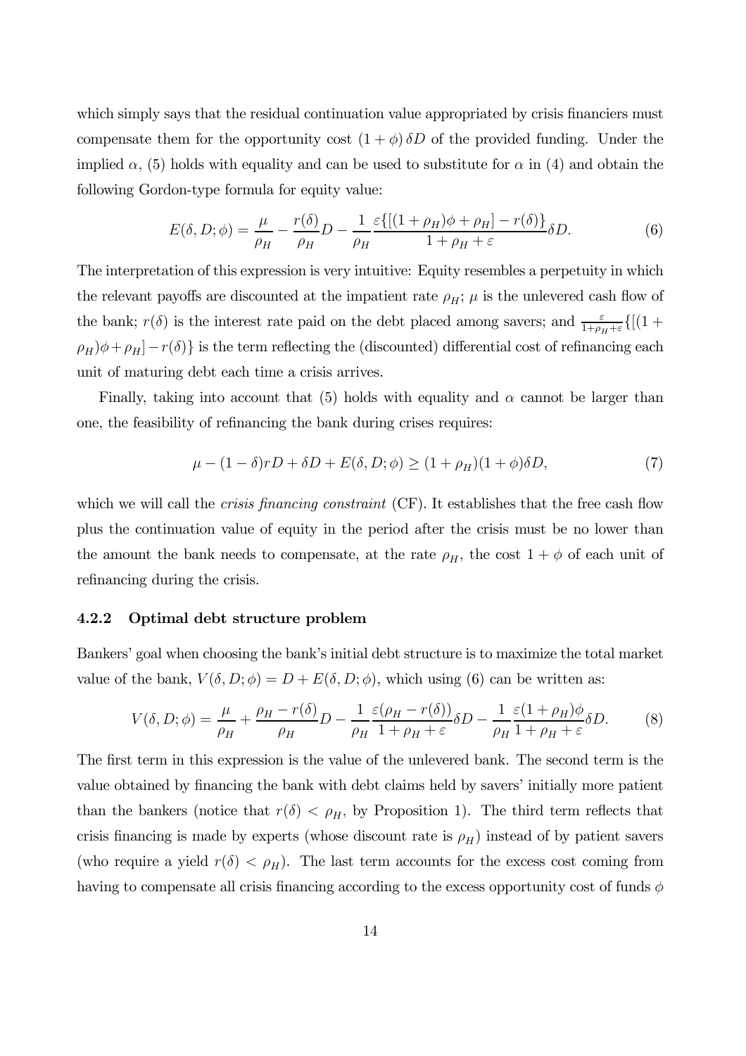which simply says that the residual continuation value appropriated by crisis financiers must compensate them for the opportunity cost $(1+\phi)\,\delta D$ of the provided funding. Under the implied $\alpha$, (5) holds with equality and can be used to substitute for $\alpha$ in (4) and obtain the following Gordon-type formula for equity value:

$$E(\delta, D;\phi) = \frac{\mu}{\rho_H} - \frac{r(\delta)}{\rho_H}D - \frac{1}{\rho_H}\frac{\varepsilon\{[(1+\rho_H)\phi + \rho_H] - r(\delta)\}}{1+\rho_H+\varepsilon}\delta D. \tag{6}$$

The interpretation of this expression is very intuitive: Equity resembles a perpetuity in which the relevant payoffs are discounted at the impatient rate $\rho_H$; $\mu$ is the unlevered cash flow of the bank; $r(\delta)$ is the interest rate paid on the debt placed among savers; and $\frac{\varepsilon}{1+\rho_H+\varepsilon}\{[(1+\rho_H)\phi+\rho_H]-r(\delta)\}$ is the term reflecting the (discounted) differential cost of refinancing each unit of maturing debt each time a crisis arrives.

Finally, taking into account that (5) holds with equality and $\alpha$ cannot be larger than one, the feasibility of refinancing the bank during crises requires:

$$\mu - (1-\delta)rD + \delta D + E(\delta, D;\phi) \geq (1+\rho_H)(1+\phi)\delta D, \tag{7}$$

which we will call the *crisis financing constraint* (CF). It establishes that the free cash flow plus the continuation value of equity in the period after the crisis must be no lower than the amount the bank needs to compensate, at the rate $\rho_H$, the cost $1+\phi$ of each unit of refinancing during the crisis.

### 4.2.2 Optimal debt structure problem

Bankers' goal when choosing the bank's initial debt structure is to maximize the total market value of the bank, $V(\delta, D;\phi) = D + E(\delta, D;\phi)$, which using (6) can be written as:

$$V(\delta, D;\phi) = \frac{\mu}{\rho_H} + \frac{\rho_H - r(\delta)}{\rho_H}D - \frac{1}{\rho_H}\frac{\varepsilon(\rho_H - r(\delta))}{1+\rho_H+\varepsilon}\delta D - \frac{1}{\rho_H}\frac{\varepsilon(1+\rho_H)\phi}{1+\rho_H+\varepsilon}\delta D. \tag{8}$$

The first term in this expression is the value of the unlevered bank. The second term is the value obtained by financing the bank with debt claims held by savers' initially more patient than the bankers (notice that $r(\delta) < \rho_H$, by Proposition 1). The third term reflects that crisis financing is made by experts (whose discount rate is $\rho_H$) instead of by patient savers (who require a yield $r(\delta) < \rho_H$). The last term accounts for the excess cost coming from having to compensate all crisis financing according to the excess opportunity cost of funds $\phi$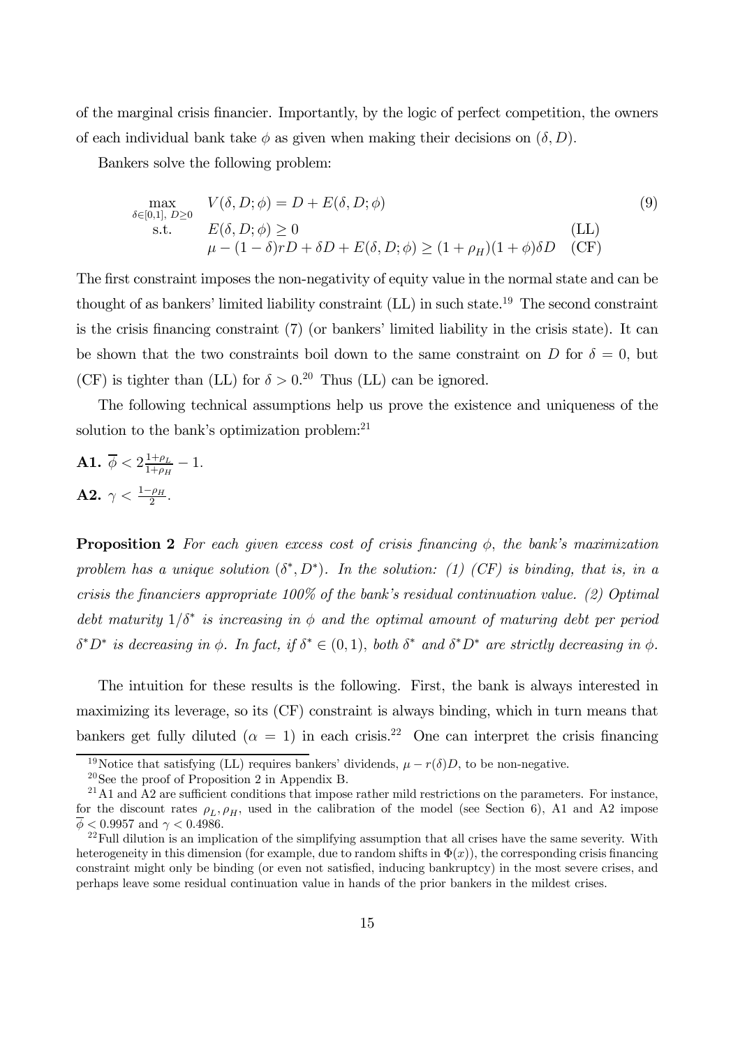of the marginal crisis financier. Importantly, by the logic of perfect competition, the owners of each individual bank take $\phi$ as given when making their decisions on $(\delta, D)$.

Bankers solve the following problem:

$$\begin{array}{lll} \max\limits_{\delta\in[0,1],\ D\geq 0} & V(\delta, D; \phi) = D + E(\delta, D; \phi) & (9) \\ \text{s.t.} & E(\delta, D; \phi) \geq 0 & \text{(LL)} \\ & \mu - (1-\delta) rD + \delta D + E(\delta, D; \phi) \geq (1+\rho_H)(1+\phi)\delta D & \text{(CF)} \end{array}$$

The first constraint imposes the non-negativity of equity value in the normal state and can be thought of as bankers' limited liability constraint (LL) in such state.[19] The second constraint is the crisis financing constraint (7) (or bankers' limited liability in the crisis state). It can be shown that the two constraints boil down to the same constraint on $D$ for $\delta = 0$, but (CF) is tighter than (LL) for $\delta > 0$.[20] Thus (LL) can be ignored.

The following technical assumptions help us prove the existence and uniqueness of the solution to the bank's optimization problem:[21]

**A1.** $\overline{\phi} < 2\frac{1+\rho_L}{1+\rho_H} - 1$.

**A2.** $\gamma < \frac{1-\rho_H}{2}$.

**Proposition 2** *For each given excess cost of crisis financing $\phi$, the bank's maximization problem has a unique solution $(\delta^*, D^*)$. In the solution: (1) (CF) is binding, that is, in a crisis the financiers appropriate 100% of the bank's residual continuation value. (2) Optimal debt maturity $1/\delta^*$ is increasing in $\phi$ and the optimal amount of maturing debt per period $\delta^* D^*$ is decreasing in $\phi$. In fact, if $\delta^* \in (0, 1)$, both $\delta^*$ and $\delta^* D^*$ are strictly decreasing in $\phi$.*

The intuition for these results is the following. First, the bank is always interested in maximizing its leverage, so its (CF) constraint is always binding, which in turn means that bankers get fully diluted ($\alpha = 1$) in each crisis.[22] One can interpret the crisis financing

---

[19] Notice that satisfying (LL) requires bankers' dividends, $\mu - r(\delta)D$, to be non-negative.

[20] See the proof of Proposition 2 in Appendix B.

[21] A1 and A2 are sufficient conditions that impose rather mild restrictions on the parameters. For instance, for the discount rates $\rho_L, \rho_H$, used in the calibration of the model (see Section 6), A1 and A2 impose $\overline{\phi} < 0.9957$ and $\gamma < 0.4986$.

[22] Full dilution is an implication of the simplifying assumption that all crises have the same severity. With heterogeneity in this dimension (for example, due to random shifts in $\Phi(x)$), the corresponding crisis financing constraint might only be binding (or even not satisfied, inducing bankruptcy) in the most severe crises, and perhaps leave some residual continuation value in hands of the prior bankers in the mildest crises.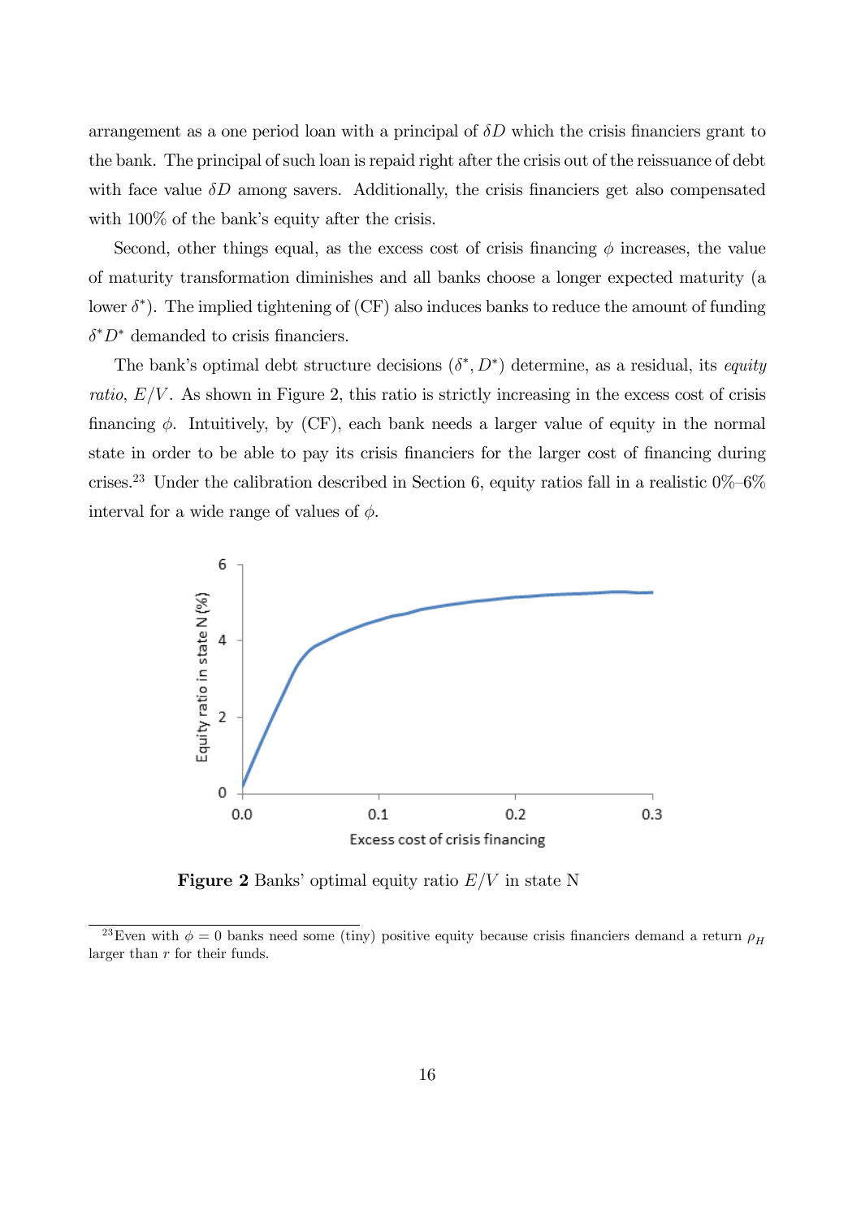arrangement as a one period loan with a principal of $\delta D$ which the crisis financiers grant to the bank. The principal of such loan is repaid right after the crisis out of the reissuance of debt with face value $\delta D$ among savers. Additionally, the crisis financiers get also compensated with 100% of the bank's equity after the crisis.

Second, other things equal, as the excess cost of crisis financing $\phi$ increases, the value of maturity transformation diminishes and all banks choose a longer expected maturity (a lower $\delta^*$). The implied tightening of (CF) also induces banks to reduce the amount of funding $\delta^* D^*$ demanded to crisis financiers.

The bank's optimal debt structure decisions $(\delta^*, D^*)$ determine, as a residual, its *equity ratio*, $E/V$. As shown in Figure 2, this ratio is strictly increasing in the excess cost of crisis financing $\phi$. Intuitively, by (CF), each bank needs a larger value of equity in the normal state in order to be able to pay its crisis financiers for the larger cost of financing during crises.[23] Under the calibration described in Section 6, equity ratios fall in a realistic 0%–6% interval for a wide range of values of $\phi$.

**Figure 2** Banks' optimal equity ratio $E/V$ in state N

[23] Even with $\phi = 0$ banks need some (tiny) positive equity because crisis financiers demand a return $\rho_H$ larger than $r$ for their funds.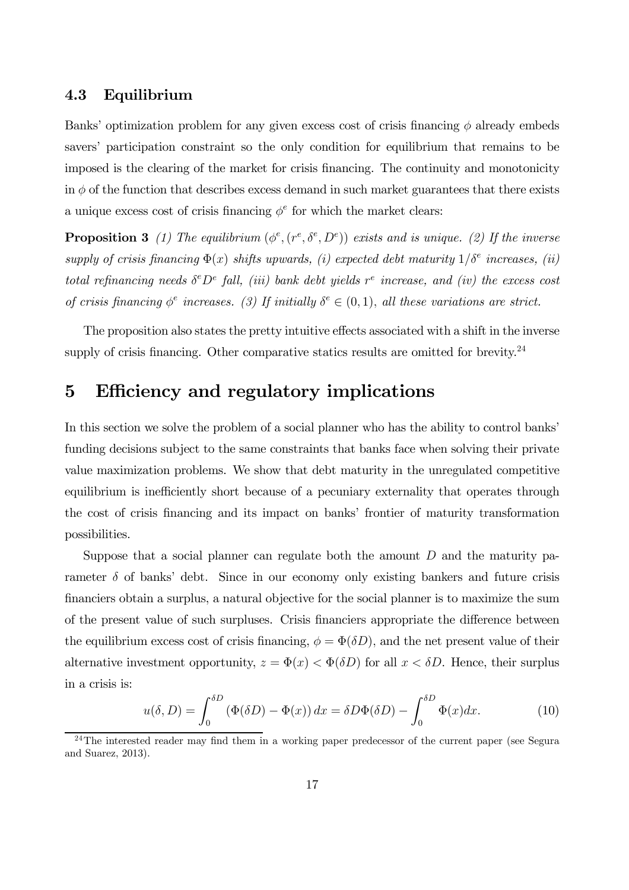### 4.3 Equilibrium

Banks' optimization problem for any given excess cost of crisis financing $\phi$ already embeds savers' participation constraint so the only condition for equilibrium that remains to be imposed is the clearing of the market for crisis financing. The continuity and monotonicity in $\phi$ of the function that describes excess demand in such market guarantees that there exists a unique excess cost of crisis financing $\phi^e$ for which the market clears:

**Proposition 3** *(1) The equilibrium $(\phi^e, (r^e, \delta^e, D^e))$ exists and is unique. (2) If the inverse supply of crisis financing $\Phi(x)$ shifts upwards, (i) expected debt maturity $1/\delta^e$ increases, (ii) total refinancing needs $\delta^e D^e$ fall, (iii) bank debt yields $r^e$ increase, and (iv) the excess cost of crisis financing $\phi^e$ increases. (3) If initially $\delta^e \in (0,1)$, all these variations are strict.*

The proposition also states the pretty intuitive effects associated with a shift in the inverse supply of crisis financing. Other comparative statics results are omitted for brevity.[24]

# 5 Efficiency and regulatory implications

In this section we solve the problem of a social planner who has the ability to control banks' funding decisions subject to the same constraints that banks face when solving their private value maximization problems. We show that debt maturity in the unregulated competitive equilibrium is inefficiently short because of a pecuniary externality that operates through the cost of crisis financing and its impact on banks' frontier of maturity transformation possibilities.

Suppose that a social planner can regulate both the amount $D$ and the maturity parameter $\delta$ of banks' debt. Since in our economy only existing bankers and future crisis financiers obtain a surplus, a natural objective for the social planner is to maximize the sum of the present value of such surpluses. Crisis financiers appropriate the difference between the equilibrium excess cost of crisis financing, $\phi = \Phi(\delta D)$, and the net present value of their alternative investment opportunity, $z = \Phi(x) < \Phi(\delta D)$ for all $x < \delta D$. Hence, their surplus in a crisis is:

$$u(\delta, D) = \int_0^{\delta D} \left(\Phi(\delta D) - \Phi(x)\right) dx = \delta D \Phi(\delta D) - \int_0^{\delta D} \Phi(x) dx. \tag{10}$$

[24] The interested reader may find them in a working paper predecessor of the current paper (see Segura and Suarez, 2013).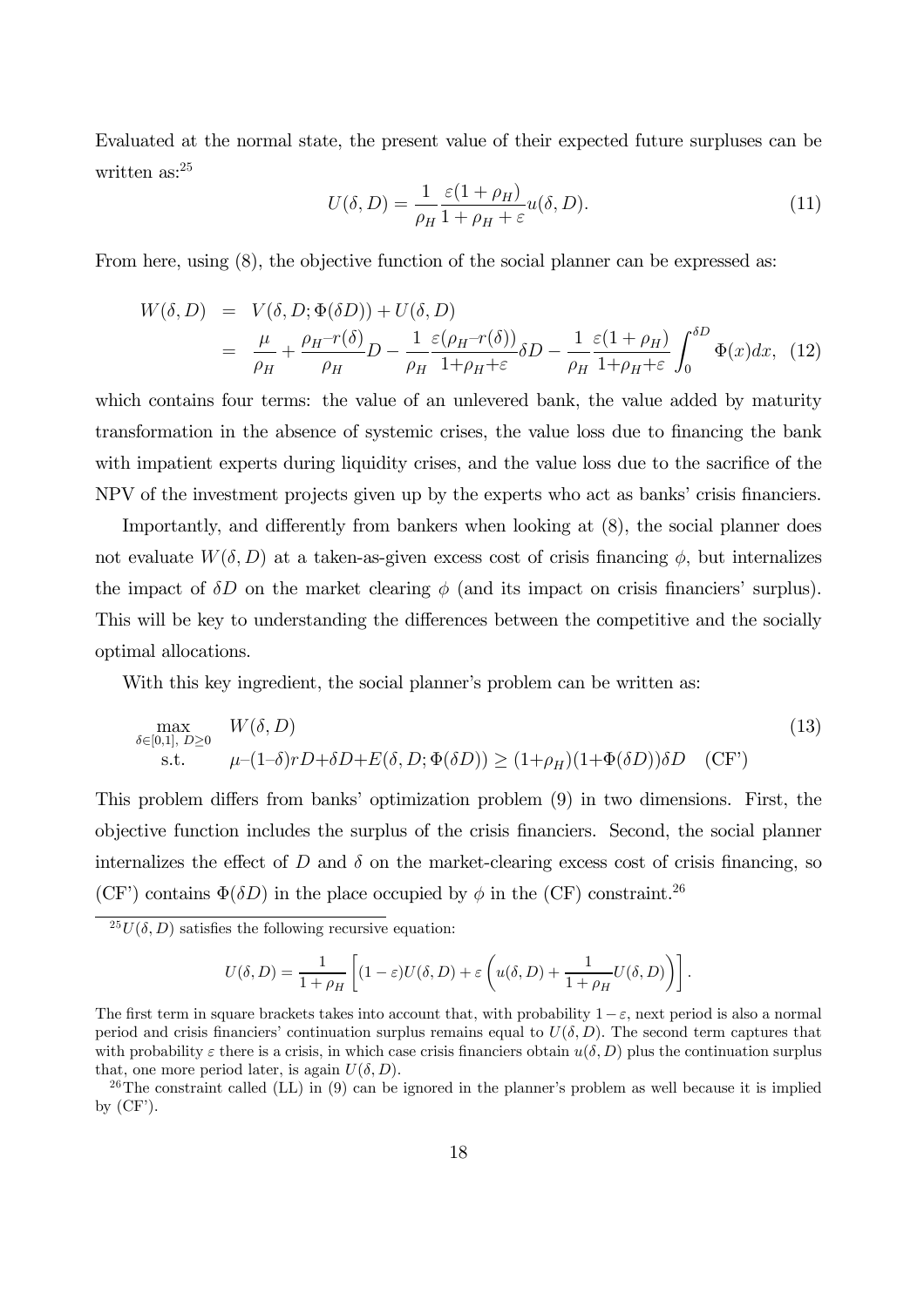Evaluated at the normal state, the present value of their expected future surpluses can be written as:[25]

$$U(\delta,D)=\frac{1}{\rho_H}\frac{\varepsilon(1+\rho_H)}{1+\rho_H+\varepsilon}u(\delta,D). \tag{11}$$

From here, using (8), the objective function of the social planner can be expressed as:

$$\begin{aligned} W(\delta,D) &= V(\delta,D;\Phi(\delta D))+U(\delta,D) \\ &= \frac{\mu}{\rho_H}+\frac{\rho_H - r(\delta)}{\rho_H}D-\frac{1}{\rho_H}\frac{\varepsilon(\rho_H - r(\delta))}{1+\rho_H+\varepsilon}\delta D-\frac{1}{\rho_H}\frac{\varepsilon(1+\rho_H)}{1+\rho_H+\varepsilon}\int_0^{\delta D}\Phi(x)dx, \end{aligned} \tag{12}$$

which contains four terms: the value of an unlevered bank, the value added by maturity transformation in the absence of systemic crises, the value loss due to financing the bank with impatient experts during liquidity crises, and the value loss due to the sacrifice of the NPV of the investment projects given up by the experts who act as banks' crisis financiers.

Importantly, and differently from bankers when looking at (8), the social planner does not evaluate $W(\delta,D)$ at a taken-as-given excess cost of crisis financing $\phi$, but internalizes the impact of $\delta D$ on the market clearing $\phi$ (and its impact on crisis financiers' surplus). This will be key to understanding the differences between the competitive and the socially optimal allocations.

With this key ingredient, the social planner's problem can be written as:

$$\begin{aligned} \max_{\delta\in[0,1],\ D\geq 0}\quad & W(\delta,D) \\ \text{s.t.}\quad & \mu - (1-\delta)rD+\delta D+E(\delta,D;\Phi(\delta D))\geq(1+\rho_H)(1+\Phi(\delta D))\delta D \quad \text{(CF')} \end{aligned} \tag{13}$$

This problem differs from banks' optimization problem (9) in two dimensions. First, the objective function includes the surplus of the crisis financiers. Second, the social planner internalizes the effect of $D$ and $\delta$ on the market-clearing excess cost of crisis financing, so (CF') contains $\Phi(\delta D)$ in the place occupied by $\phi$ in the (CF) constraint.[26]

---

[25] $U(\delta,D)$ satisfies the following recursive equation:

$$U(\delta,D)=\frac{1}{1+\rho_H}\left[(1-\varepsilon)U(\delta,D)+\varepsilon\left(u(\delta,D)+\frac{1}{1+\rho_H}U(\delta,D)\right)\right].$$

The first term in square brackets takes into account that, with probability $1-\varepsilon$, next period is also a normal period and crisis financiers' continuation surplus remains equal to $U(\delta,D)$. The second term captures that with probability $\varepsilon$ there is a crisis, in which case crisis financiers obtain $u(\delta,D)$ plus the continuation surplus that, one more period later, is again $U(\delta,D)$.

[26] The constraint called (LL) in (9) can be ignored in the planner's problem as well because it is implied by (CF').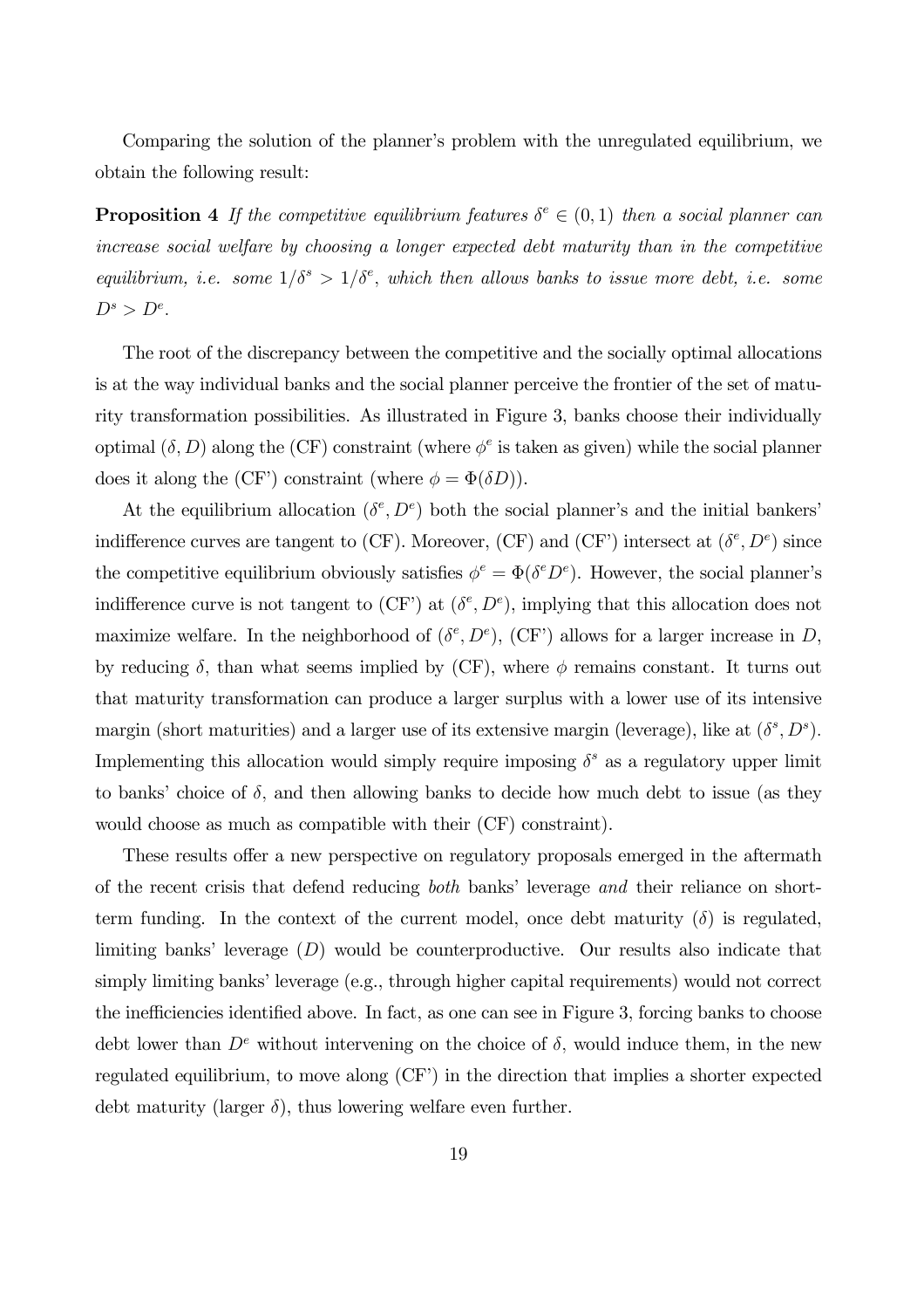Comparing the solution of the planner's problem with the unregulated equilibrium, we obtain the following result:

**Proposition 4** *If the competitive equilibrium features $\delta^e \in (0,1)$ then a social planner can increase social welfare by choosing a longer expected debt maturity than in the competitive equilibrium, i.e. some $1/\delta^s > 1/\delta^e$, which then allows banks to issue more debt, i.e. some $D^s > D^e$.*

The root of the discrepancy between the competitive and the socially optimal allocations is at the way individual banks and the social planner perceive the frontier of the set of maturity transformation possibilities. As illustrated in Figure 3, banks choose their individually optimal $(\delta, D)$ along the (CF) constraint (where $\phi^e$ is taken as given) while the social planner does it along the (CF') constraint (where $\phi = \Phi(\delta D)$).

At the equilibrium allocation $(\delta^e, D^e)$ both the social planner's and the initial bankers' indifference curves are tangent to (CF). Moreover, (CF) and (CF') intersect at $(\delta^e, D^e)$ since the competitive equilibrium obviously satisfies $\phi^e = \Phi(\delta^e D^e)$. However, the social planner's indifference curve is not tangent to (CF') at $(\delta^e, D^e)$, implying that this allocation does not maximize welfare. In the neighborhood of $(\delta^e, D^e)$, (CF') allows for a larger increase in $D$, by reducing $\delta$, than what seems implied by (CF), where $\phi$ remains constant. It turns out that maturity transformation can produce a larger surplus with a lower use of its intensive margin (short maturities) and a larger use of its extensive margin (leverage), like at $(\delta^s, D^s)$. Implementing this allocation would simply require imposing $\delta^s$ as a regulatory upper limit to banks' choice of $\delta$, and then allowing banks to decide how much debt to issue (as they would choose as much as compatible with their (CF) constraint).

These results offer a new perspective on regulatory proposals emerged in the aftermath of the recent crisis that defend reducing *both* banks' leverage *and* their reliance on short-term funding. In the context of the current model, once debt maturity ($\delta$) is regulated, limiting banks' leverage ($D$) would be counterproductive. Our results also indicate that simply limiting banks' leverage (e.g., through higher capital requirements) would not correct the inefficiencies identified above. In fact, as one can see in Figure 3, forcing banks to choose debt lower than $D^e$ without intervening on the choice of $\delta$, would induce them, in the new regulated equilibrium, to move along (CF') in the direction that implies a shorter expected debt maturity (larger $\delta$), thus lowering welfare even further.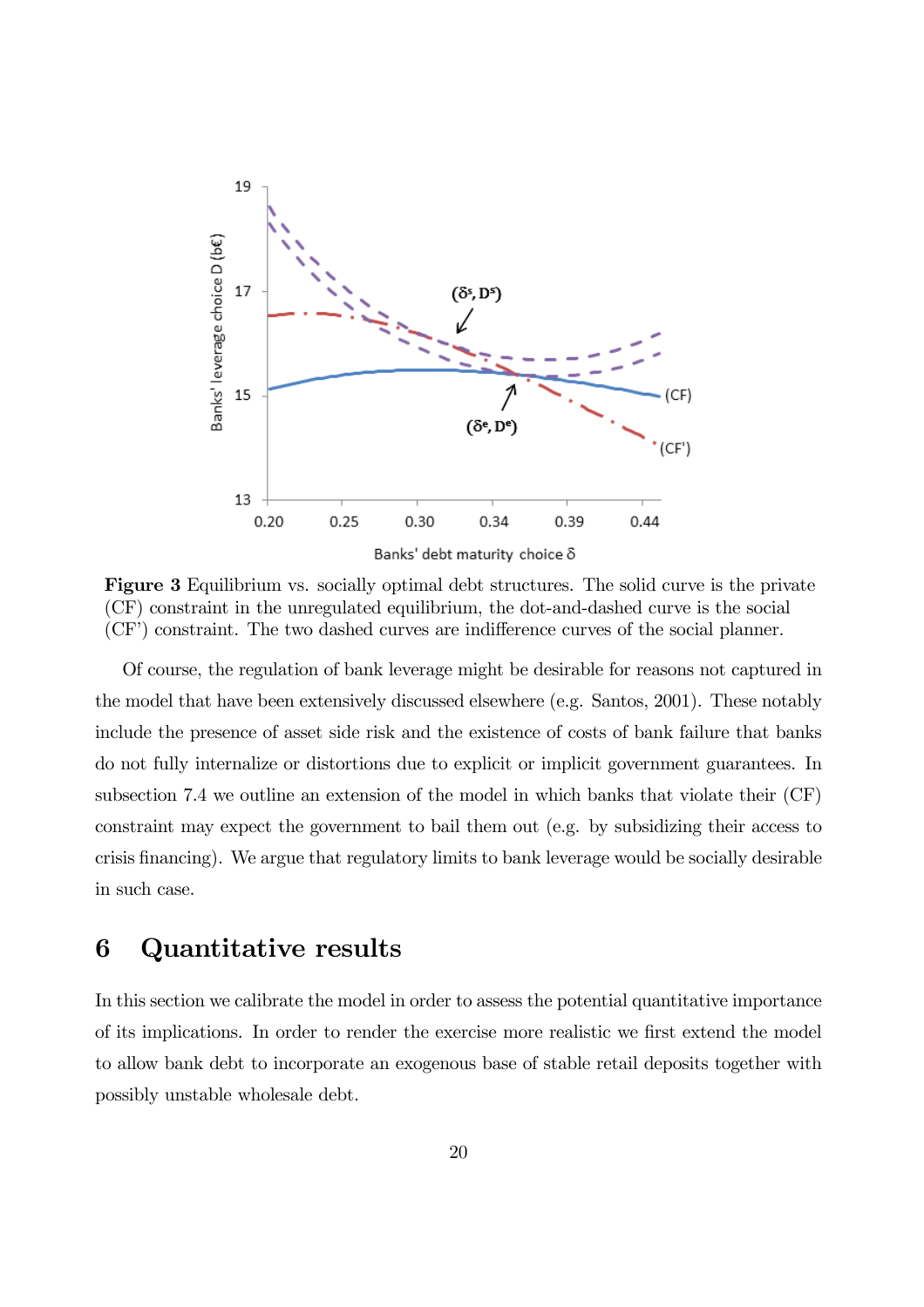**Figure 3** Equilibrium vs. socially optimal debt structures. The solid curve is the private (CF) constraint in the unregulated equilibrium, the dot-and-dashed curve is the social (CF') constraint. The two dashed curves are indifference curves of the social planner.

Of course, the regulation of bank leverage might be desirable for reasons not captured in the model that have been extensively discussed elsewhere (e.g. Santos, 2001). These notably include the presence of asset side risk and the existence of costs of bank failure that banks do not fully internalize or distortions due to explicit or implicit government guarantees. In subsection 7.4 we outline an extension of the model in which banks that violate their (CF) constraint may expect the government to bail them out (e.g. by subsidizing their access to crisis financing). We argue that regulatory limits to bank leverage would be socially desirable in such case.

# 6 Quantitative results

In this section we calibrate the model in order to assess the potential quantitative importance of its implications. In order to render the exercise more realistic we first extend the model to allow bank debt to incorporate an exogenous base of stable retail deposits together with possibly unstable wholesale debt.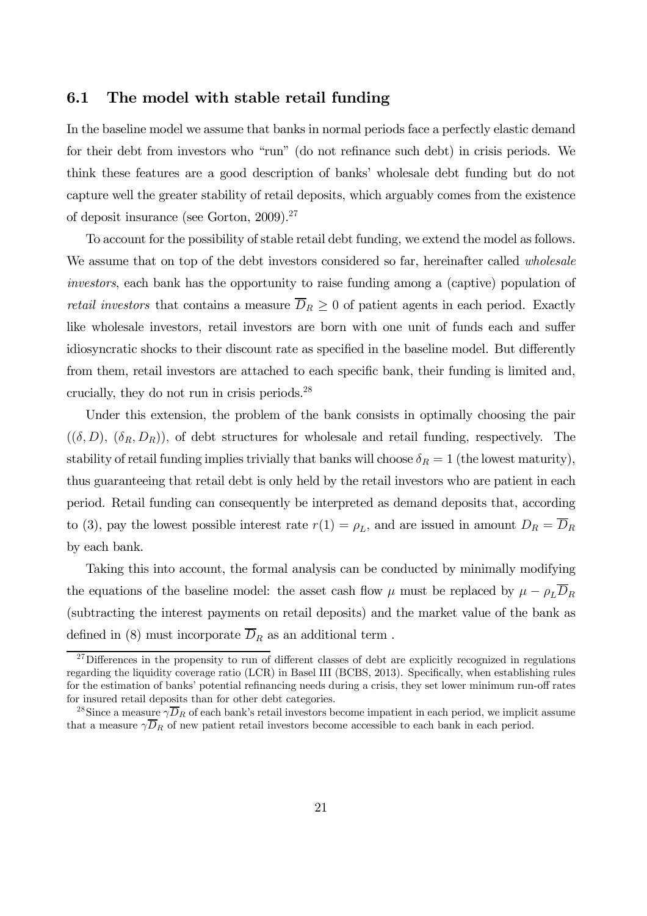### 6.1 The model with stable retail funding

In the baseline model we assume that banks in normal periods face a perfectly elastic demand for their debt from investors who "run" (do not refinance such debt) in crisis periods. We think these features are a good description of banks' wholesale debt funding but do not capture well the greater stability of retail deposits, which arguably comes from the existence of deposit insurance (see Gorton, 2009).[27]

To account for the possibility of stable retail debt funding, we extend the model as follows. We assume that on top of the debt investors considered so far, hereinafter called *wholesale investors*, each bank has the opportunity to raise funding among a (captive) population of *retail investors* that contains a measure $\overline{D}_R \geq 0$ of patient agents in each period. Exactly like wholesale investors, retail investors are born with one unit of funds each and suffer idiosyncratic shocks to their discount rate as specified in the baseline model. But differently from them, retail investors are attached to each specific bank, their funding is limited and, crucially, they do not run in crisis periods.[28]

Under this extension, the problem of the bank consists in optimally choosing the pair $((\delta, D),\ (\delta_R, D_R))$, of debt structures for wholesale and retail funding, respectively. The stability of retail funding implies trivially that banks will choose $\delta_R = 1$ (the lowest maturity), thus guaranteeing that retail debt is only held by the retail investors who are patient in each period. Retail funding can consequently be interpreted as demand deposits that, according to (3), pay the lowest possible interest rate $r(1) = \rho_L$, and are issued in amount $D_R = \overline{D}_R$ by each bank.

Taking this into account, the formal analysis can be conducted by minimally modifying the equations of the baseline model: the asset cash flow $\mu$ must be replaced by $\mu - \rho_L \overline{D}_R$ (subtracting the interest payments on retail deposits) and the market value of the bank as defined in (8) must incorporate $\overline{D}_R$ as an additional term .

[27] Differences in the propensity to run of different classes of debt are explicitly recognized in regulations regarding the liquidity coverage ratio (LCR) in Basel III (BCBS, 2013). Specifically, when establishing rules for the estimation of banks' potential refinancing needs during a crisis, they set lower minimum run-off rates for insured retail deposits than for other debt categories.

[28] Since a measure $\gamma \overline{D}_R$ of each bank's retail investors become impatient in each period, we implicit assume that a measure $\gamma \overline{D}_R$ of new patient retail investors become accessible to each bank in each period.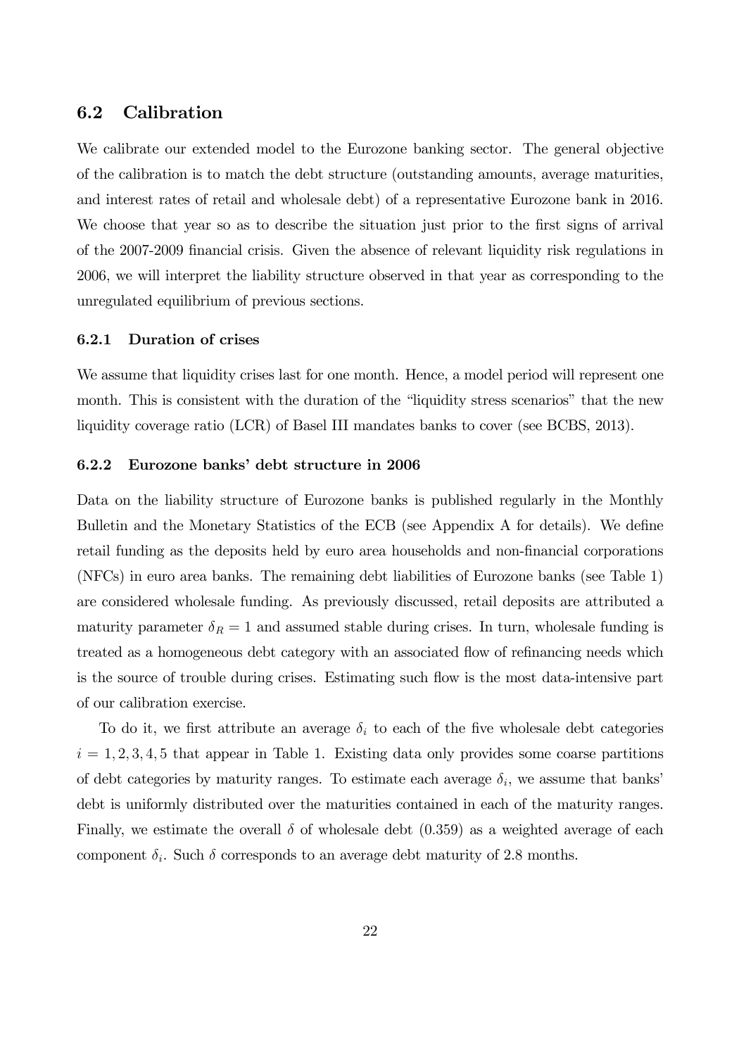## 6.2 Calibration

We calibrate our extended model to the Eurozone banking sector. The general objective of the calibration is to match the debt structure (outstanding amounts, average maturities, and interest rates of retail and wholesale debt) of a representative Eurozone bank in 2016. We choose that year so as to describe the situation just prior to the first signs of arrival of the 2007-2009 financial crisis. Given the absence of relevant liquidity risk regulations in 2006, we will interpret the liability structure observed in that year as corresponding to the unregulated equilibrium of previous sections.

### 6.2.1 Duration of crises

We assume that liquidity crises last for one month. Hence, a model period will represent one month. This is consistent with the duration of the "liquidity stress scenarios" that the new liquidity coverage ratio (LCR) of Basel III mandates banks to cover (see BCBS, 2013).

### 6.2.2 Eurozone banks' debt structure in 2006

Data on the liability structure of Eurozone banks is published regularly in the Monthly Bulletin and the Monetary Statistics of the ECB (see Appendix A for details). We define retail funding as the deposits held by euro area households and non-financial corporations (NFCs) in euro area banks. The remaining debt liabilities of Eurozone banks (see Table 1) are considered wholesale funding. As previously discussed, retail deposits are attributed a maturity parameter $\delta_R = 1$ and assumed stable during crises. In turn, wholesale funding is treated as a homogeneous debt category with an associated flow of refinancing needs which is the source of trouble during crises. Estimating such flow is the most data-intensive part of our calibration exercise.

To do it, we first attribute an average $\delta_i$ to each of the five wholesale debt categories $i = 1, 2, 3, 4, 5$ that appear in Table 1. Existing data only provides some coarse partitions of debt categories by maturity ranges. To estimate each average $\delta_i$, we assume that banks' debt is uniformly distributed over the maturities contained in each of the maturity ranges. Finally, we estimate the overall $\delta$ of wholesale debt (0.359) as a weighted average of each component $\delta_i$. Such $\delta$ corresponds to an average debt maturity of 2.8 months.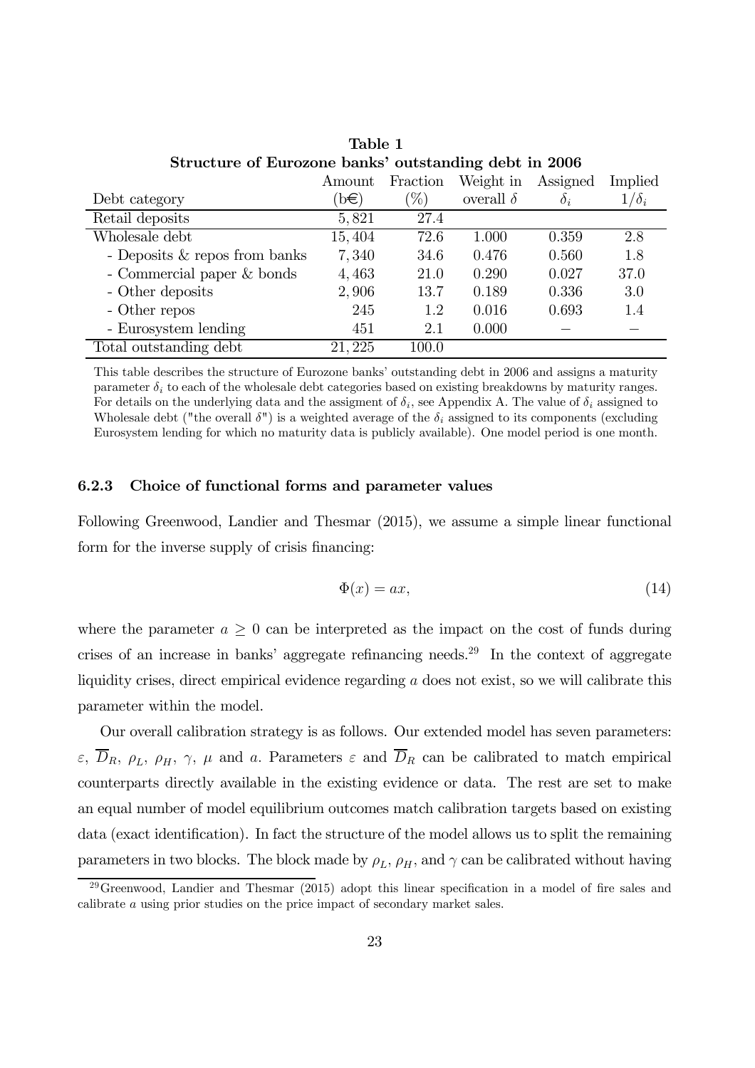**Table 1**
**Structure of Eurozone banks' outstanding debt in 2006**

| Debt category | Amount (b€) | Fraction (%) | Weight in overall $\delta$ | Assigned $\delta_i$ | Implied $1/\delta_i$ |
|---|---|---|---|---|---|
| Retail deposits | 5,821 | 27.4 | | | |
| Wholesale debt | 15,404 | 72.6 | 1.000 | 0.359 | 2.8 |
| - Deposits & repos from banks | 7,340 | 34.6 | 0.476 | 0.560 | 1.8 |
| - Commercial paper & bonds | 4,463 | 21.0 | 0.290 | 0.027 | 37.0 |
| - Other deposits | 2,906 | 13.7 | 0.189 | 0.336 | 3.0 |
| - Other repos | 245 | 1.2 | 0.016 | 0.693 | 1.4 |
| - Eurosystem lending | 451 | 2.1 | 0.000 | − | − |
| Total outstanding debt | 21,225 | 100.0 | | | |

This table describes the structure of Eurozone banks' outstanding debt in 2006 and assigns a maturity parameter $\delta_i$ to each of the wholesale debt categories based on existing breakdowns by maturity ranges. For details on the underlying data and the assigment of $\delta_i$, see Appendix A. The value of $\delta_i$ assigned to Wholesale debt ("the overall $\delta$") is a weighted average of the $\delta_i$ assigned to its components (excluding Eurosystem lending for which no maturity data is publicly available). One model period is one month.

### 6.2.3 Choice of functional forms and parameter values

Following Greenwood, Landier and Thesmar (2015), we assume a simple linear functional form for the inverse supply of crisis financing:

$$\Phi(x) = ax, \tag{14}$$

where the parameter $a \geq 0$ can be interpreted as the impact on the cost of funds during crises of an increase in banks' aggregate refinancing needs.[29] In the context of aggregate liquidity crises, direct empirical evidence regarding $a$ does not exist, so we will calibrate this parameter within the model.

Our overall calibration strategy is as follows. Our extended model has seven parameters: $\varepsilon$, $\overline{D}_R$, $\rho_L$, $\rho_H$, $\gamma$, $\mu$ and $a$. Parameters $\varepsilon$ and $\overline{D}_R$ can be calibrated to match empirical counterparts directly available in the existing evidence or data. The rest are set to make an equal number of model equilibrium outcomes match calibration targets based on existing data (exact identification). In fact the structure of the model allows us to split the remaining parameters in two blocks. The block made by $\rho_L$, $\rho_H$, and $\gamma$ can be calibrated without having

[29] Greenwood, Landier and Thesmar (2015) adopt this linear specification in a model of fire sales and calibrate $a$ using prior studies on the price impact of secondary market sales.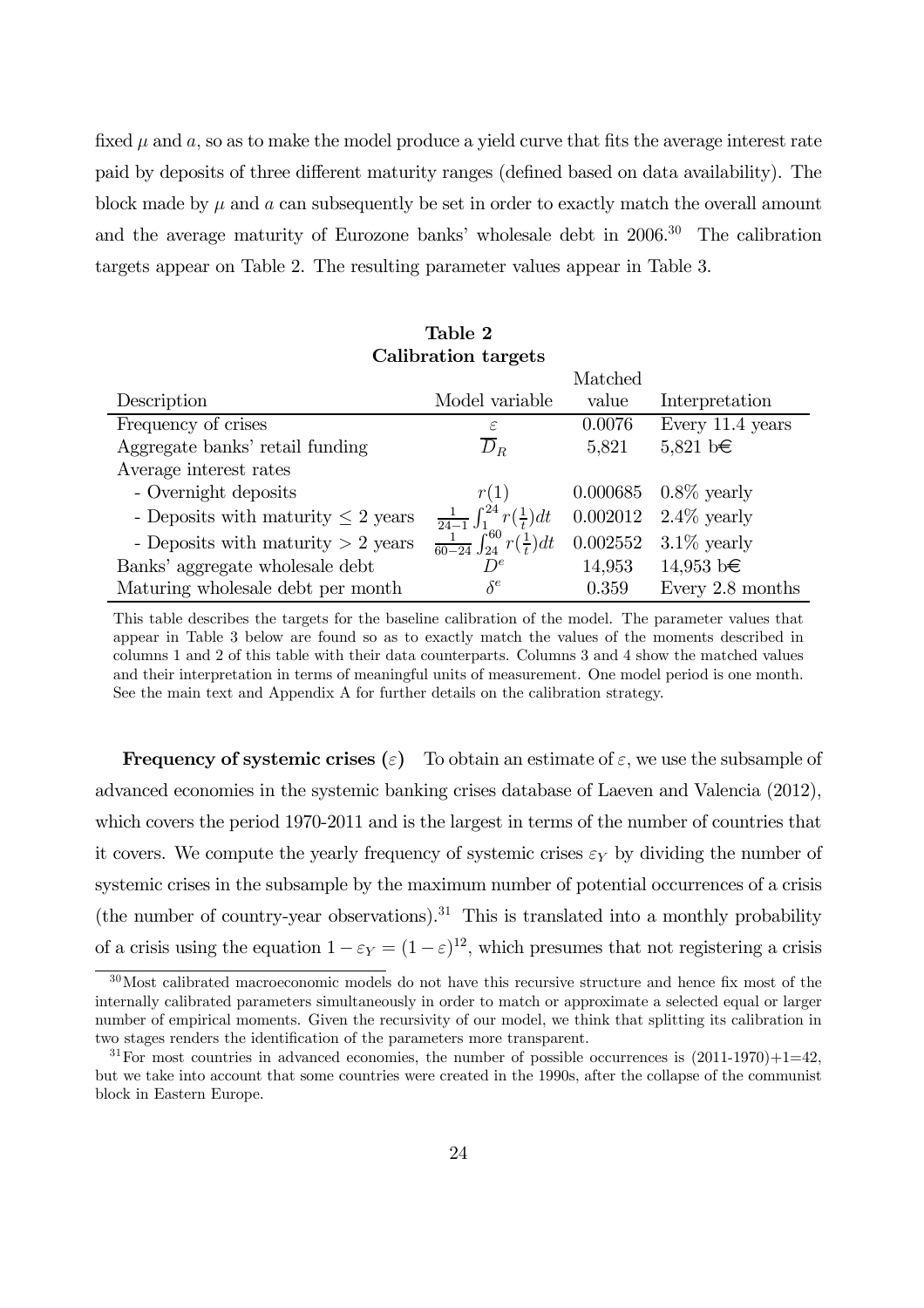fixed $\mu$ and $a$, so as to make the model produce a yield curve that fits the average interest rate paid by deposits of three different maturity ranges (defined based on data availability). The block made by $\mu$ and $a$ can subsequently be set in order to exactly match the overall amount and the average maturity of Eurozone banks' wholesale debt in 2006.[30] The calibration targets appear on Table 2. The resulting parameter values appear in Table 3.

**Table 2**
**Calibration targets**

| Description | Model variable | Matched value | Interpretation |
|---|---|---|---|
| Frequency of crises | $\varepsilon$ | 0.0076 | Every 11.4 years |
| Aggregate banks' retail funding | $\overline{D}_R$ | 5,821 | 5,821 b€ |
| Average interest rates | | | |
| - Overnight deposits | $r(1)$ | 0.000685 | 0.8% yearly |
| - Deposits with maturity $\leq$ 2 years | $\frac{1}{24-1}\int_1^{24} r(\frac{1}{t})dt$ | 0.002012 | 2.4% yearly |
| - Deposits with maturity $>$ 2 years | $\frac{1}{60-24}\int_{24}^{60} r(\frac{1}{t})dt$ | 0.002552 | 3.1% yearly |
| Banks' aggregate wholesale debt | $D^e$ | 14,953 | 14,953 b€ |
| Maturing wholesale debt per month | $\delta^e$ | 0.359 | Every 2.8 months |

This table describes the targets for the baseline calibration of the model. The parameter values that appear in Table 3 below are found so as to exactly match the values of the moments described in columns 1 and 2 of this table with their data counterparts. Columns 3 and 4 show the matched values and their interpretation in terms of meaningful units of measurement. One model period is one month. See the main text and Appendix A for further details on the calibration strategy.

**Frequency of systemic crises ($\varepsilon$)** To obtain an estimate of $\varepsilon$, we use the subsample of advanced economies in the systemic banking crises database of Laeven and Valencia (2012), which covers the period 1970-2011 and is the largest in terms of the number of countries that it covers. We compute the yearly frequency of systemic crises $\varepsilon_Y$ by dividing the number of systemic crises in the subsample by the maximum number of potential occurrences of a crisis (the number of country-year observations).[31] This is translated into a monthly probability of a crisis using the equation $1 - \varepsilon_Y = (1 - \varepsilon)^{12}$, which presumes that not registering a crisis

[30] Most calibrated macroeconomic models do not have this recursive structure and hence fix most of the internally calibrated parameters simultaneously in order to match or approximate a selected equal or larger number of empirical moments. Given the recursivity of our model, we think that splitting its calibration in two stages renders the identification of the parameters more transparent.

[31] For most countries in advanced economies, the number of possible occurrences is (2011-1970)+1=42, but we take into account that some countries were created in the 1990s, after the collapse of the communist block in Eastern Europe.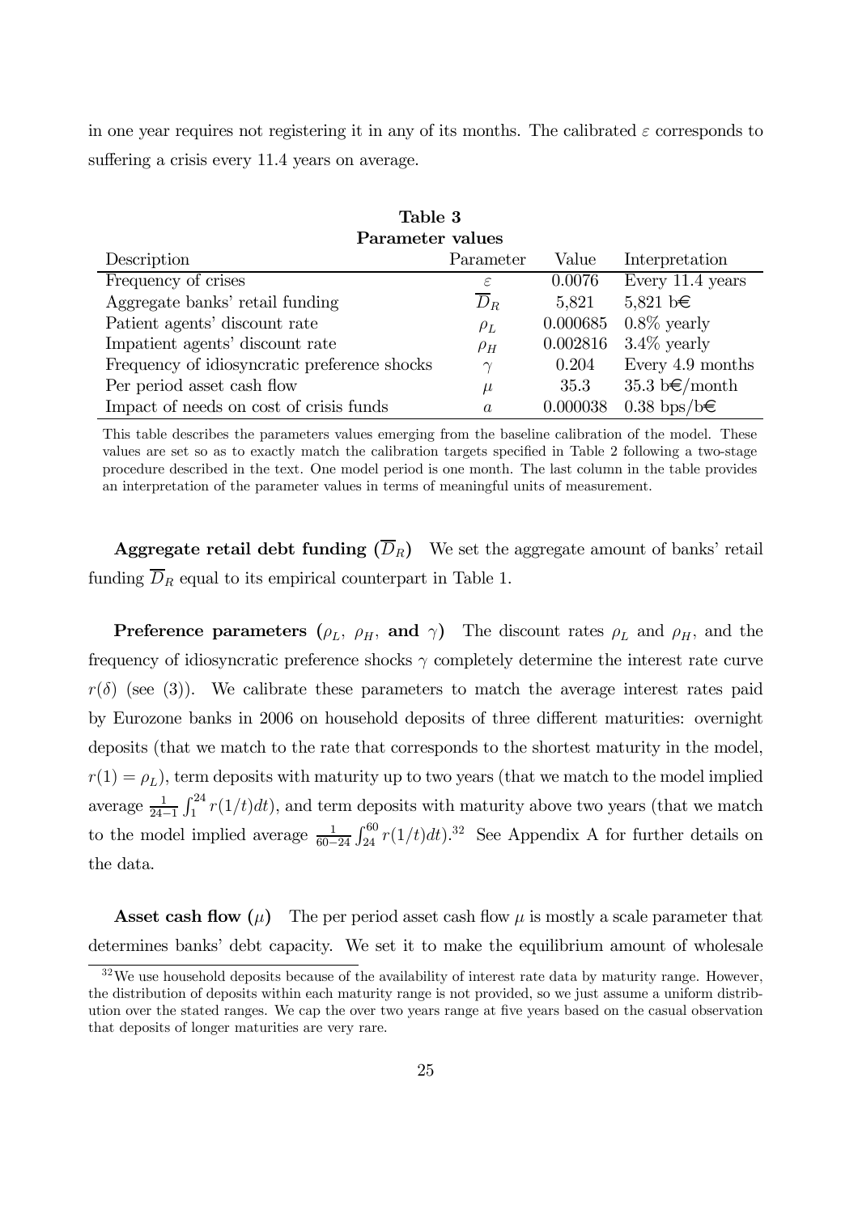in one year requires not registering it in any of its months. The calibrated $\varepsilon$ corresponds to suffering a crisis every 11.4 years on average.

**Table 3**
**Parameter values**

| Description | Parameter | Value | Interpretation |
|---|---|---|---|
| Frequency of crises | $\varepsilon$ | 0.0076 | Every 11.4 years |
| Aggregate banks' retail funding | $\overline{D}_R$ | 5,821 | 5,821 b€ |
| Patient agents' discount rate | $\rho_L$ | 0.000685 | 0.8% yearly |
| Impatient agents' discount rate | $\rho_H$ | 0.002816 | 3.4% yearly |
| Frequency of idiosyncratic preference shocks | $\gamma$ | 0.204 | Every 4.9 months |
| Per period asset cash flow | $\mu$ | 35.3 | 35.3 b€/month |
| Impact of needs on cost of crisis funds | $a$ | 0.000038 | 0.38 bps/b€ |

This table describes the parameters values emerging from the baseline calibration of the model. These values are set so as to exactly match the calibration targets specified in Table 2 following a two-stage procedure described in the text. One model period is one month. The last column in the table provides an interpretation of the parameter values in terms of meaningful units of measurement.

**Aggregate retail debt funding ($\overline{D}_R$)** We set the aggregate amount of banks' retail funding $\overline{D}_R$ equal to its empirical counterpart in Table 1.

**Preference parameters ($\rho_L$, $\rho_H$, and $\gamma$)** The discount rates $\rho_L$ and $\rho_H$, and the frequency of idiosyncratic preference shocks $\gamma$ completely determine the interest rate curve $r(\delta)$ (see (3)). We calibrate these parameters to match the average interest rates paid by Eurozone banks in 2006 on household deposits of three different maturities: overnight deposits (that we match to the rate that corresponds to the shortest maturity in the model, $r(1) = \rho_L$), term deposits with maturity up to two years (that we match to the model implied average $\frac{1}{24-1}\int_1^{24} r(1/t)dt$), and term deposits with maturity above two years (that we match to the model implied average $\frac{1}{60-24}\int_{24}^{60} r(1/t)dt$).[32] See Appendix A for further details on the data.

**Asset cash flow ($\mu$)** The per period asset cash flow $\mu$ is mostly a scale parameter that determines banks' debt capacity. We set it to make the equilibrium amount of wholesale

[32] We use household deposits because of the availability of interest rate data by maturity range. However, the distribution of deposits within each maturity range is not provided, so we just assume a uniform distribution over the stated ranges. We cap the over two years range at five years based on the casual observation that deposits of longer maturities are very rare.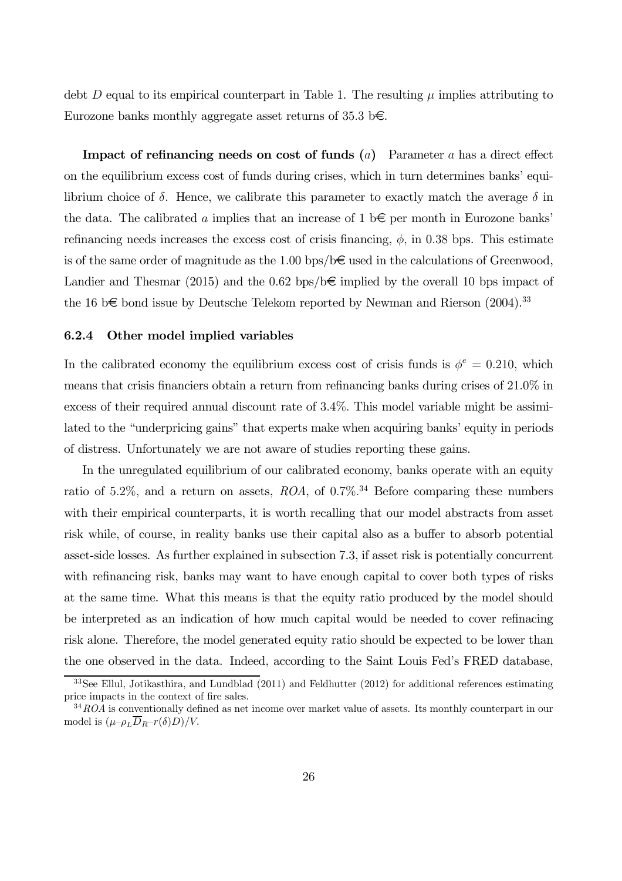debt $D$ equal to its empirical counterpart in Table 1. The resulting $\mu$ implies attributing to Eurozone banks monthly aggregate asset returns of 35.3 b€.

**Impact of refinancing needs on cost of funds ($a$)** Parameter $a$ has a direct effect on the equilibrium excess cost of funds during crises, which in turn determines banks' equilibrium choice of $\delta$. Hence, we calibrate this parameter to exactly match the average $\delta$ in the data. The calibrated $a$ implies that an increase of 1 b€ per month in Eurozone banks' refinancing needs increases the excess cost of crisis financing, $\phi$, in 0.38 bps. This estimate is of the same order of magnitude as the 1.00 bps/b€ used in the calculations of Greenwood, Landier and Thesmar (2015) and the 0.62 bps/b€ implied by the overall 10 bps impact of the 16 b€ bond issue by Deutsche Telekom reported by Newman and Rierson (2004).[33]

### 6.2.4 Other model implied variables

In the calibrated economy the equilibrium excess cost of crisis funds is $\phi^e = 0.210$, which means that crisis financiers obtain a return from refinancing banks during crises of 21.0% in excess of their required annual discount rate of 3.4%. This model variable might be assimilated to the "underpricing gains" that experts make when acquiring banks' equity in periods of distress. Unfortunately we are not aware of studies reporting these gains.

In the unregulated equilibrium of our calibrated economy, banks operate with an equity ratio of 5.2%, and a return on assets, $ROA$, of 0.7%.[34] Before comparing these numbers with their empirical counterparts, it is worth recalling that our model abstracts from asset risk while, of course, in reality banks use their capital also as a buffer to absorb potential asset-side losses. As further explained in subsection 7.3, if asset risk is potentially concurrent with refinancing risk, banks may want to have enough capital to cover both types of risks at the same time. What this means is that the equity ratio produced by the model should be interpreted as an indication of how much capital would be needed to cover refinacing risk alone. Therefore, the model generated equity ratio should be expected to be lower than the one observed in the data. Indeed, according to the Saint Louis Fed's FRED database,

[33] See Ellul, Jotikasthira, and Lundblad (2011) and Feldhutter (2012) for additional references estimating price impacts in the context of fire sales.

[34] $ROA$ is conventionally defined as net income over market value of assets. Its monthly counterpart in our model is $(\mu - \rho_L \overline{D}_R - r(\delta)D)/V$.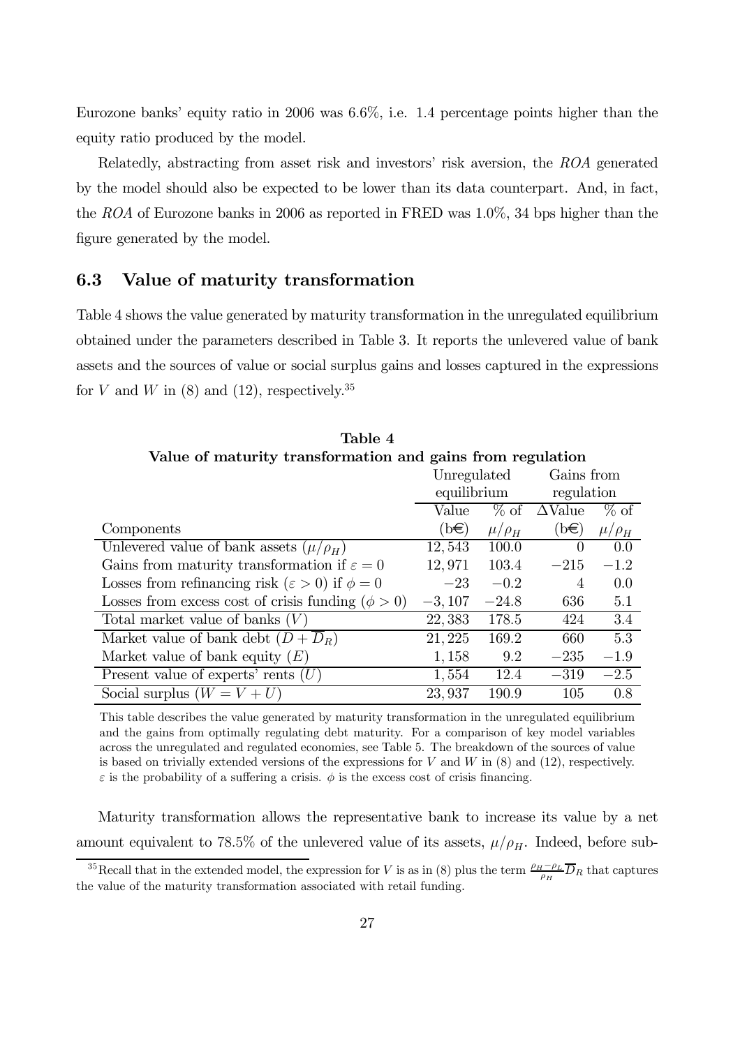Eurozone banks' equity ratio in 2006 was 6.6%, i.e. 1.4 percentage points higher than the equity ratio produced by the model.

Relatedly, abstracting from asset risk and investors' risk aversion, the *ROA* generated by the model should also be expected to be lower than its data counterpart. And, in fact, the *ROA* of Eurozone banks in 2006 as reported in FRED was 1.0%, 34 bps higher than the figure generated by the model.

### 6.3 Value of maturity transformation

Table 4 shows the value generated by maturity transformation in the unregulated equilibrium obtained under the parameters described in Table 3. It reports the unlevered value of bank assets and the sources of value or social surplus gains and losses captured in the expressions for $V$ and $W$ in (8) and (12), respectively.[35]

**Table 4**
**Value of maturity transformation and gains from regulation**

| | Unregulated equilibrium | | Gains from regulation | |
|---|---|---|---|---|
| Components | Value (b€) | % of $\mu/\rho_H$ | $\Delta$Value (b€) | % of $\mu/\rho_H$ |
| Unlevered value of bank assets ($\mu/\rho_H$) | 12,543 | 100.0 | 0 | 0.0 |
| Gains from maturity transformation if $\varepsilon = 0$ | 12,971 | 103.4 | $-215$ | $-1.2$ |
| Losses from refinancing risk ($\varepsilon > 0$) if $\phi = 0$ | $-23$ | $-0.2$ | 4 | 0.0 |
| Losses from excess cost of crisis funding ($\phi > 0$) | $-3,107$ | $-24.8$ | 636 | 5.1 |
| Total market value of banks ($V$) | 22,383 | 178.5 | 424 | 3.4 |
| Market value of bank debt ($D + \overline{D}_R$) | 21,225 | 169.2 | 660 | 5.3 |
| Market value of bank equity ($E$) | 1,158 | 9.2 | $-235$ | $-1.9$ |
| Present value of experts' rents ($U$) | 1,554 | 12.4 | $-319$ | $-2.5$ |
| Social surplus ($W = V + U$) | 23,937 | 190.9 | 105 | 0.8 |

This table describes the value generated by maturity transformation in the unregulated equilibrium and the gains from optimally regulating debt maturity. For a comparison of key model variables across the unregulated and regulated economies, see Table 5. The breakdown of the sources of value is based on trivially extended versions of the expressions for $V$ and $W$ in (8) and (12), respectively. $\varepsilon$ is the probability of a suffering a crisis. $\phi$ is the excess cost of crisis financing.

Maturity transformation allows the representative bank to increase its value by a net amount equivalent to 78.5% of the unlevered value of its assets, $\mu/\rho_H$. Indeed, before sub-

[35] Recall that in the extended model, the expression for $V$ is as in (8) plus the term $\frac{\rho_H - \rho_L}{\rho_H}\overline{D}_R$ that captures the value of the maturity transformation associated with retail funding.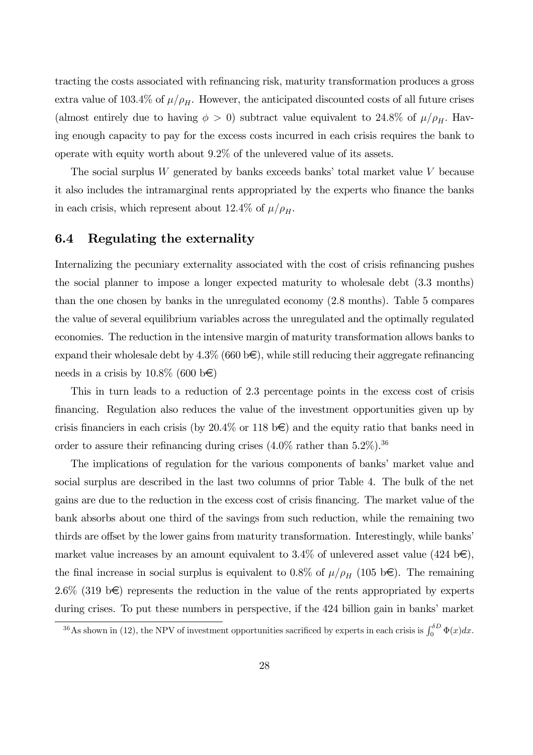tracting the costs associated with refinancing risk, maturity transformation produces a gross extra value of 103.4% of $\mu/\rho_H$. However, the anticipated discounted costs of all future crises (almost entirely due to having $\phi > 0$) subtract value equivalent to 24.8% of $\mu/\rho_H$. Having enough capacity to pay for the excess costs incurred in each crisis requires the bank to operate with equity worth about 9.2% of the unlevered value of its assets.

The social surplus $W$ generated by banks exceeds banks' total market value $V$ because it also includes the intramarginal rents appropriated by the experts who finance the banks in each crisis, which represent about 12.4% of $\mu/\rho_H$.

### 6.4 Regulating the externality

Internalizing the pecuniary externality associated with the cost of crisis refinancing pushes the social planner to impose a longer expected maturity to wholesale debt (3.3 months) than the one chosen by banks in the unregulated economy (2.8 months). Table 5 compares the value of several equilibrium variables across the unregulated and the optimally regulated economies. The reduction in the intensive margin of maturity transformation allows banks to expand their wholesale debt by 4.3% (660 b€), while still reducing their aggregate refinancing needs in a crisis by 10.8% (600 b€)

This in turn leads to a reduction of 2.3 percentage points in the excess cost of crisis financing. Regulation also reduces the value of the investment opportunities given up by crisis financiers in each crisis (by 20.4% or 118 b€) and the equity ratio that banks need in order to assure their refinancing during crises (4.0% rather than 5.2%).[36]

The implications of regulation for the various components of banks' market value and social surplus are described in the last two columns of prior Table 4. The bulk of the net gains are due to the reduction in the excess cost of crisis financing. The market value of the bank absorbs about one third of the savings from such reduction, while the remaining two thirds are offset by the lower gains from maturity transformation. Interestingly, while banks' market value increases by an amount equivalent to 3.4% of unlevered asset value (424 b€), the final increase in social surplus is equivalent to 0.8% of $\mu/\rho_H$ (105 b€). The remaining 2.6% (319 b€) represents the reduction in the value of the rents appropriated by experts during crises. To put these numbers in perspective, if the 424 billion gain in banks' market

[36] As shown in (12), the NPV of investment opportunities sacrificed by experts in each crisis is $\int_0^{\delta D} \Phi(x)dx$.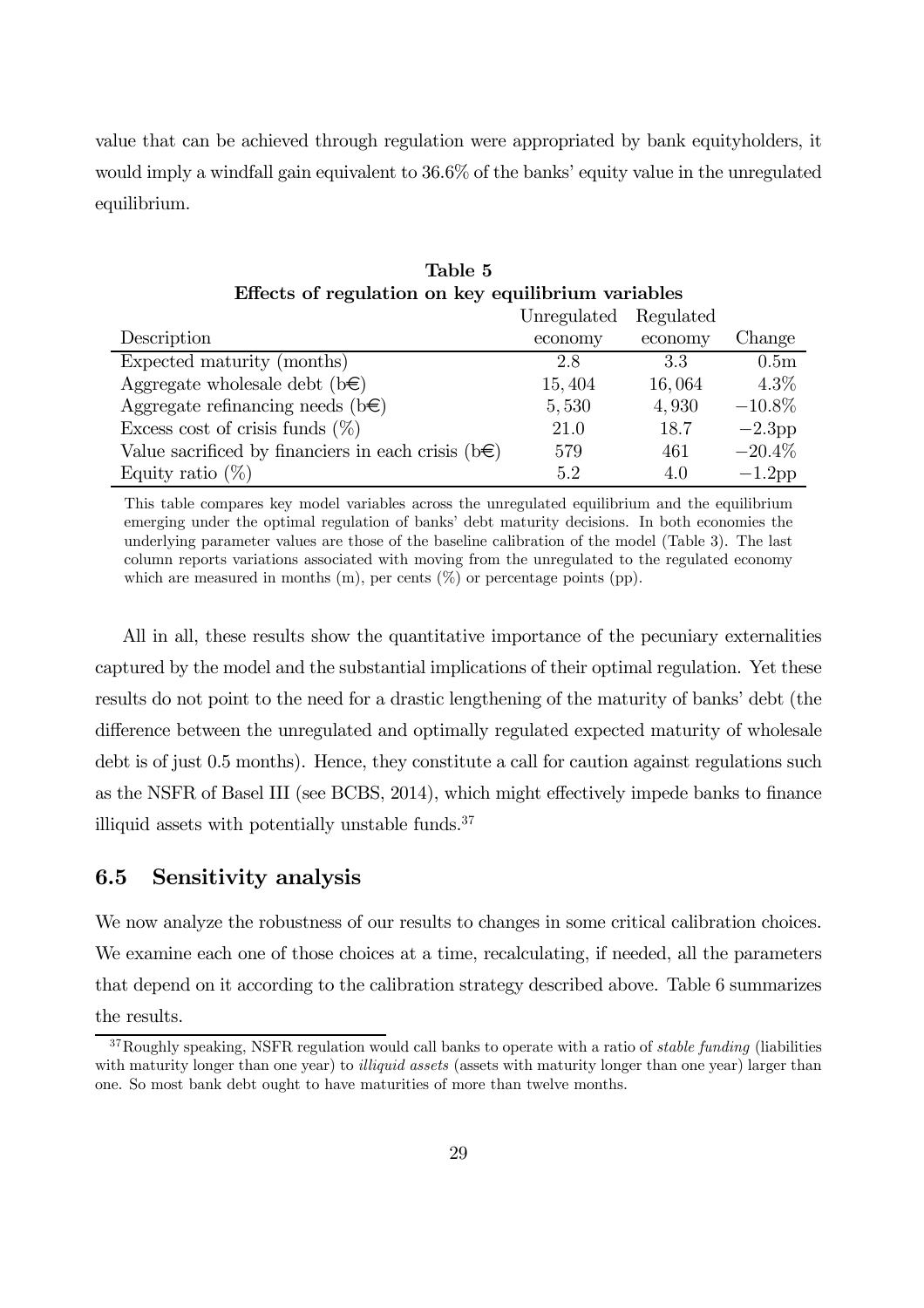value that can be achieved through regulation were appropriated by bank equityholders, it would imply a windfall gain equivalent to 36.6% of the banks' equity value in the unregulated equilibrium.

**Table 5**
**Effects of regulation on key equilibrium variables**

| Description | Unregulated economy | Regulated economy | Change |
|---|---|---|---|
| Expected maturity (months) | 2.8 | 3.3 | 0.5m |
| Aggregate wholesale debt (b€) | 15,404 | 16,064 | 4.3% |
| Aggregate refinancing needs (b€) | 5,530 | 4,930 | −10.8% |
| Excess cost of crisis funds (%) | 21.0 | 18.7 | −2.3pp |
| Value sacrificed by financiers in each crisis (b€) | 579 | 461 | −20.4% |
| Equity ratio (%) | 5.2 | 4.0 | −1.2pp |

This table compares key model variables across the unregulated equilibrium and the equilibrium emerging under the optimal regulation of banks' debt maturity decisions. In both economies the underlying parameter values are those of the baseline calibration of the model (Table 3). The last column reports variations associated with moving from the unregulated to the regulated economy which are measured in months (m), per cents (%) or percentage points (pp).

All in all, these results show the quantitative importance of the pecuniary externalities captured by the model and the substantial implications of their optimal regulation. Yet these results do not point to the need for a drastic lengthening of the maturity of banks' debt (the difference between the unregulated and optimally regulated expected maturity of wholesale debt is of just 0.5 months). Hence, they constitute a call for caution against regulations such as the NSFR of Basel III (see BCBS, 2014), which might effectively impede banks to finance illiquid assets with potentially unstable funds.[37]

## 6.5 Sensitivity analysis

We now analyze the robustness of our results to changes in some critical calibration choices. We examine each one of those choices at a time, recalculating, if needed, all the parameters that depend on it according to the calibration strategy described above. Table 6 summarizes the results.

[37] Roughly speaking, NSFR regulation would call banks to operate with a ratio of *stable funding* (liabilities with maturity longer than one year) to *illiquid assets* (assets with maturity longer than one year) larger than one. So most bank debt ought to have maturities of more than twelve months.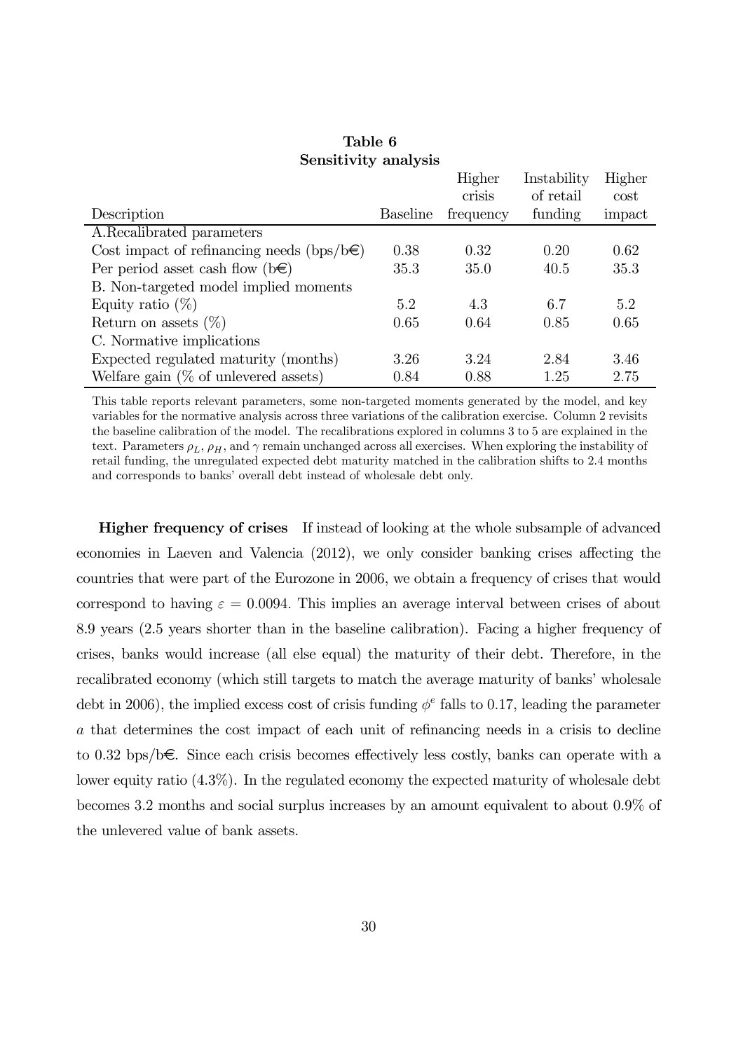**Table 6**
**Sensitivity analysis**

| Description | Baseline | Higher crisis frequency | Instability of retail funding | Higher cost impact |
|---|---|---|---|---|
| A.Recalibrated parameters | | | | |
| Cost impact of refinancing needs (bps/b€) | 0.38 | 0.32 | 0.20 | 0.62 |
| Per period asset cash flow (b€) | 35.3 | 35.0 | 40.5 | 35.3 |
| B. Non-targeted model implied moments | | | | |
| Equity ratio (%) | 5.2 | 4.3 | 6.7 | 5.2 |
| Return on assets (%) | 0.65 | 0.64 | 0.85 | 0.65 |
| C. Normative implications | | | | |
| Expected regulated maturity (months) | 3.26 | 3.24 | 2.84 | 3.46 |
| Welfare gain (% of unlevered assets) | 0.84 | 0.88 | 1.25 | 2.75 |

This table reports relevant parameters, some non-targeted moments generated by the model, and key variables for the normative analysis across three variations of the calibration exercise. Column 2 revisits the baseline calibration of the model. The recalibrations explored in columns 3 to 5 are explained in the text. Parameters $\rho_L$, $\rho_H$, and $\gamma$ remain unchanged across all exercises. When exploring the instability of retail funding, the unregulated expected debt maturity matched in the calibration shifts to 2.4 months and corresponds to banks' overall debt instead of wholesale debt only.

**Higher frequency of crises** If instead of looking at the whole subsample of advanced economies in Laeven and Valencia (2012), we only consider banking crises affecting the countries that were part of the Eurozone in 2006, we obtain a frequency of crises that would correspond to having $\varepsilon = 0.0094$. This implies an average interval between crises of about 8.9 years (2.5 years shorter than in the baseline calibration). Facing a higher frequency of crises, banks would increase (all else equal) the maturity of their debt. Therefore, in the recalibrated economy (which still targets to match the average maturity of banks' wholesale debt in 2006), the implied excess cost of crisis funding $\phi^e$ falls to 0.17, leading the parameter $a$ that determines the cost impact of each unit of refinancing needs in a crisis to decline to 0.32 bps/b€. Since each crisis becomes effectively less costly, banks can operate with a lower equity ratio (4.3%). In the regulated economy the expected maturity of wholesale debt becomes 3.2 months and social surplus increases by an amount equivalent to about 0.9% of the unlevered value of bank assets.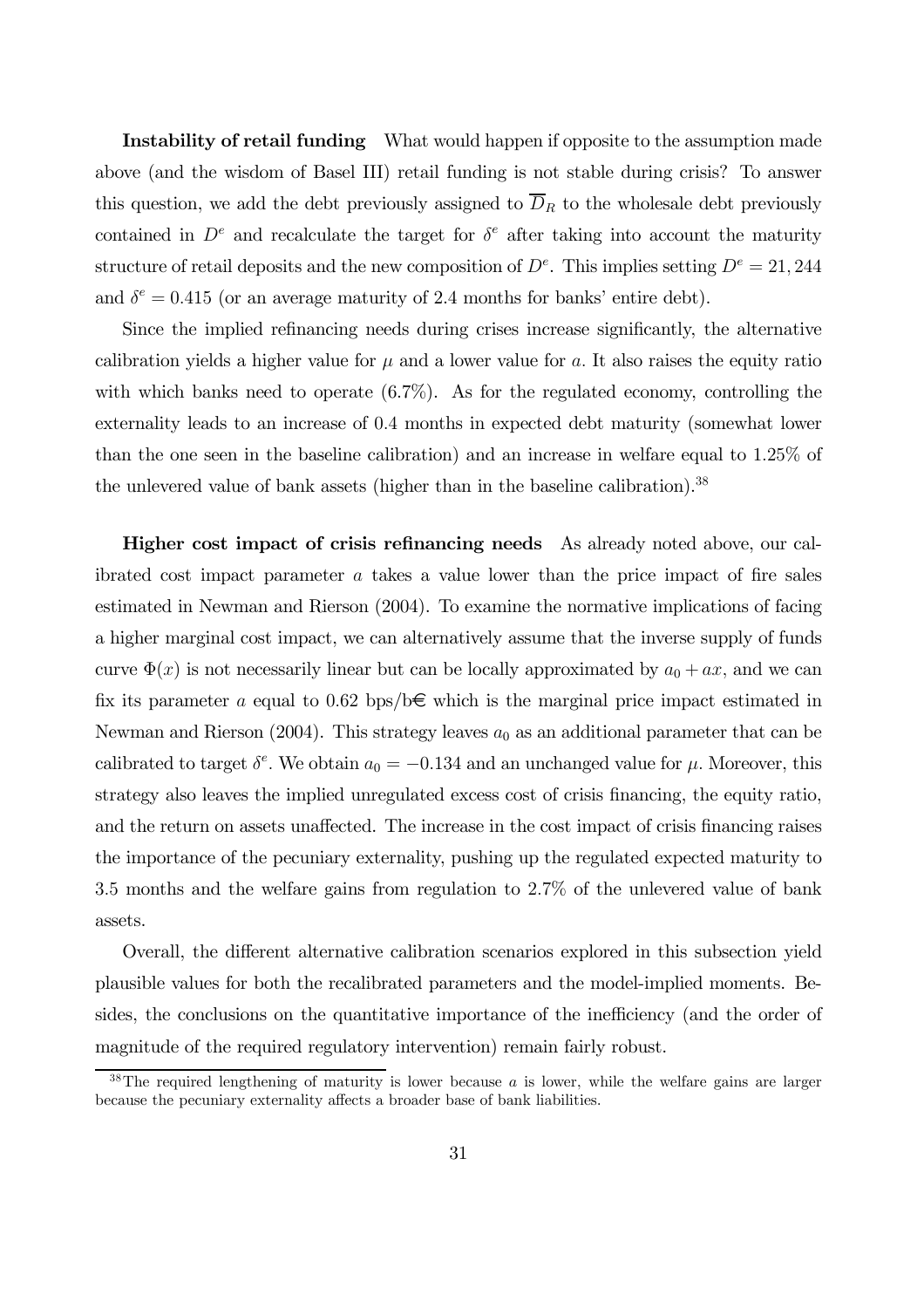**Instability of retail funding** What would happen if opposite to the assumption made above (and the wisdom of Basel III) retail funding is not stable during crisis? To answer this question, we add the debt previously assigned to $\overline{D}_R$ to the wholesale debt previously contained in $D^e$ and recalculate the target for $\delta^e$ after taking into account the maturity structure of retail deposits and the new composition of $D^e$. This implies setting $D^e = 21,244$ and $\delta^e = 0.415$ (or an average maturity of 2.4 months for banks' entire debt).

Since the implied refinancing needs during crises increase significantly, the alternative calibration yields a higher value for $\mu$ and a lower value for $a$. It also raises the equity ratio with which banks need to operate (6.7%). As for the regulated economy, controlling the externality leads to an increase of 0.4 months in expected debt maturity (somewhat lower than the one seen in the baseline calibration) and an increase in welfare equal to 1.25% of the unlevered value of bank assets (higher than in the baseline calibration).[38]

**Higher cost impact of crisis refinancing needs** As already noted above, our calibrated cost impact parameter $a$ takes a value lower than the price impact of fire sales estimated in Newman and Rierson (2004). To examine the normative implications of facing a higher marginal cost impact, we can alternatively assume that the inverse supply of funds curve $\Phi(x)$ is not necessarily linear but can be locally approximated by $a_0 + ax$, and we can fix its parameter $a$ equal to 0.62 bps/b€ which is the marginal price impact estimated in Newman and Rierson (2004). This strategy leaves $a_0$ as an additional parameter that can be calibrated to target $\delta^e$. We obtain $a_0 = -0.134$ and an unchanged value for $\mu$. Moreover, this strategy also leaves the implied unregulated excess cost of crisis financing, the equity ratio, and the return on assets unaffected. The increase in the cost impact of crisis financing raises the importance of the pecuniary externality, pushing up the regulated expected maturity to 3.5 months and the welfare gains from regulation to 2.7% of the unlevered value of bank assets.

Overall, the different alternative calibration scenarios explored in this subsection yield plausible values for both the recalibrated parameters and the model-implied moments. Besides, the conclusions on the quantitative importance of the inefficiency (and the order of magnitude of the required regulatory intervention) remain fairly robust.

[38] The required lengthening of maturity is lower because $a$ is lower, while the welfare gains are larger because the pecuniary externality affects a broader base of bank liabilities.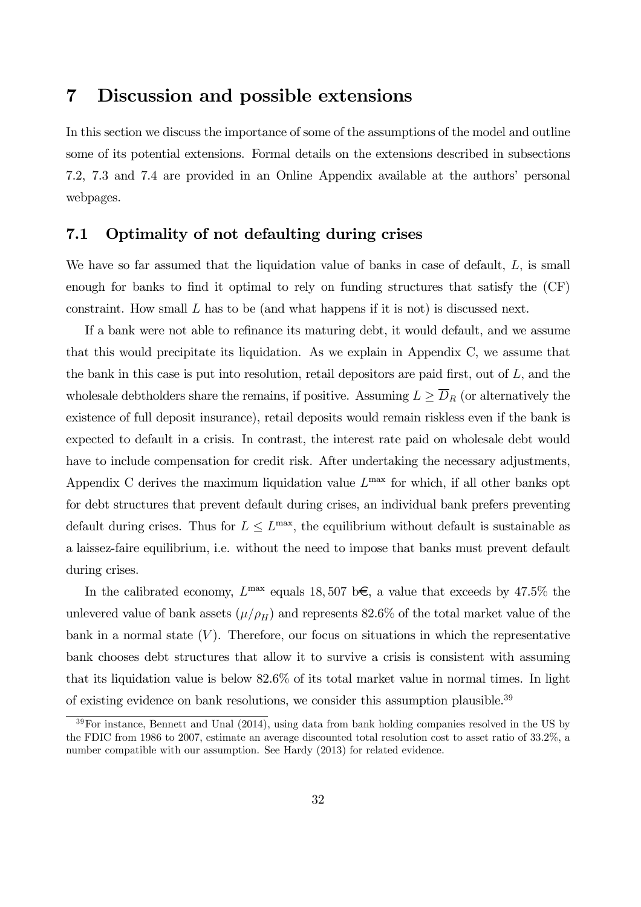# 7 Discussion and possible extensions

In this section we discuss the importance of some of the assumptions of the model and outline some of its potential extensions. Formal details on the extensions described in subsections 7.2, 7.3 and 7.4 are provided in an Online Appendix available at the authors' personal webpages.

## 7.1 Optimality of not defaulting during crises

We have so far assumed that the liquidation value of banks in case of default, $L$, is small enough for banks to find it optimal to rely on funding structures that satisfy the (CF) constraint. How small $L$ has to be (and what happens if it is not) is discussed next.

If a bank were not able to refinance its maturing debt, it would default, and we assume that this would precipitate its liquidation. As we explain in Appendix C, we assume that the bank in this case is put into resolution, retail depositors are paid first, out of $L$, and the wholesale debtholders share the remains, if positive. Assuming $L \geq \overline{D}_R$ (or alternatively the existence of full deposit insurance), retail deposits would remain riskless even if the bank is expected to default in a crisis. In contrast, the interest rate paid on wholesale debt would have to include compensation for credit risk. After undertaking the necessary adjustments, Appendix C derives the maximum liquidation value $L^{\max}$ for which, if all other banks opt for debt structures that prevent default during crises, an individual bank prefers preventing default during crises. Thus for $L \leq L^{\max}$, the equilibrium without default is sustainable as a laissez-faire equilibrium, i.e. without the need to impose that banks must prevent default during crises.

In the calibrated economy, $L^{\max}$ equals 18,507 b€, a value that exceeds by 47.5% the unlevered value of bank assets ($\mu/\rho_H$) and represents 82.6% of the total market value of the bank in a normal state ($V$). Therefore, our focus on situations in which the representative bank chooses debt structures that allow it to survive a crisis is consistent with assuming that its liquidation value is below 82.6% of its total market value in normal times. In light of existing evidence on bank resolutions, we consider this assumption plausible.[39]

[39] For instance, Bennett and Unal (2014), using data from bank holding companies resolved in the US by the FDIC from 1986 to 2007, estimate an average discounted total resolution cost to asset ratio of 33.2%, a number compatible with our assumption. See Hardy (2013) for related evidence.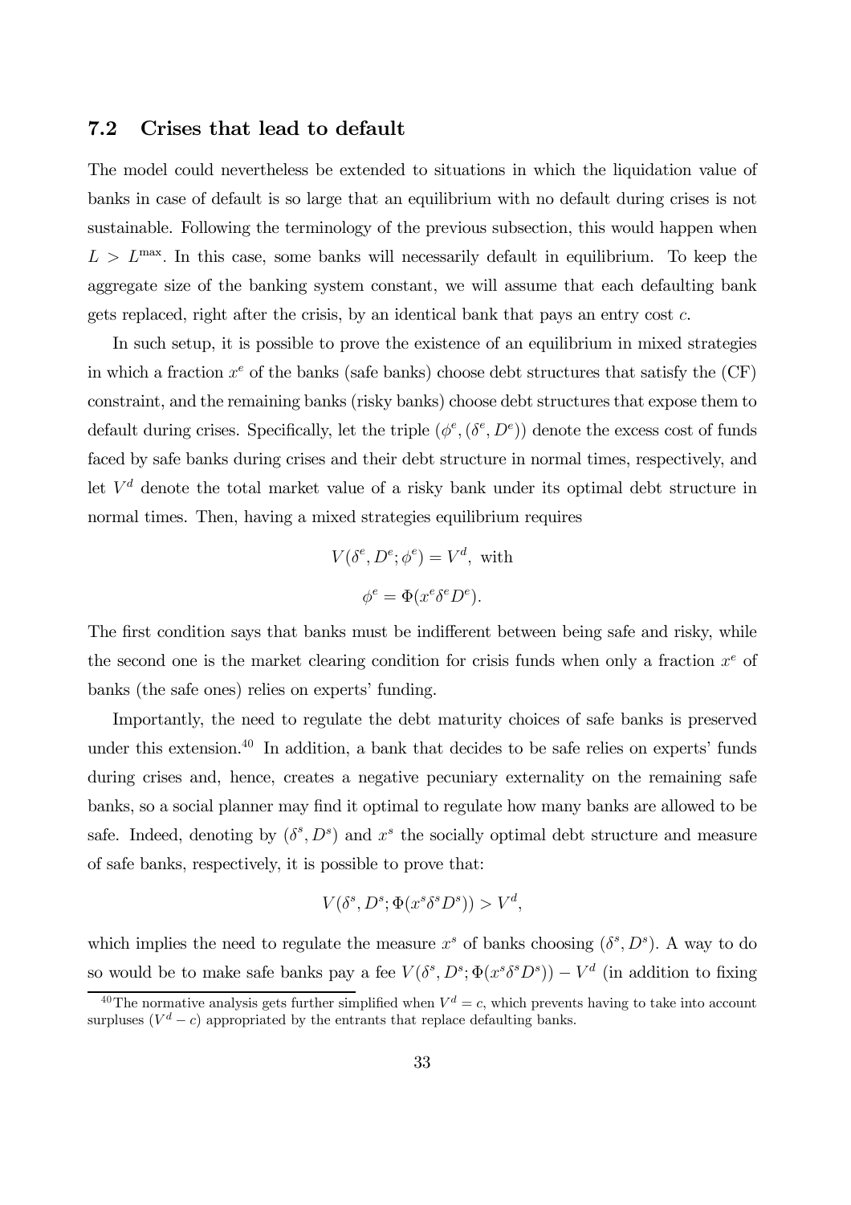### 7.2 Crises that lead to default

The model could nevertheless be extended to situations in which the liquidation value of banks in case of default is so large that an equilibrium with no default during crises is not sustainable. Following the terminology of the previous subsection, this would happen when $L > L^{\max}$. In this case, some banks will necessarily default in equilibrium. To keep the aggregate size of the banking system constant, we will assume that each defaulting bank gets replaced, right after the crisis, by an identical bank that pays an entry cost $c$.

In such setup, it is possible to prove the existence of an equilibrium in mixed strategies in which a fraction $x^e$ of the banks (safe banks) choose debt structures that satisfy the (CF) constraint, and the remaining banks (risky banks) choose debt structures that expose them to default during crises. Specifically, let the triple $(\phi^e, (\delta^e, D^e))$ denote the excess cost of funds faced by safe banks during crises and their debt structure in normal times, respectively, and let $V^d$ denote the total market value of a risky bank under its optimal debt structure in normal times. Then, having a mixed strategies equilibrium requires

$$V(\delta^e, D^e; \phi^e) = V^d, \text{ with}$$

$$\phi^e = \Phi(x^e \delta^e D^e).$$

The first condition says that banks must be indifferent between being safe and risky, while the second one is the market clearing condition for crisis funds when only a fraction $x^e$ of banks (the safe ones) relies on experts' funding.

Importantly, the need to regulate the debt maturity choices of safe banks is preserved under this extension.[40] In addition, a bank that decides to be safe relies on experts' funds during crises and, hence, creates a negative pecuniary externality on the remaining safe banks, so a social planner may find it optimal to regulate how many banks are allowed to be safe. Indeed, denoting by $(\delta^s, D^s)$ and $x^s$ the socially optimal debt structure and measure of safe banks, respectively, it is possible to prove that:

$$V(\delta^s, D^s; \Phi(x^s \delta^s D^s)) > V^d,$$

which implies the need to regulate the measure $x^s$ of banks choosing $(\delta^s, D^s)$. A way to do so would be to make safe banks pay a fee $V(\delta^s, D^s; \Phi(x^s \delta^s D^s)) - V^d$ (in addition to fixing

[40] The normative analysis gets further simplified when $V^d = c$, which prevents having to take into account surpluses $(V^d - c)$ appropriated by the entrants that replace defaulting banks.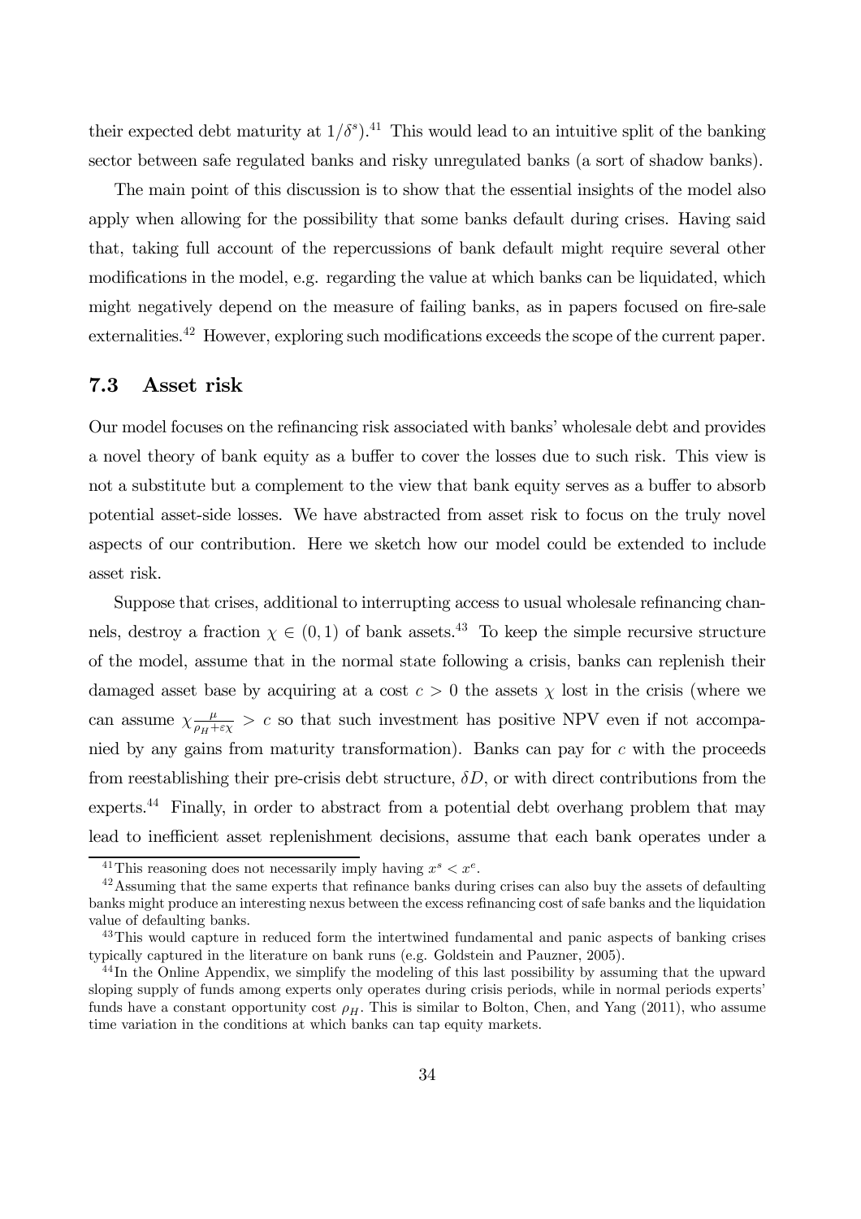their expected debt maturity at $1/\delta^s$).[41] This would lead to an intuitive split of the banking sector between safe regulated banks and risky unregulated banks (a sort of shadow banks).

The main point of this discussion is to show that the essential insights of the model also apply when allowing for the possibility that some banks default during crises. Having said that, taking full account of the repercussions of bank default might require several other modifications in the model, e.g. regarding the value at which banks can be liquidated, which might negatively depend on the measure of failing banks, as in papers focused on fire-sale externalities.[42] However, exploring such modifications exceeds the scope of the current paper.

### 7.3 Asset risk

Our model focuses on the refinancing risk associated with banks' wholesale debt and provides a novel theory of bank equity as a buffer to cover the losses due to such risk. This view is not a substitute but a complement to the view that bank equity serves as a buffer to absorb potential asset-side losses. We have abstracted from asset risk to focus on the truly novel aspects of our contribution. Here we sketch how our model could be extended to include asset risk.

Suppose that crises, additional to interrupting access to usual wholesale refinancing channels, destroy a fraction $\chi \in (0, 1)$ of bank assets.[43] To keep the simple recursive structure of the model, assume that in the normal state following a crisis, banks can replenish their damaged asset base by acquiring at a cost $c > 0$ the assets $\chi$ lost in the crisis (where we can assume $\chi \frac{\mu}{\rho_H + \varepsilon\chi} > c$ so that such investment has positive NPV even if not accompanied by any gains from maturity transformation). Banks can pay for $c$ with the proceeds from reestablishing their pre-crisis debt structure, $\delta D$, or with direct contributions from the experts.[44] Finally, in order to abstract from a potential debt overhang problem that may lead to inefficient asset replenishment decisions, assume that each bank operates under a

---

[41] This reasoning does not necessarily imply having $x^s < x^e$.

[42] Assuming that the same experts that refinance banks during crises can also buy the assets of defaulting banks might produce an interesting nexus between the excess refinancing cost of safe banks and the liquidation value of defaulting banks.

[43] This would capture in reduced form the intertwined fundamental and panic aspects of banking crises typically captured in the literature on bank runs (e.g. Goldstein and Pauzner, 2005).

[44] In the Online Appendix, we simplify the modeling of this last possibility by assuming that the upward sloping supply of funds among experts only operates during crisis periods, while in normal periods experts' funds have a constant opportunity cost $\rho_H$. This is similar to Bolton, Chen, and Yang (2011), who assume time variation in the conditions at which banks can tap equity markets.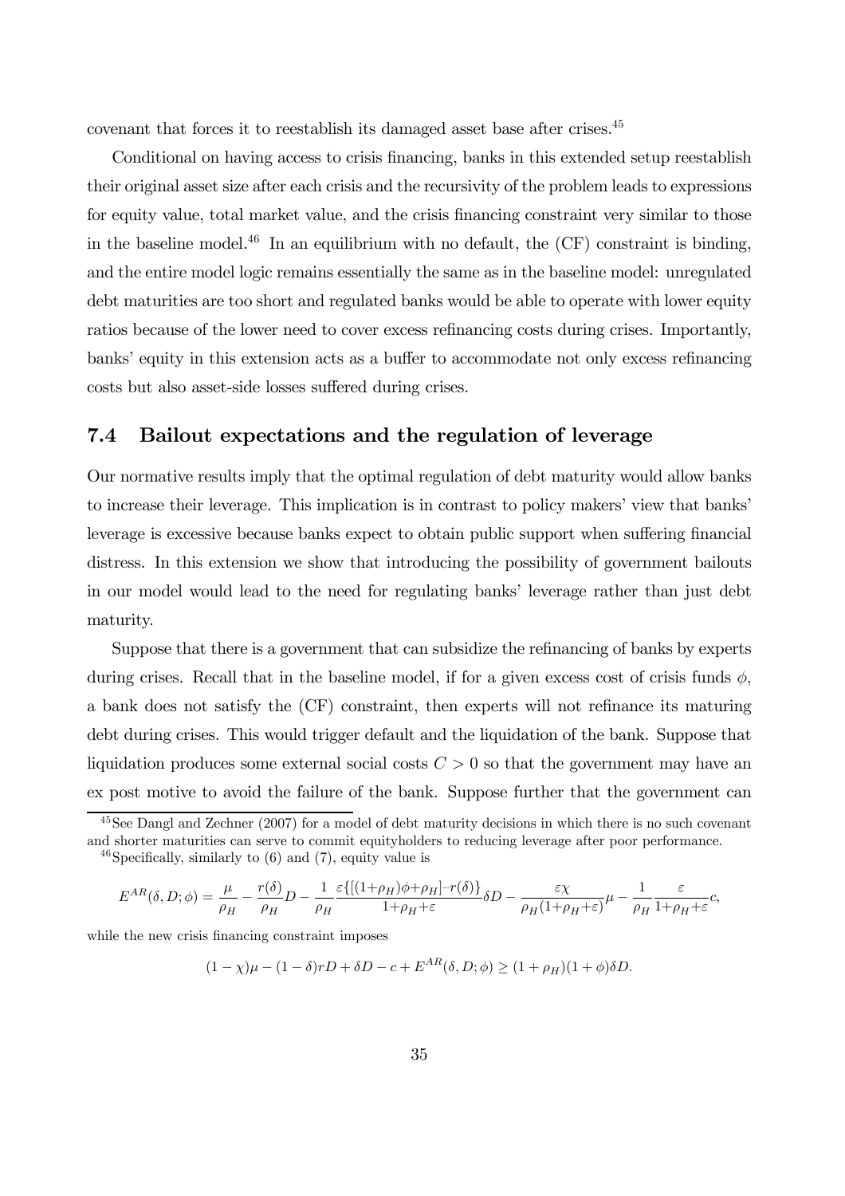covenant that forces it to reestablish its damaged asset base after crises.[45]

Conditional on having access to crisis financing, banks in this extended setup reestablish their original asset size after each crisis and the recursivity of the problem leads to expressions for equity value, total market value, and the crisis financing constraint very similar to those in the baseline model.[46] In an equilibrium with no default, the (CF) constraint is binding, and the entire model logic remains essentially the same as in the baseline model: unregulated debt maturities are too short and regulated banks would be able to operate with lower equity ratios because of the lower need to cover excess refinancing costs during crises. Importantly, banks' equity in this extension acts as a buffer to accommodate not only excess refinancing costs but also asset-side losses suffered during crises.

## 7.4 Bailout expectations and the regulation of leverage

Our normative results imply that the optimal regulation of debt maturity would allow banks to increase their leverage. This implication is in contrast to policy makers' view that banks' leverage is excessive because banks expect to obtain public support when suffering financial distress. In this extension we show that introducing the possibility of government bailouts in our model would lead to the need for regulating banks' leverage rather than just debt maturity.

Suppose that there is a government that can subsidize the refinancing of banks by experts during crises. Recall that in the baseline model, if for a given excess cost of crisis funds $\phi$, a bank does not satisfy the (CF) constraint, then experts will not refinance its maturing debt during crises. This would trigger default and the liquidation of the bank. Suppose that liquidation produces some external social costs $C > 0$ so that the government may have an ex post motive to avoid the failure of the bank. Suppose further that the government can

[45] See Dangl and Zechner (2007) for a model of debt maturity decisions in which there is no such covenant and shorter maturities can serve to commit equityholders to reducing leverage after poor performance.

[46] Specifically, similarly to (6) and (7), equity value is

$$E^{AR}(\delta, D; \phi) = \frac{\mu}{\rho_H} - \frac{r(\delta)}{\rho_H}D - \frac{1}{\rho_H}\frac{\varepsilon\{[(1+\rho_H)\phi+\rho_H]-r(\delta)\}}{1+\rho_H+\varepsilon}\delta D - \frac{\varepsilon\chi}{\rho_H(1+\rho_H+\varepsilon)}\mu - \frac{1}{\rho_H}\frac{\varepsilon}{1+\rho_H+\varepsilon}c,$$

while the new crisis financing constraint imposes

$$(1-\chi)\mu - (1-\delta)rD + \delta D - c + E^{AR}(\delta, D; \phi) \geq (1+\rho_H)(1+\phi)\delta D.$$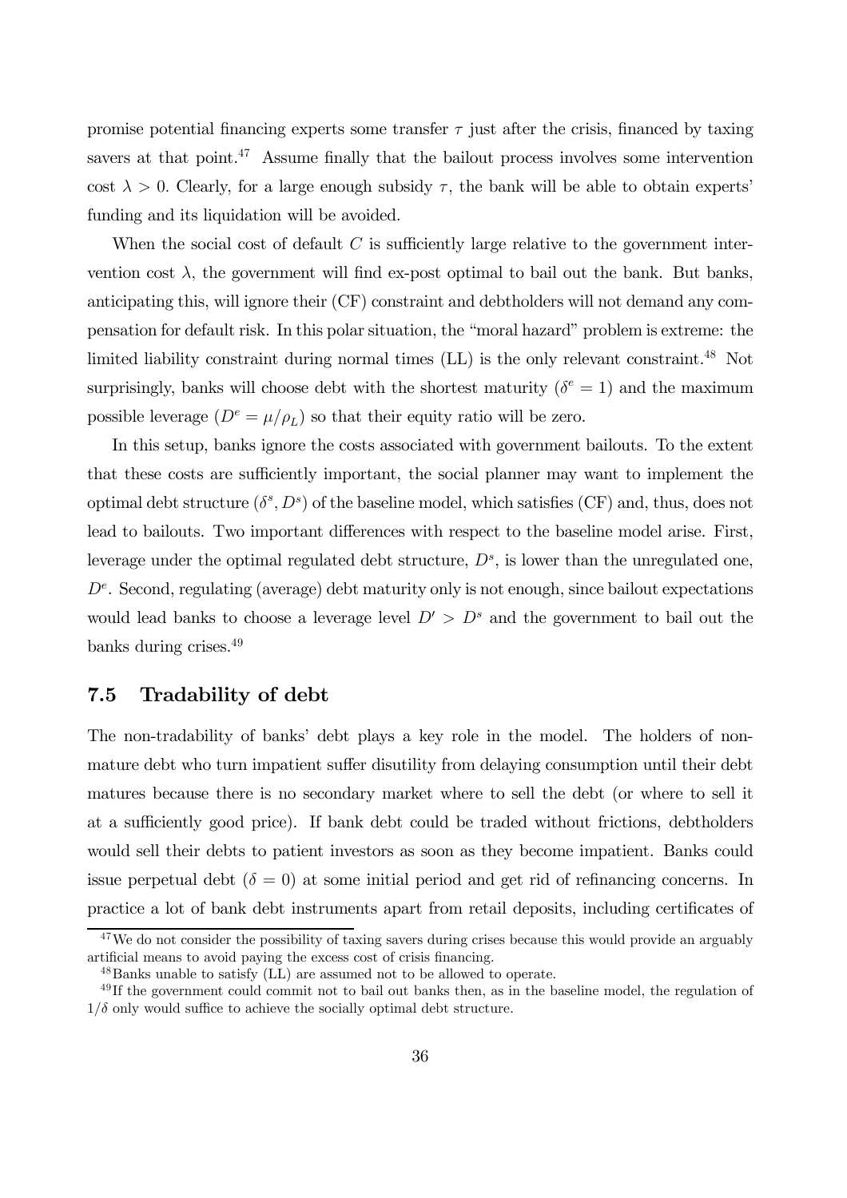promise potential financing experts some transfer $\tau$ just after the crisis, financed by taxing savers at that point.[47] Assume finally that the bailout process involves some intervention cost $\lambda > 0$. Clearly, for a large enough subsidy $\tau$, the bank will be able to obtain experts' funding and its liquidation will be avoided.

When the social cost of default $C$ is sufficiently large relative to the government intervention cost $\lambda$, the government will find ex-post optimal to bail out the bank. But banks, anticipating this, will ignore their (CF) constraint and debtholders will not demand any compensation for default risk. In this polar situation, the "moral hazard" problem is extreme: the limited liability constraint during normal times (LL) is the only relevant constraint.[48] Not surprisingly, banks will choose debt with the shortest maturity ($\delta^e = 1$) and the maximum possible leverage ($D^e = \mu/\rho_L$) so that their equity ratio will be zero.

In this setup, banks ignore the costs associated with government bailouts. To the extent that these costs are sufficiently important, the social planner may want to implement the optimal debt structure $(\delta^s, D^s)$ of the baseline model, which satisfies (CF) and, thus, does not lead to bailouts. Two important differences with respect to the baseline model arise. First, leverage under the optimal regulated debt structure, $D^s$, is lower than the unregulated one, $D^e$. Second, regulating (average) debt maturity only is not enough, since bailout expectations would lead banks to choose a leverage level $D' > D^s$ and the government to bail out the banks during crises.[49]

### 7.5 Tradability of debt

The non-tradability of banks' debt plays a key role in the model. The holders of non-mature debt who turn impatient suffer disutility from delaying consumption until their debt matures because there is no secondary market where to sell the debt (or where to sell it at a sufficiently good price). If bank debt could be traded without frictions, debtholders would sell their debts to patient investors as soon as they become impatient. Banks could issue perpetual debt ($\delta = 0$) at some initial period and get rid of refinancing concerns. In practice a lot of bank debt instruments apart from retail deposits, including certificates of

---

[47] We do not consider the possibility of taxing savers during crises because this would provide an arguably artificial means to avoid paying the excess cost of crisis financing.

[48] Banks unable to satisfy (LL) are assumed not to be allowed to operate.

[49] If the government could commit not to bail out banks then, as in the baseline model, the regulation of $1/\delta$ only would suffice to achieve the socially optimal debt structure.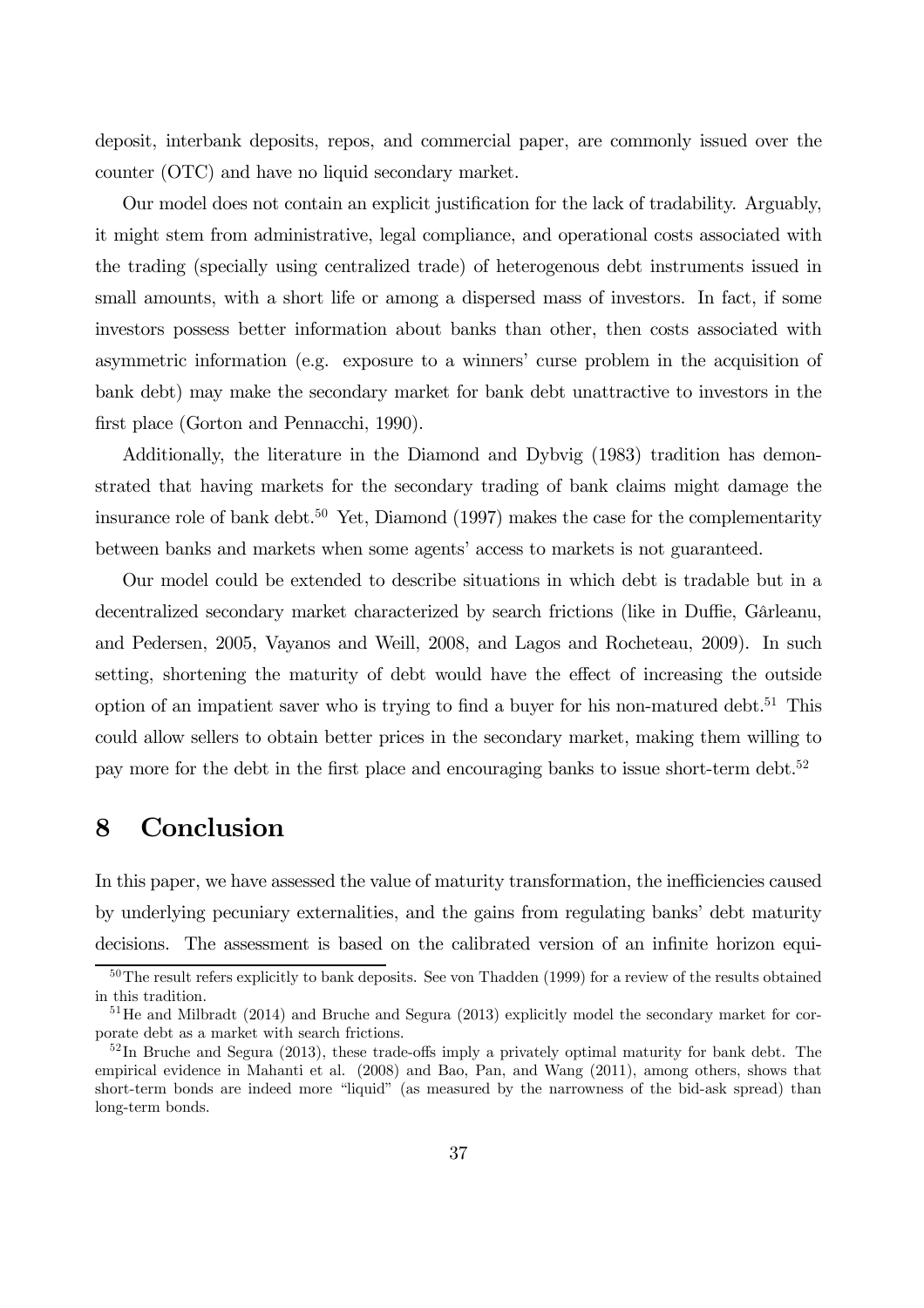deposit, interbank deposits, repos, and commercial paper, are commonly issued over the counter (OTC) and have no liquid secondary market.

Our model does not contain an explicit justification for the lack of tradability. Arguably, it might stem from administrative, legal compliance, and operational costs associated with the trading (specially using centralized trade) of heterogenous debt instruments issued in small amounts, with a short life or among a dispersed mass of investors. In fact, if some investors possess better information about banks than other, then costs associated with asymmetric information (e.g. exposure to a winners' curse problem in the acquisition of bank debt) may make the secondary market for bank debt unattractive to investors in the first place (Gorton and Pennacchi, 1990).

Additionally, the literature in the Diamond and Dybvig (1983) tradition has demonstrated that having markets for the secondary trading of bank claims might damage the insurance role of bank debt.[50] Yet, Diamond (1997) makes the case for the complementarity between banks and markets when some agents' access to markets is not guaranteed.

Our model could be extended to describe situations in which debt is tradable but in a decentralized secondary market characterized by search frictions (like in Duffie, Gârleanu, and Pedersen, 2005, Vayanos and Weill, 2008, and Lagos and Rocheteau, 2009). In such setting, shortening the maturity of debt would have the effect of increasing the outside option of an impatient saver who is trying to find a buyer for his non-matured debt.[51] This could allow sellers to obtain better prices in the secondary market, making them willing to pay more for the debt in the first place and encouraging banks to issue short-term debt.[52]

# 8 Conclusion

In this paper, we have assessed the value of maturity transformation, the inefficiencies caused by underlying pecuniary externalities, and the gains from regulating banks' debt maturity decisions. The assessment is based on the calibrated version of an infinite horizon equi-

[50] The result refers explicitly to bank deposits. See von Thadden (1999) for a review of the results obtained in this tradition.

[51] He and Milbradt (2014) and Bruche and Segura (2013) explicitly model the secondary market for corporate debt as a market with search frictions.

[52] In Bruche and Segura (2013), these trade-offs imply a privately optimal maturity for bank debt. The empirical evidence in Mahanti et al. (2008) and Bao, Pan, and Wang (2011), among others, shows that short-term bonds are indeed more "liquid" (as measured by the narrowness of the bid-ask spread) than long-term bonds.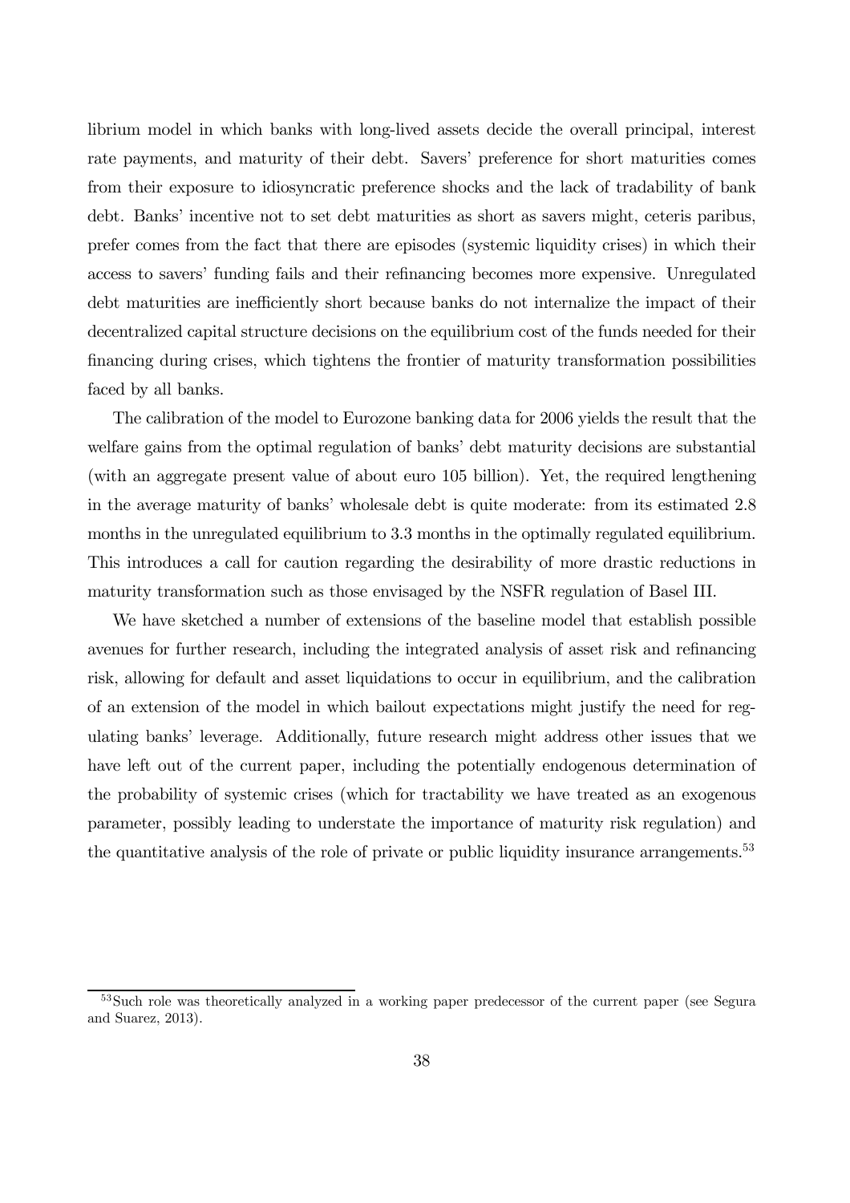librium model in which banks with long-lived assets decide the overall principal, interest rate payments, and maturity of their debt. Savers' preference for short maturities comes from their exposure to idiosyncratic preference shocks and the lack of tradability of bank debt. Banks' incentive not to set debt maturities as short as savers might, ceteris paribus, prefer comes from the fact that there are episodes (systemic liquidity crises) in which their access to savers' funding fails and their refinancing becomes more expensive. Unregulated debt maturities are inefficiently short because banks do not internalize the impact of their decentralized capital structure decisions on the equilibrium cost of the funds needed for their financing during crises, which tightens the frontier of maturity transformation possibilities faced by all banks.

The calibration of the model to Eurozone banking data for 2006 yields the result that the welfare gains from the optimal regulation of banks' debt maturity decisions are substantial (with an aggregate present value of about euro 105 billion). Yet, the required lengthening in the average maturity of banks' wholesale debt is quite moderate: from its estimated 2.8 months in the unregulated equilibrium to 3.3 months in the optimally regulated equilibrium. This introduces a call for caution regarding the desirability of more drastic reductions in maturity transformation such as those envisaged by the NSFR regulation of Basel III.

We have sketched a number of extensions of the baseline model that establish possible avenues for further research, including the integrated analysis of asset risk and refinancing risk, allowing for default and asset liquidations to occur in equilibrium, and the calibration of an extension of the model in which bailout expectations might justify the need for regulating banks' leverage. Additionally, future research might address other issues that we have left out of the current paper, including the potentially endogenous determination of the probability of systemic crises (which for tractability we have treated as an exogenous parameter, possibly leading to understate the importance of maturity risk regulation) and the quantitative analysis of the role of private or public liquidity insurance arrangements.[53]

[53] Such role was theoretically analyzed in a working paper predecessor of the current paper (see Segura and Suarez, 2013).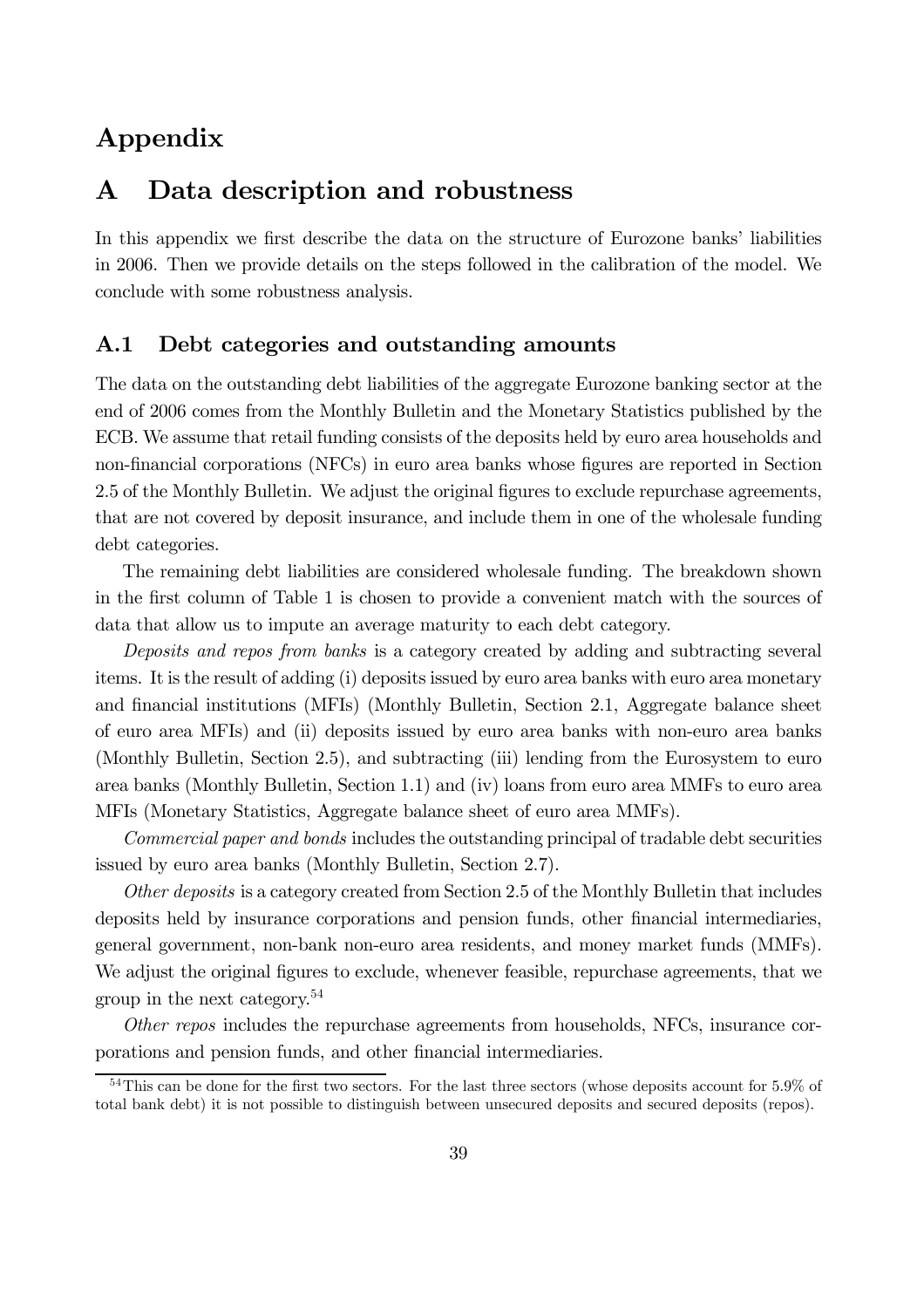# Appendix

## A Data description and robustness

In this appendix we first describe the data on the structure of Eurozone banks' liabilities in 2006. Then we provide details on the steps followed in the calibration of the model. We conclude with some robustness analysis.

### A.1 Debt categories and outstanding amounts

The data on the outstanding debt liabilities of the aggregate Eurozone banking sector at the end of 2006 comes from the Monthly Bulletin and the Monetary Statistics published by the ECB. We assume that retail funding consists of the deposits held by euro area households and non-financial corporations (NFCs) in euro area banks whose figures are reported in Section 2.5 of the Monthly Bulletin. We adjust the original figures to exclude repurchase agreements, that are not covered by deposit insurance, and include them in one of the wholesale funding debt categories.

The remaining debt liabilities are considered wholesale funding. The breakdown shown in the first column of Table 1 is chosen to provide a convenient match with the sources of data that allow us to impute an average maturity to each debt category.

*Deposits and repos from banks* is a category created by adding and subtracting several items. It is the result of adding (i) deposits issued by euro area banks with euro area monetary and financial institutions (MFIs) (Monthly Bulletin, Section 2.1, Aggregate balance sheet of euro area MFIs) and (ii) deposits issued by euro area banks with non-euro area banks (Monthly Bulletin, Section 2.5), and subtracting (iii) lending from the Eurosystem to euro area banks (Monthly Bulletin, Section 1.1) and (iv) loans from euro area MMFs to euro area MFIs (Monetary Statistics, Aggregate balance sheet of euro area MMFs).

*Commercial paper and bonds* includes the outstanding principal of tradable debt securities issued by euro area banks (Monthly Bulletin, Section 2.7).

*Other deposits* is a category created from Section 2.5 of the Monthly Bulletin that includes deposits held by insurance corporations and pension funds, other financial intermediaries, general government, non-bank non-euro area residents, and money market funds (MMFs). We adjust the original figures to exclude, whenever feasible, repurchase agreements, that we group in the next category.[54]

*Other repos* includes the repurchase agreements from households, NFCs, insurance corporations and pension funds, and other financial intermediaries.

[54] This can be done for the first two sectors. For the last three sectors (whose deposits account for 5.9% of total bank debt) it is not possible to distinguish between unsecured deposits and secured deposits (repos).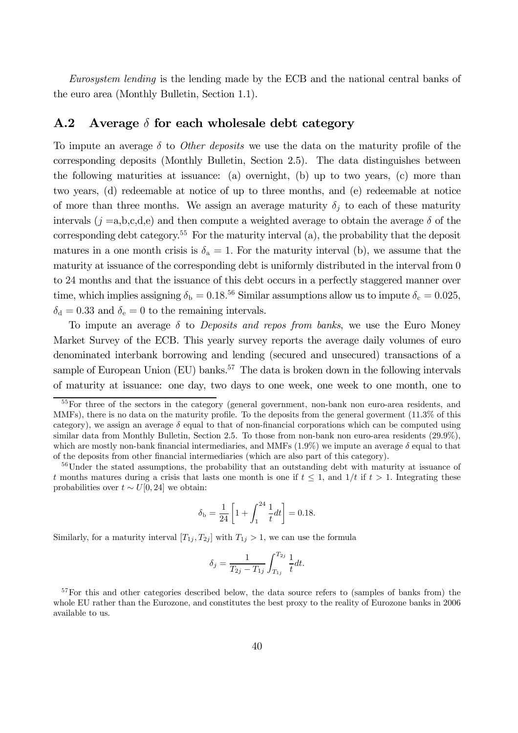*Eurosystem lending* is the lending made by the ECB and the national central banks of the euro area (Monthly Bulletin, Section 1.1).

## A.2 Average $\delta$ for each wholesale debt category

To impute an average $\delta$ to *Other deposits* we use the data on the maturity profile of the corresponding deposits (Monthly Bulletin, Section 2.5). The data distinguishes between the following maturities at issuance: (a) overnight, (b) up to two years, (c) more than two years, (d) redeemable at notice of up to three months, and (e) redeemable at notice of more than three months. We assign an average maturity $\delta_j$ to each of these maturity intervals ($j =$a,b,c,d,e) and then compute a weighted average to obtain the average $\delta$ of the corresponding debt category.[55] For the maturity interval (a), the probability that the deposit matures in a one month crisis is $\delta_{\rm a} = 1$. For the maturity interval (b), we assume that the maturity at issuance of the corresponding debt is uniformly distributed in the interval from 0 to 24 months and that the issuance of this debt occurs in a perfectly staggered manner over time, which implies assigning $\delta_{\rm b} = 0.18$.[56] Similar assumptions allow us to impute $\delta_{\rm c} = 0.025$, $\delta_{\rm d} = 0.33$ and $\delta_{\rm e} = 0$ to the remaining intervals.

To impute an average $\delta$ to *Deposits and repos from banks*, we use the Euro Money Market Survey of the ECB. This yearly survey reports the average daily volumes of euro denominated interbank borrowing and lending (secured and unsecured) transactions of a sample of European Union (EU) banks.[57] The data is broken down in the following intervals of maturity at issuance: one day, two days to one week, one week to one month, one to

[55] For three of the sectors in the category (general government, non-bank non euro-area residents, and MMFs), there is no data on the maturity profile. To the deposits from the general goverment (11.3% of this category), we assign an average $\delta$ equal to that of non-financial corporations which can be computed using similar data from Monthly Bulletin, Section 2.5. To those from non-bank non euro-area residents (29.9%), which are mostly non-bank financial intermediaries, and MMFs (1.9%) we impute an average $\delta$ equal to that of the deposits from other financial intermediaries (which are also part of this category).

[56] Under the stated assumptions, the probability that an outstanding debt with maturity at issuance of $t$ months matures during a crisis that lasts one month is one if $t \leq 1$, and $1/t$ if $t > 1$. Integrating these probabilities over $t \sim U[0, 24]$ we obtain:

$$\delta_{\rm b} = \frac{1}{24}\left[1 + \int_1^{24} \frac{1}{t} dt\right] = 0.18.$$

Similarly, for a maturity interval $[T_{1j}, T_{2j}]$ with $T_{1j} > 1$, we can use the formula

$$\delta_j = \frac{1}{T_{2j} - T_{1j}} \int_{T_{1j}}^{T_{2j}} \frac{1}{t} dt.$$

[57] For this and other categories described below, the data source refers to (samples of banks from) the whole EU rather than the Eurozone, and constitutes the best proxy to the reality of Eurozone banks in 2006 available to us.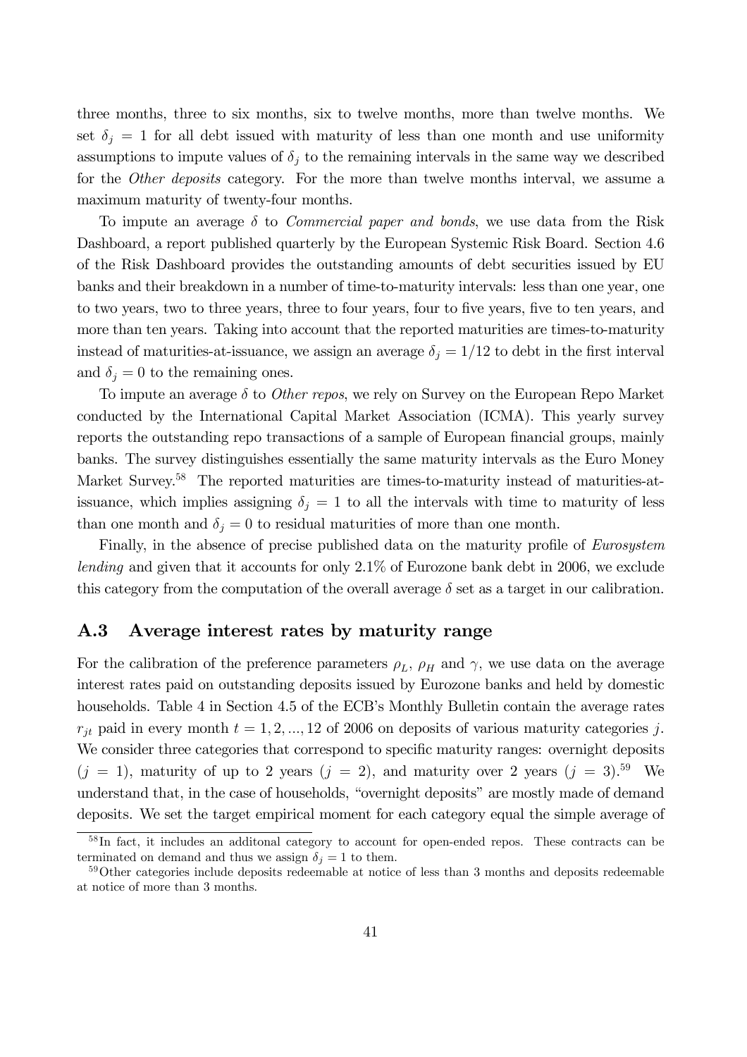three months, three to six months, six to twelve months, more than twelve months. We set $\delta_j = 1$ for all debt issued with maturity of less than one month and use uniformity assumptions to impute values of $\delta_j$ to the remaining intervals in the same way we described for the *Other deposits* category. For the more than twelve months interval, we assume a maximum maturity of twenty-four months.

To impute an average $\delta$ to *Commercial paper and bonds*, we use data from the Risk Dashboard, a report published quarterly by the European Systemic Risk Board. Section 4.6 of the Risk Dashboard provides the outstanding amounts of debt securities issued by EU banks and their breakdown in a number of time-to-maturity intervals: less than one year, one to two years, two to three years, three to four years, four to five years, five to ten years, and more than ten years. Taking into account that the reported maturities are times-to-maturity instead of maturities-at-issuance, we assign an average $\delta_j = 1/12$ to debt in the first interval and $\delta_j = 0$ to the remaining ones.

To impute an average $\delta$ to *Other repos*, we rely on Survey on the European Repo Market conducted by the International Capital Market Association (ICMA). This yearly survey reports the outstanding repo transactions of a sample of European financial groups, mainly banks. The survey distinguishes essentially the same maturity intervals as the Euro Money Market Survey.[58] The reported maturities are times-to-maturity instead of maturities-at-issuance, which implies assigning $\delta_j = 1$ to all the intervals with time to maturity of less than one month and $\delta_j = 0$ to residual maturities of more than one month.

Finally, in the absence of precise published data on the maturity profile of *Eurosystem lending* and given that it accounts for only 2.1% of Eurozone bank debt in 2006, we exclude this category from the computation of the overall average $\delta$ set as a target in our calibration.

## A.3 Average interest rates by maturity range

For the calibration of the preference parameters $\rho_L$, $\rho_H$ and $\gamma$, we use data on the average interest rates paid on outstanding deposits issued by Eurozone banks and held by domestic households. Table 4 in Section 4.5 of the ECB's Monthly Bulletin contain the average rates $r_{jt}$ paid in every month $t = 1, 2, ..., 12$ of 2006 on deposits of various maturity categories $j$. We consider three categories that correspond to specific maturity ranges: overnight deposits ($j = 1$), maturity of up to 2 years ($j = 2$), and maturity over 2 years ($j = 3$).[59] We understand that, in the case of households, "overnight deposits" are mostly made of demand deposits. We set the target empirical moment for each category equal the simple average of

[58] In fact, it includes an additonal category to account for open-ended repos. These contracts can be terminated on demand and thus we assign $\delta_j = 1$ to them.

[59] Other categories include deposits redeemable at notice of less than 3 months and deposits redeemable at notice of more than 3 months.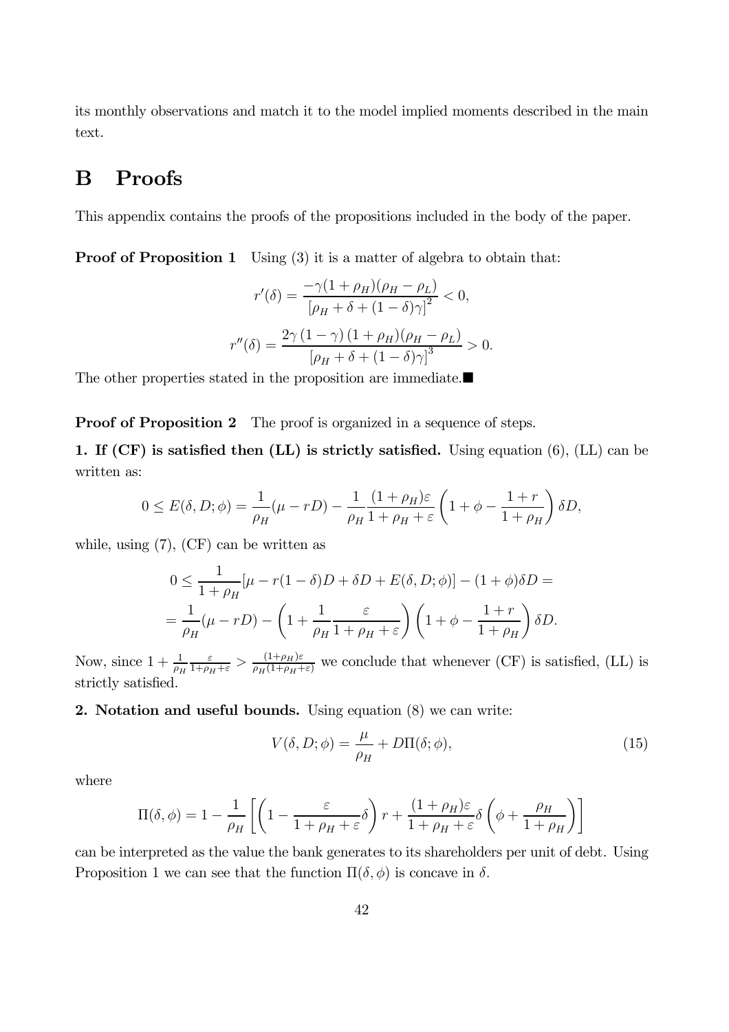its monthly observations and match it to the model implied moments described in the main text.

# B Proofs

This appendix contains the proofs of the propositions included in the body of the paper.

**Proof of Proposition 1** Using (3) it is a matter of algebra to obtain that:

$$r'(\delta) = \frac{-\gamma(1+\rho_H)(\rho_H - \rho_L)}{\left[\rho_H + \delta + (1-\delta)\gamma\right]^2} < 0,$$

$$r''(\delta) = \frac{2\gamma\,(1-\gamma)\,(1+\rho_H)(\rho_H - \rho_L)}{\left[\rho_H + \delta + (1-\delta)\gamma\right]^3} > 0.$$

The other properties stated in the proposition are immediate.■

**Proof of Proposition 2** The proof is organized in a sequence of steps.

**1. If (CF) is satisfied then (LL) is strictly satisfied.** Using equation (6), (LL) can be written as:

$$0 \le E(\delta, D; \phi) = \frac{1}{\rho_H}(\mu - rD) - \frac{1}{\rho_H}\frac{(1+\rho_H)\varepsilon}{1+\rho_H+\varepsilon}\left(1 + \phi - \frac{1+r}{1+\rho_H}\right)\delta D,$$

while, using (7), (CF) can be written as

$$\begin{aligned} 0 &\le \frac{1}{1+\rho_H}[\mu - r(1-\delta)D + \delta D + E(\delta, D; \phi)] - (1+\phi)\delta D = \\ &= \frac{1}{\rho_H}(\mu - rD) - \left(1 + \frac{1}{\rho_H}\frac{\varepsilon}{1+\rho_H+\varepsilon}\right)\left(1 + \phi - \frac{1+r}{1+\rho_H}\right)\delta D. \end{aligned}$$

Now, since $1 + \frac{1}{\rho_H}\frac{\varepsilon}{1+\rho_H+\varepsilon} > \frac{(1+\rho_H)\varepsilon}{\rho_H(1+\rho_H+\varepsilon)}$ we conclude that whenever (CF) is satisfied, (LL) is strictly satisfied.

**2. Notation and useful bounds.** Using equation (8) we can write:

$$V(\delta, D; \phi) = \frac{\mu}{\rho_H} + D\Pi(\delta; \phi), \tag{15}$$

where

$$\Pi(\delta, \phi) = 1 - \frac{1}{\rho_H}\left[\left(1 - \frac{\varepsilon}{1+\rho_H+\varepsilon}\delta\right)r + \frac{(1+\rho_H)\varepsilon}{1+\rho_H+\varepsilon}\delta\left(\phi + \frac{\rho_H}{1+\rho_H}\right)\right]$$

can be interpreted as the value the bank generates to its shareholders per unit of debt. Using Proposition 1 we can see that the function $\Pi(\delta, \phi)$ is concave in $\delta$.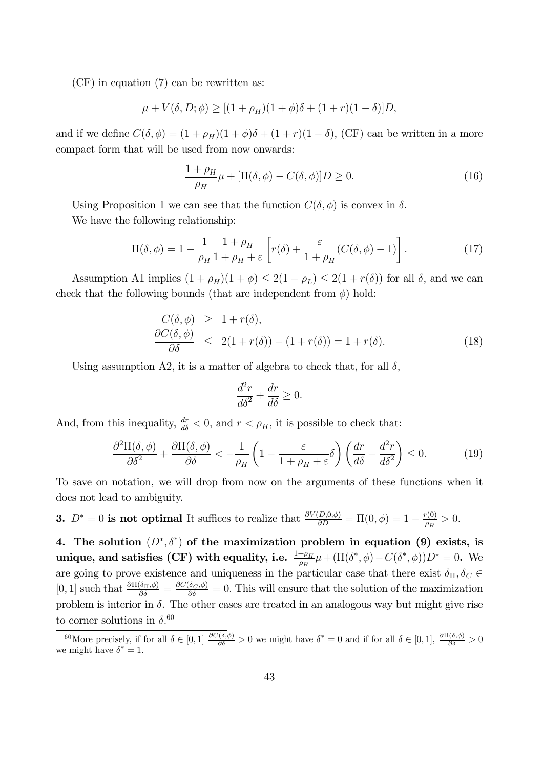(CF) in equation (7) can be rewritten as:

$$\mu + V(\delta, D; \phi) \geq [(1+\rho_H)(1+\phi)\delta + (1+r)(1-\delta)]D,$$

and if we define $C(\delta, \phi) = (1+\rho_H)(1+\phi)\delta + (1+r)(1-\delta)$, (CF) can be written in a more compact form that will be used from now onwards:

$$\frac{1+\rho_H}{\rho_H}\mu + [\Pi(\delta, \phi) - C(\delta, \phi)]D \geq 0. \tag{16}$$

Using Proposition 1 we can see that the function $C(\delta, \phi)$ is convex in $\delta$.

We have the following relationship:

$$\Pi(\delta, \phi) = 1 - \frac{1}{\rho_H}\frac{1+\rho_H}{1+\rho_H+\varepsilon}\left[r(\delta) + \frac{\varepsilon}{1+\rho_H}(C(\delta, \phi) - 1)\right]. \tag{17}$$

Assumption A1 implies $(1+\rho_H)(1+\phi) \leq 2(1+\rho_L) \leq 2(1+r(\delta))$ for all $\delta$, and we can check that the following bounds (that are independent from $\phi$) hold:

$$\begin{aligned} C(\delta, \phi) &\geq 1 + r(\delta), \\ \frac{\partial C(\delta, \phi)}{\partial \delta} &\leq 2(1+r(\delta)) - (1+r(\delta)) = 1 + r(\delta). \end{aligned} \tag{18}$$

Using assumption A2, it is a matter of algebra to check that, for all $\delta$,

$$\frac{d^2 r}{d\delta^2} + \frac{dr}{d\delta} \geq 0.$$

And, from this inequality, $\frac{dr}{d\delta} < 0$, and $r < \rho_H$, it is possible to check that:

$$\frac{\partial^2 \Pi(\delta, \phi)}{\partial \delta^2} + \frac{\partial \Pi(\delta, \phi)}{\partial \delta} < -\frac{1}{\rho_H}\left(1 - \frac{\varepsilon}{1+\rho_H+\varepsilon}\delta\right)\left(\frac{dr}{d\delta} + \frac{d^2 r}{d\delta^2}\right) \leq 0. \tag{19}$$

To save on notation, we will drop from now on the arguments of these functions when it does not lead to ambiguity.

**3.** $D^* = 0$ **is not optimal** It suffices to realize that $\frac{\partial V(D,0;\phi)}{\partial D} = \Pi(0, \phi) = 1 - \frac{r(0)}{\rho_H} > 0$.

**4. The solution $(D^*, \delta^*)$ of the maximization problem in equation (9) exists, is unique, and satisfies (CF) with equality, i.e. $\frac{1+\rho_H}{\rho_H}\mu + (\Pi(\delta^*, \phi) - C(\delta^*, \phi))D^* = 0$.** We are going to prove existence and uniqueness in the particular case that there exist $\delta_\Pi, \delta_C \in [0, 1]$ such that $\frac{\partial \Pi(\delta_\Pi, \phi)}{\partial \delta} = \frac{\partial C(\delta_C, \phi)}{\partial \delta} = 0$. This will ensure that the solution of the maximization problem is interior in $\delta$. The other cases are treated in an analogous way but might give rise to corner solutions in $\delta$.[60]

[60] More precisely, if for all $\delta \in [0, 1]$ $\frac{\partial C(\delta, \phi)}{\partial \delta} > 0$ we might have $\delta^* = 0$ and if for all $\delta \in [0, 1]$, $\frac{\partial \Pi(\delta, \phi)}{\partial \delta} > 0$ we might have $\delta^* = 1$.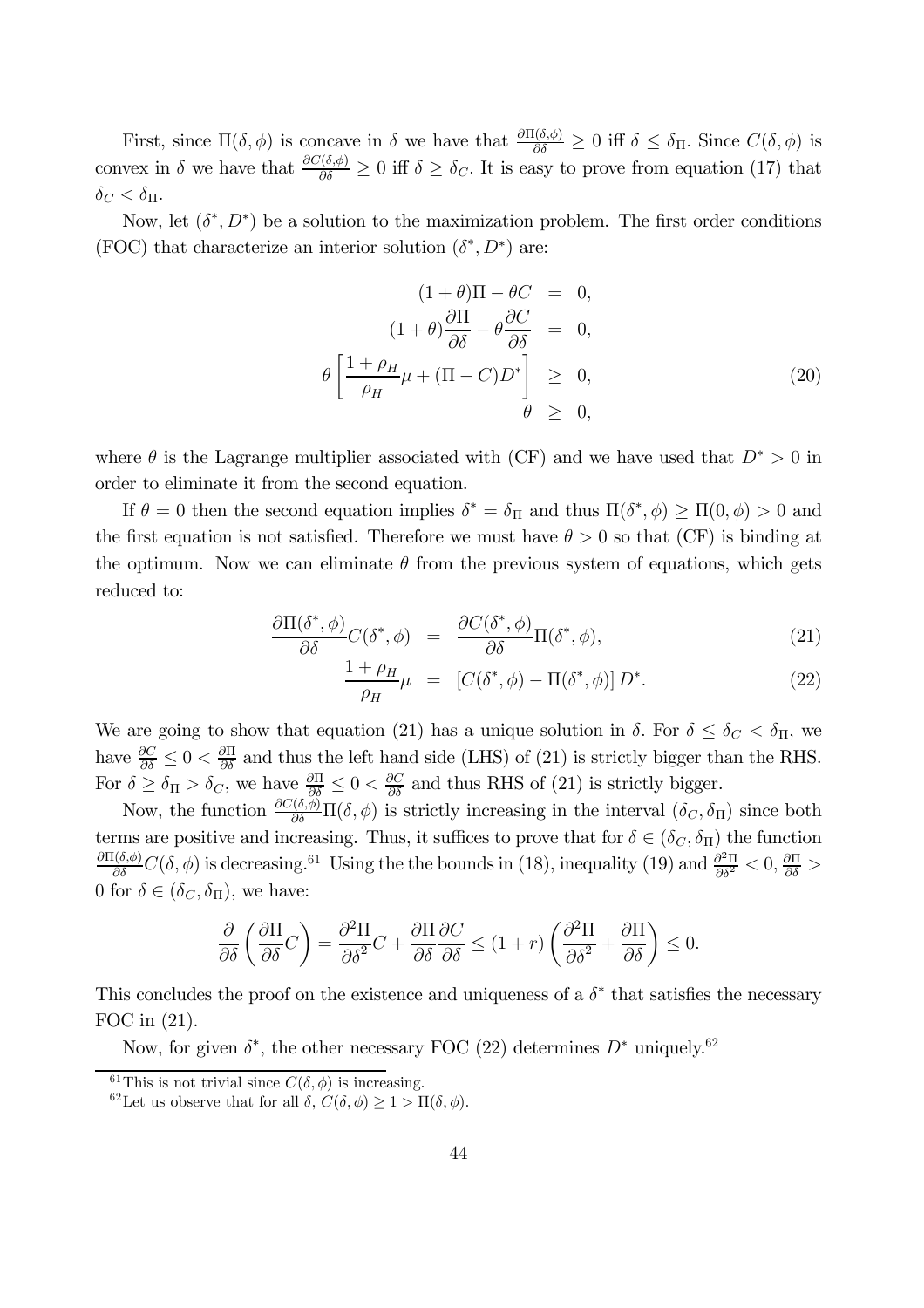First, since $\Pi(\delta, \phi)$ is concave in $\delta$ we have that $\frac{\partial \Pi(\delta,\phi)}{\partial \delta} \geq 0$ iff $\delta \leq \delta_\Pi$. Since $C(\delta, \phi)$ is convex in $\delta$ we have that $\frac{\partial C(\delta,\phi)}{\partial \delta} \geq 0$ iff $\delta \geq \delta_C$. It is easy to prove from equation (17) that $\delta_C < \delta_\Pi$.

Now, let $(\delta^*, D^*)$ be a solution to the maximization problem. The first order conditions (FOC) that characterize an interior solution $(\delta^*, D^*)$ are:

$$
\begin{aligned}
(1+\theta)\Pi - \theta C &= 0, \\
(1+\theta)\frac{\partial \Pi}{\partial \delta} - \theta \frac{\partial C}{\partial \delta} &= 0, \\
\theta \left[ \frac{1+\rho_H}{\rho_H}\mu + (\Pi - C)D^* \right] &\geq 0, \\
\theta &\geq 0,
\end{aligned}
\tag{20}
$$

where $\theta$ is the Lagrange multiplier associated with (CF) and we have used that $D^* > 0$ in order to eliminate it from the second equation.

If $\theta = 0$ then the second equation implies $\delta^* = \delta_\Pi$ and thus $\Pi(\delta^*, \phi) \geq \Pi(0, \phi) > 0$ and the first equation is not satisfied. Therefore we must have $\theta > 0$ so that (CF) is binding at the optimum. Now we can eliminate $\theta$ from the previous system of equations, which gets reduced to:

$$
\frac{\partial \Pi(\delta^*, \phi)}{\partial \delta} C(\delta^*, \phi) = \frac{\partial C(\delta^*, \phi)}{\partial \delta} \Pi(\delta^*, \phi), \tag{21}
$$

$$
\frac{1+\rho_H}{\rho_H}\mu = \left[ C(\delta^*, \phi) - \Pi(\delta^*, \phi) \right] D^*. \tag{22}
$$

We are going to show that equation (21) has a unique solution in $\delta$. For $\delta \leq \delta_C < \delta_\Pi$, we have $\frac{\partial C}{\partial \delta} \leq 0 < \frac{\partial \Pi}{\partial \delta}$ and thus the left hand side (LHS) of (21) is strictly bigger than the RHS. For $\delta \geq \delta_\Pi > \delta_C$, we have $\frac{\partial \Pi}{\partial \delta} \leq 0 < \frac{\partial C}{\partial \delta}$ and thus RHS of (21) is strictly bigger.

Now, the function $\frac{\partial C(\delta,\phi)}{\partial \delta} \Pi(\delta, \phi)$ is strictly increasing in the interval $(\delta_C, \delta_\Pi)$ since both terms are positive and increasing. Thus, it suffices to prove that for $\delta \in (\delta_C, \delta_\Pi)$ the function $\frac{\partial \Pi(\delta,\phi)}{\partial \delta} C(\delta, \phi)$ is decreasing.[61] Using the the bounds in (18), inequality (19) and $\frac{\partial^2 \Pi}{\partial \delta^2} < 0$, $\frac{\partial \Pi}{\partial \delta} > 0$ for $\delta \in (\delta_C, \delta_\Pi)$, we have:

$$
\frac{\partial}{\partial \delta}\left( \frac{\partial \Pi}{\partial \delta} C \right) = \frac{\partial^2 \Pi}{\partial \delta^2} C + \frac{\partial \Pi}{\partial \delta}\frac{\partial C}{\partial \delta} \leq (1+r)\left( \frac{\partial^2 \Pi}{\partial \delta^2} + \frac{\partial \Pi}{\partial \delta} \right) \leq 0.
$$

This concludes the proof on the existence and uniqueness of a $\delta^*$ that satisfies the necessary FOC in (21).

Now, for given $\delta^*$, the other necessary FOC (22) determines $D^*$ uniquely.[62]

[61] This is not trivial since $C(\delta, \phi)$ is increasing.

[62] Let us observe that for all $\delta$, $C(\delta, \phi) \geq 1 > \Pi(\delta, \phi)$.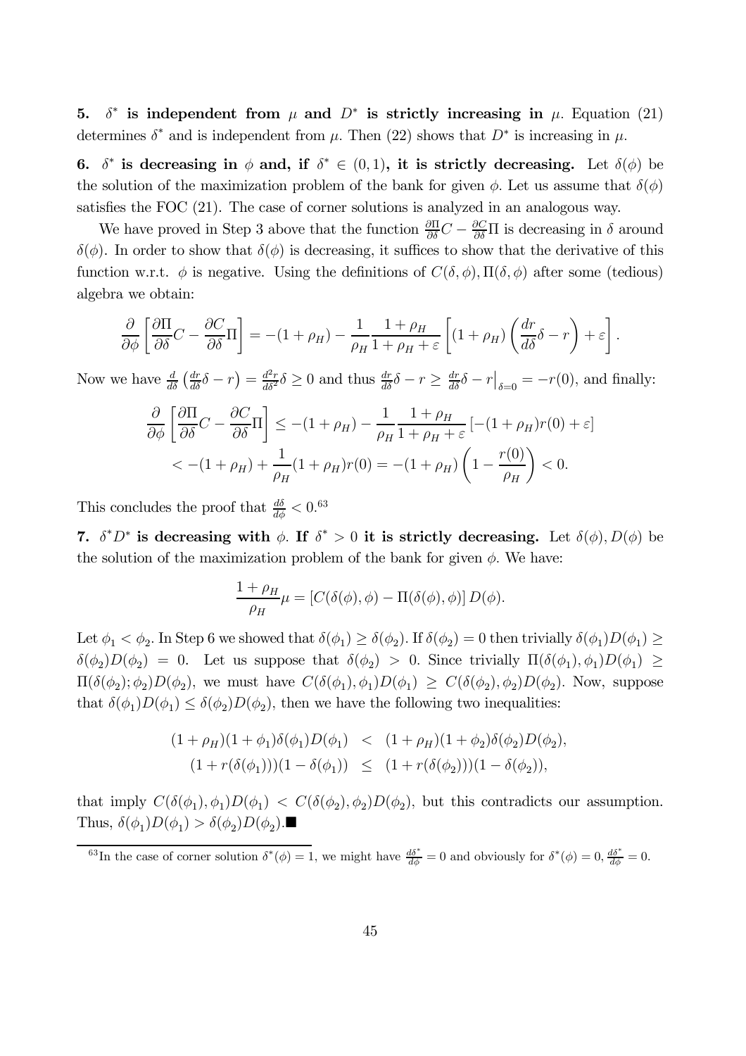**5. $\delta^*$ is independent from $\mu$ and $D^*$ is strictly increasing in $\mu$.** Equation (21) determines $\delta^*$ and is independent from $\mu$. Then (22) shows that $D^*$ is increasing in $\mu$.

**6. $\delta^*$ is decreasing in $\phi$ and, if $\delta^* \in (0,1)$, it is strictly decreasing.** Let $\delta(\phi)$ be the solution of the maximization problem of the bank for given $\phi$. Let us assume that $\delta(\phi)$ satisfies the FOC (21). The case of corner solutions is analyzed in an analogous way.

We have proved in Step 3 above that the function $\frac{\partial \Pi}{\partial \delta} C - \frac{\partial C}{\partial \delta} \Pi$ is decreasing in $\delta$ around $\delta(\phi)$. In order to show that $\delta(\phi)$ is decreasing, it suffices to show that the derivative of this function w.r.t. $\phi$ is negative. Using the definitions of $C(\delta, \phi), \Pi(\delta, \phi)$ after some (tedious) algebra we obtain:

$$\frac{\partial}{\partial \phi}\left[\frac{\partial \Pi}{\partial \delta} C - \frac{\partial C}{\partial \delta} \Pi\right] = -(1+\rho_H) - \frac{1}{\rho_H}\frac{1+\rho_H}{1+\rho_H+\varepsilon}\left[(1+\rho_H)\left(\frac{dr}{d\delta}\delta - r\right) + \varepsilon\right].$$

Now we have $\frac{d}{d\delta}\left(\frac{dr}{d\delta}\delta - r\right) = \frac{d^2 r}{d\delta^2}\delta \geq 0$ and thus $\frac{dr}{d\delta}\delta - r \geq \frac{dr}{d\delta}\delta - r\big|_{\delta=0} = -r(0)$, and finally:

$$\begin{aligned}
\frac{\partial}{\partial \phi}\left[\frac{\partial \Pi}{\partial \delta} C - \frac{\partial C}{\partial \delta} \Pi\right] &\leq -(1+\rho_H) - \frac{1}{\rho_H}\frac{1+\rho_H}{1+\rho_H+\varepsilon}\left[-(1+\rho_H)r(0) + \varepsilon\right] \\
&< -(1+\rho_H) + \frac{1}{\rho_H}(1+\rho_H)r(0) = -(1+\rho_H)\left(1 - \frac{r(0)}{\rho_H}\right) < 0.
\end{aligned}$$

This concludes the proof that $\frac{d\delta}{d\phi} < 0$.[63]

**7. $\delta^* D^*$ is decreasing with $\phi$. If $\delta^* > 0$ it is strictly decreasing.** Let $\delta(\phi), D(\phi)$ be the solution of the maximization problem of the bank for given $\phi$. We have:

$$\frac{1+\rho_H}{\rho_H}\mu = \left[C(\delta(\phi), \phi) - \Pi(\delta(\phi), \phi)\right] D(\phi).$$

Let $\phi_1 < \phi_2$. In Step 6 we showed that $\delta(\phi_1) \geq \delta(\phi_2)$. If $\delta(\phi_2) = 0$ then trivially $\delta(\phi_1)D(\phi_1) \geq \delta(\phi_2)D(\phi_2) = 0$. Let us suppose that $\delta(\phi_2) > 0$. Since trivially $\Pi(\delta(\phi_1), \phi_1)D(\phi_1) \geq \Pi(\delta(\phi_2); \phi_2)D(\phi_2)$, we must have $C(\delta(\phi_1), \phi_1)D(\phi_1) \geq C(\delta(\phi_2), \phi_2)D(\phi_2)$. Now, suppose that $\delta(\phi_1)D(\phi_1) \leq \delta(\phi_2)D(\phi_2)$, then we have the following two inequalities:

$$\begin{aligned}
(1+\rho_H)(1+\phi_1)\delta(\phi_1)D(\phi_1) &< (1+\rho_H)(1+\phi_2)\delta(\phi_2)D(\phi_2), \\
(1+r(\delta(\phi_1)))(1-\delta(\phi_1)) &\leq (1+r(\delta(\phi_2)))(1-\delta(\phi_2)),
\end{aligned}$$

that imply $C(\delta(\phi_1), \phi_1)D(\phi_1) < C(\delta(\phi_2), \phi_2)D(\phi_2)$, but this contradicts our assumption. Thus, $\delta(\phi_1)D(\phi_1) > \delta(\phi_2)D(\phi_2)$.■

[63] In the case of corner solution $\delta^*(\phi) = 1$, we might have $\frac{d\delta^*}{d\phi} = 0$ and obviously for $\delta^*(\phi) = 0$, $\frac{d\delta^*}{d\phi} = 0$.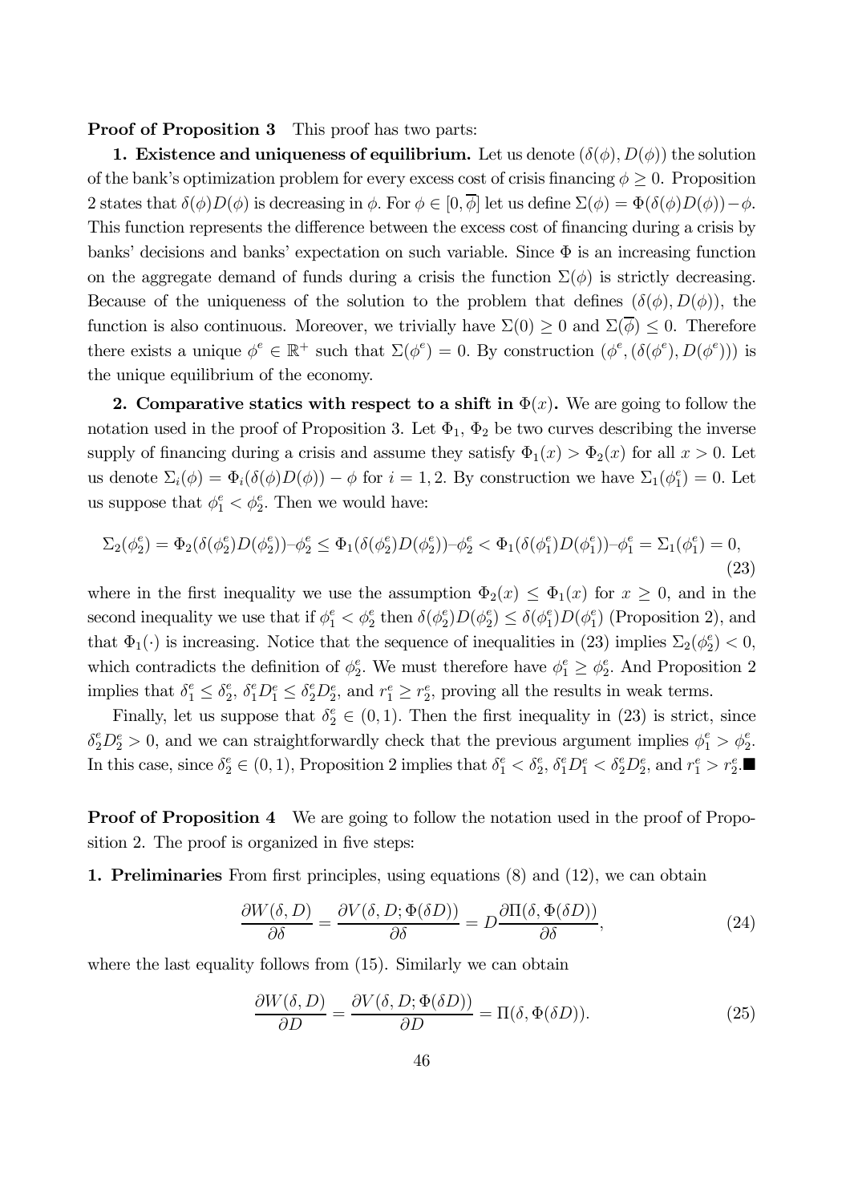**Proof of Proposition 3** This proof has two parts:

**1. Existence and uniqueness of equilibrium.** Let us denote $(\delta(\phi), D(\phi))$ the solution of the bank's optimization problem for every excess cost of crisis financing $\phi \geq 0$. Proposition 2 states that $\delta(\phi)D(\phi)$ is decreasing in $\phi$. For $\phi \in [0, \overline{\phi}]$ let us define $\Sigma(\phi) = \Phi(\delta(\phi)D(\phi)) - \phi$. This function represents the difference between the excess cost of financing during a crisis by banks' decisions and banks' expectation on such variable. Since $\Phi$ is an increasing function on the aggregate demand of funds during a crisis the function $\Sigma(\phi)$ is strictly decreasing. Because of the uniqueness of the solution to the problem that defines $(\delta(\phi), D(\phi))$, the function is also continuous. Moreover, we trivially have $\Sigma(0) \geq 0$ and $\Sigma(\overline{\phi}) \leq 0$. Therefore there exists a unique $\phi^e \in \mathbb{R}^+$ such that $\Sigma(\phi^e) = 0$. By construction $(\phi^e, (\delta(\phi^e), D(\phi^e)))$ is the unique equilibrium of the economy.

**2. Comparative statics with respect to a shift in $\Phi(x)$.** We are going to follow the notation used in the proof of Proposition 3. Let $\Phi_1$, $\Phi_2$ be two curves describing the inverse supply of financing during a crisis and assume they satisfy $\Phi_1(x) > \Phi_2(x)$ for all $x > 0$. Let us denote $\Sigma_i(\phi) = \Phi_i(\delta(\phi)D(\phi)) - \phi$ for $i = 1, 2$. By construction we have $\Sigma_1(\phi_1^e) = 0$. Let us suppose that $\phi_1^e < \phi_2^e$. Then we would have:

$$\Sigma_2(\phi_2^e) = \Phi_2(\delta(\phi_2^e)D(\phi_2^e)) - \phi_2^e \leq \Phi_1(\delta(\phi_2^e)D(\phi_2^e)) - \phi_2^e < \Phi_1(\delta(\phi_1^e)D(\phi_1^e)) - \phi_1^e = \Sigma_1(\phi_1^e) = 0, \tag{23}$$

where in the first inequality we use the assumption $\Phi_2(x) \leq \Phi_1(x)$ for $x \geq 0$, and in the second inequality we use that if $\phi_1^e < \phi_2^e$ then $\delta(\phi_2^e)D(\phi_2^e) \leq \delta(\phi_1^e)D(\phi_1^e)$ (Proposition 2), and that $\Phi_1(\cdot)$ is increasing. Notice that the sequence of inequalities in (23) implies $\Sigma_2(\phi_2^e) < 0$, which contradicts the definition of $\phi_2^e$. We must therefore have $\phi_1^e \geq \phi_2^e$. And Proposition 2 implies that $\delta_1^e \leq \delta_2^e$, $\delta_1^e D_1^e \leq \delta_2^e D_2^e$, and $r_1^e \geq r_2^e$, proving all the results in weak terms.

Finally, let us suppose that $\delta_2^e \in (0, 1)$. Then the first inequality in (23) is strict, since $\delta_2^e D_2^e > 0$, and we can straightforwardly check that the previous argument implies $\phi_1^e > \phi_2^e$. In this case, since $\delta_2^e \in (0, 1)$, Proposition 2 implies that $\delta_1^e < \delta_2^e$, $\delta_1^e D_1^e < \delta_2^e D_2^e$, and $r_1^e > r_2^e$.■

**Proof of Proposition 4** We are going to follow the notation used in the proof of Proposition 2. The proof is organized in five steps:

**1. Preliminaries** From first principles, using equations (8) and (12), we can obtain

$$\frac{\partial W(\delta, D)}{\partial \delta} = \frac{\partial V(\delta, D; \Phi(\delta D))}{\partial \delta} = D \frac{\partial \Pi(\delta, \Phi(\delta D))}{\partial \delta}, \tag{24}$$

where the last equality follows from (15). Similarly we can obtain

$$\frac{\partial W(\delta, D)}{\partial D} = \frac{\partial V(\delta, D; \Phi(\delta D))}{\partial D} = \Pi(\delta, \Phi(\delta D)). \tag{25}$$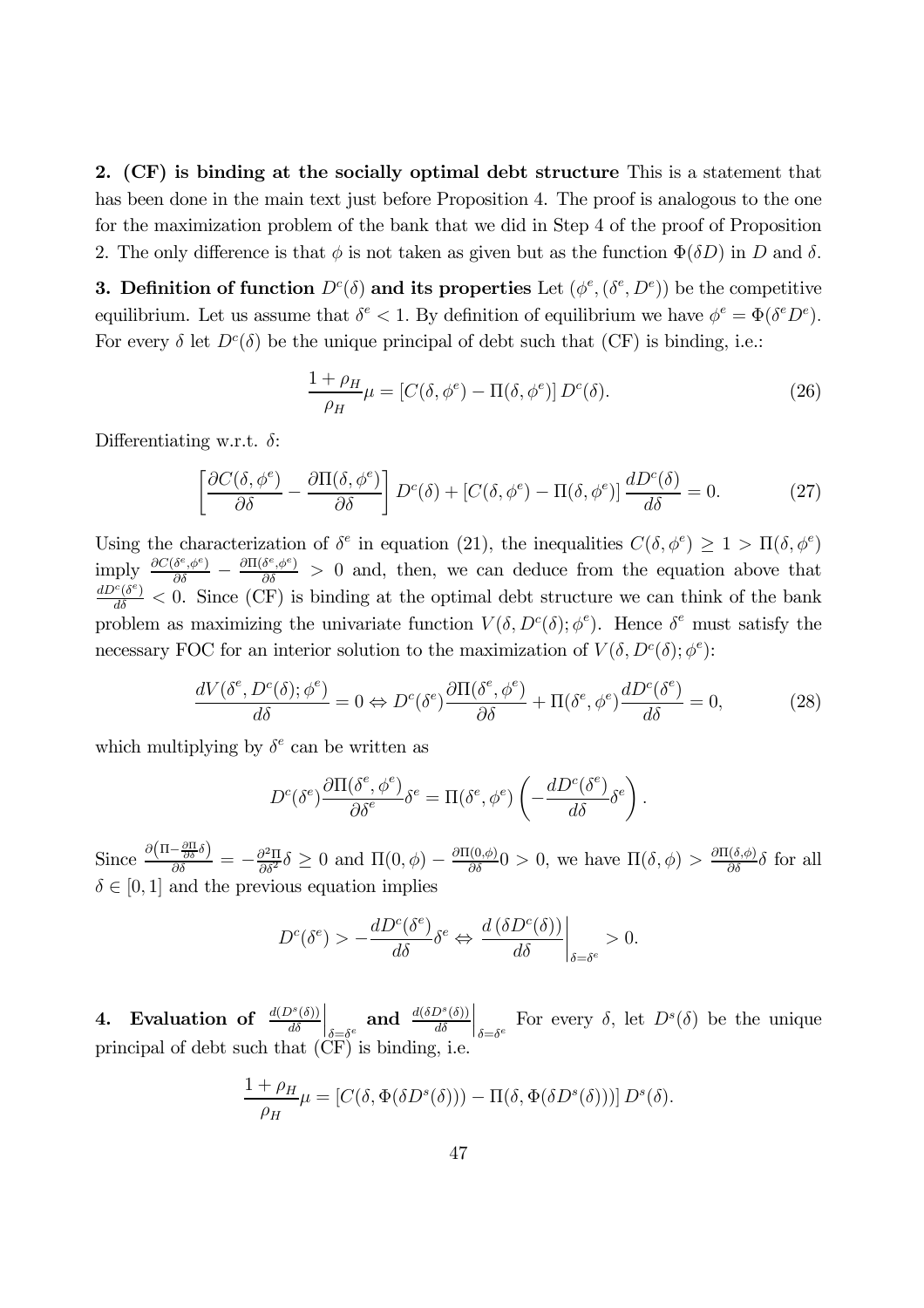**2. (CF) is binding at the socially optimal debt structure** This is a statement that has been done in the main text just before Proposition 4. The proof is analogous to the one for the maximization problem of the bank that we did in Step 4 of the proof of Proposition 2. The only difference is that $\phi$ is not taken as given but as the function $\Phi(\delta D)$ in $D$ and $\delta$.

**3. Definition of function $D^c(\delta)$ and its properties** Let $(\phi^e, (\delta^e, D^e))$ be the competitive equilibrium. Let us assume that $\delta^e < 1$. By definition of equilibrium we have $\phi^e = \Phi(\delta^e D^e)$. For every $\delta$ let $D^c(\delta)$ be the unique principal of debt such that (CF) is binding, i.e.:

$$\frac{1+\rho_H}{\rho_H}\mu = \left[C(\delta, \phi^e) - \Pi(\delta, \phi^e)\right] D^c(\delta). \tag{26}$$

Differentiating w.r.t. $\delta$:

$$\left[\frac{\partial C(\delta, \phi^e)}{\partial \delta} - \frac{\partial \Pi(\delta, \phi^e)}{\partial \delta}\right] D^c(\delta) + \left[C(\delta, \phi^e) - \Pi(\delta, \phi^e)\right] \frac{dD^c(\delta)}{d\delta} = 0. \tag{27}$$

Using the characterization of $\delta^e$ in equation (21), the inequalities $C(\delta, \phi^e) \geq 1 > \Pi(\delta, \phi^e)$ imply $\frac{\partial C(\delta^e, \phi^e)}{\partial \delta} - \frac{\partial \Pi(\delta^e, \phi^e)}{\partial \delta} > 0$ and, then, we can deduce from the equation above that $\frac{dD^c(\delta^e)}{d\delta} < 0$. Since (CF) is binding at the optimal debt structure we can think of the bank problem as maximizing the univariate function $V(\delta, D^c(\delta); \phi^e)$. Hence $\delta^e$ must satisfy the necessary FOC for an interior solution to the maximization of $V(\delta, D^c(\delta); \phi^e)$:

$$\frac{dV(\delta^e, D^c(\delta); \phi^e)}{d\delta} = 0 \Leftrightarrow D^c(\delta^e)\frac{\partial \Pi(\delta^e, \phi^e)}{\partial \delta} + \Pi(\delta^e, \phi^e)\frac{dD^c(\delta^e)}{d\delta} = 0, \tag{28}$$

which multiplying by $\delta^e$ can be written as

$$D^c(\delta^e)\frac{\partial \Pi(\delta^e, \phi^e)}{\partial \delta^e}\delta^e = \Pi(\delta^e, \phi^e)\left(-\frac{dD^c(\delta^e)}{d\delta}\delta^e\right).$$

Since $\frac{\partial\left(\Pi - \frac{\partial \Pi}{\partial \delta}\delta\right)}{\partial \delta} = -\frac{\partial^2 \Pi}{\partial \delta^2}\delta \geq 0$ and $\Pi(0, \phi) - \frac{\partial \Pi(0,\phi)}{\partial \delta}0 > 0$, we have $\Pi(\delta, \phi) > \frac{\partial \Pi(\delta, \phi)}{\partial \delta}\delta$ for all $\delta \in [0, 1]$ and the previous equation implies

$$D^c(\delta^e) > -\frac{dD^c(\delta^e)}{d\delta}\delta^e \Leftrightarrow \left.\frac{d\left(\delta D^c(\delta)\right)}{d\delta}\right|_{\delta=\delta^e} > 0.$$

**4. Evaluation of $\left.\frac{d(D^s(\delta))}{d\delta}\right|_{\delta=\delta^e}$ and $\left.\frac{d(\delta D^s(\delta))}{d\delta}\right|_{\delta=\delta^e}$** For every $\delta$, let $D^s(\delta)$ be the unique principal of debt such that (CF) is binding, i.e.

$$\frac{1+\rho_H}{\rho_H}\mu = \left[C(\delta, \Phi(\delta D^s(\delta))) - \Pi(\delta, \Phi(\delta D^s(\delta)))\right] D^s(\delta).$$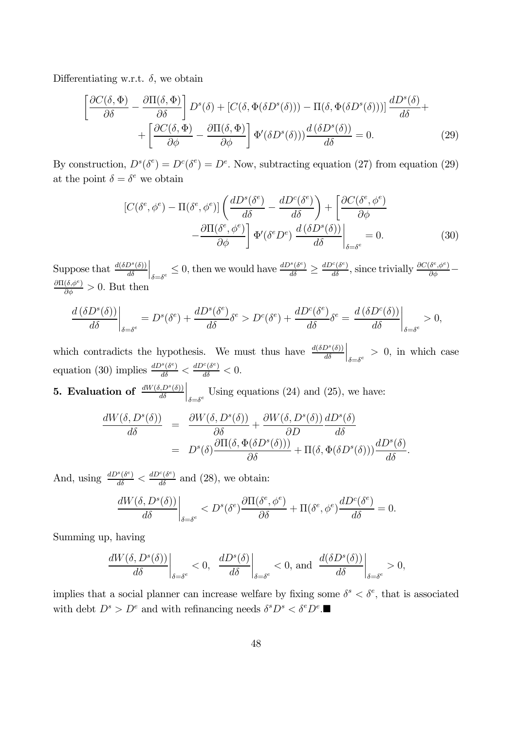Differentiating w.r.t. $\delta$, we obtain

$$\left[\frac{\partial C(\delta,\Phi)}{\partial \delta} - \frac{\partial \Pi(\delta,\Phi)}{\partial \delta}\right] D^s(\delta) + \left[C(\delta,\Phi(\delta D^s(\delta))) - \Pi(\delta,\Phi(\delta D^s(\delta)))\right]\frac{dD^s(\delta)}{d\delta} + \\ + \left[\frac{\partial C(\delta,\Phi)}{\partial \phi} - \frac{\partial \Pi(\delta,\Phi)}{\partial \phi}\right]\Phi'(\delta D^s(\delta))\frac{d\left(\delta D^s(\delta)\right)}{d\delta} = 0. \tag{29}$$

By construction, $D^s(\delta^e) = D^c(\delta^e) = D^e$. Now, subtracting equation (27) from equation (29) at the point $\delta = \delta^e$ we obtain

$$\left[C(\delta^e,\phi^e) - \Pi(\delta^e,\phi^e)\right]\left(\frac{dD^s(\delta^e)}{d\delta} - \frac{dD^c(\delta^e)}{d\delta}\right) + \left[\frac{\partial C(\delta^e,\phi^e)}{\partial \phi} \right. \\ \left. - \frac{\partial \Pi(\delta^e,\phi^e)}{\partial \phi}\right]\Phi'(\delta^e D^e)\left.\frac{d\left(\delta D^s(\delta)\right)}{d\delta}\right|_{\delta=\delta^e} = 0. \tag{30}$$

Suppose that $\left.\frac{d(\delta D^s(\delta))}{d\delta}\right|_{\delta=\delta^e} \leq 0$, then we would have $\frac{dD^s(\delta^e)}{d\delta} \geq \frac{dD^c(\delta^e)}{d\delta}$, since trivially $\frac{\partial C(\delta^e,\phi^e)}{\partial \phi} - \frac{\partial \Pi(\delta,\phi^e)}{\partial \phi} > 0$. But then

$$\left.\frac{d\left(\delta D^s(\delta)\right)}{d\delta}\right|_{\delta=\delta^e} = D^s(\delta^e) + \frac{dD^s(\delta^e)}{d\delta}\delta^e > D^c(\delta^e) + \frac{dD^c(\delta^e)}{d\delta}\delta^e = \left.\frac{d\left(\delta D^c(\delta)\right)}{d\delta}\right|_{\delta=\delta^e} > 0,$$

which contradicts the hypothesis. We must thus have $\left.\frac{d(\delta D^s(\delta))}{d\delta}\right|_{\delta=\delta^e} > 0$, in which case equation (30) implies $\frac{dD^s(\delta^e)}{d\delta} < \frac{dD^c(\delta^e)}{d\delta} < 0$.

**5. Evaluation of** $\left.\frac{dW(\delta,D^s(\delta))}{d\delta}\right|_{\delta=\delta^e}$ Using equations (24) and (25), we have:

$$\begin{aligned} \frac{dW(\delta,D^s(\delta))}{d\delta} &= \frac{\partial W(\delta,D^s(\delta))}{\partial \delta} + \frac{\partial W(\delta,D^s(\delta))}{\partial D}\frac{dD^s(\delta)}{d\delta} \\ &= D^s(\delta)\frac{\partial \Pi(\delta,\Phi(\delta D^s(\delta)))}{\partial \delta} + \Pi(\delta,\Phi(\delta D^s(\delta)))\frac{dD^s(\delta)}{d\delta}. \end{aligned}$$

And, using $\frac{dD^s(\delta^e)}{d\delta} < \frac{dD^c(\delta^e)}{d\delta}$ and (28), we obtain:

$$\left.\frac{dW(\delta,D^s(\delta))}{d\delta}\right|_{\delta=\delta^e} < D^s(\delta^e)\frac{\partial \Pi(\delta^e,\phi^e)}{\partial \delta} + \Pi(\delta^e,\phi^e)\frac{dD^c(\delta^e)}{d\delta} = 0.$$

Summing up, having

$$\left.\frac{dW(\delta,D^s(\delta))}{d\delta}\right|_{\delta=\delta^e} < 0, \quad \left.\frac{dD^s(\delta)}{d\delta}\right|_{\delta=\delta^e} < 0, \text{ and } \left.\frac{d(\delta D^s(\delta))}{d\delta}\right|_{\delta=\delta^e} > 0,$$

implies that a social planner can increase welfare by fixing some $\delta^s < \delta^e$, that is associated with debt $D^s > D^e$ and with refinancing needs $\delta^s D^s < \delta^e D^e$.■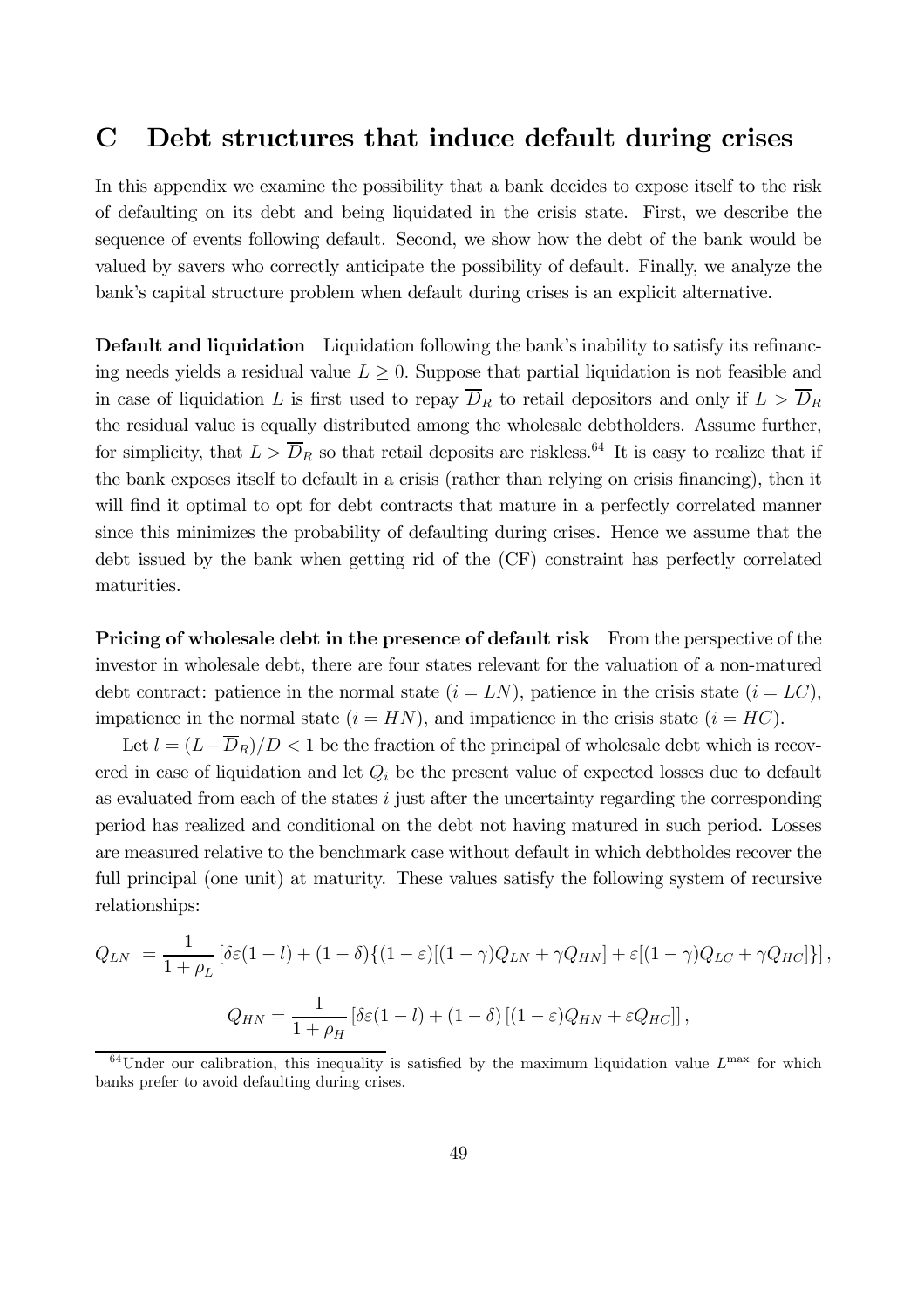# C Debt structures that induce default during crises

In this appendix we examine the possibility that a bank decides to expose itself to the risk of defaulting on its debt and being liquidated in the crisis state. First, we describe the sequence of events following default. Second, we show how the debt of the bank would be valued by savers who correctly anticipate the possibility of default. Finally, we analyze the bank's capital structure problem when default during crises is an explicit alternative.

**Default and liquidation** Liquidation following the bank's inability to satisfy its refinancing needs yields a residual value $L \geq 0$. Suppose that partial liquidation is not feasible and in case of liquidation $L$ is first used to repay $\overline{D}_R$ to retail depositors and only if $L > \overline{D}_R$ the residual value is equally distributed among the wholesale debtholders. Assume further, for simplicity, that $L > \overline{D}_R$ so that retail deposits are riskless.[64] It is easy to realize that if the bank exposes itself to default in a crisis (rather than relying on crisis financing), then it will find it optimal to opt for debt contracts that mature in a perfectly correlated manner since this minimizes the probability of defaulting during crises. Hence we assume that the debt issued by the bank when getting rid of the (CF) constraint has perfectly correlated maturities.

**Pricing of wholesale debt in the presence of default risk** From the perspective of the investor in wholesale debt, there are four states relevant for the valuation of a non-matured debt contract: patience in the normal state ($i = LN$), patience in the crisis state ($i = LC$), impatience in the normal state ($i = HN$), and impatience in the crisis state ($i = HC$).

Let $l = (L - \overline{D}_R)/D < 1$ be the fraction of the principal of wholesale debt which is recovered in case of liquidation and let $Q_i$ be the present value of expected losses due to default as evaluated from each of the states $i$ just after the uncertainty regarding the corresponding period has realized and conditional on the debt not having matured in such period. Losses are measured relative to the benchmark case without default in which debtholdes recover the full principal (one unit) at maturity. These values satisfy the following system of recursive relationships:

$$Q_{LN} = \frac{1}{1+\rho_L}\left[\delta\varepsilon(1-l) + (1-\delta)\{(1-\varepsilon)[(1-\gamma)Q_{LN} + \gamma Q_{HN}] + \varepsilon[(1-\gamma)Q_{LC} + \gamma Q_{HC}]\}\right],$$

$$Q_{HN} = \frac{1}{1+\rho_H}\left[\delta\varepsilon(1-l) + (1-\delta)\left[(1-\varepsilon)Q_{HN} + \varepsilon Q_{HC}\right]\right],$$

[64] Under our calibration, this inequality is satisfied by the maximum liquidation value $L^{\max}$ for which banks prefer to avoid defaulting during crises.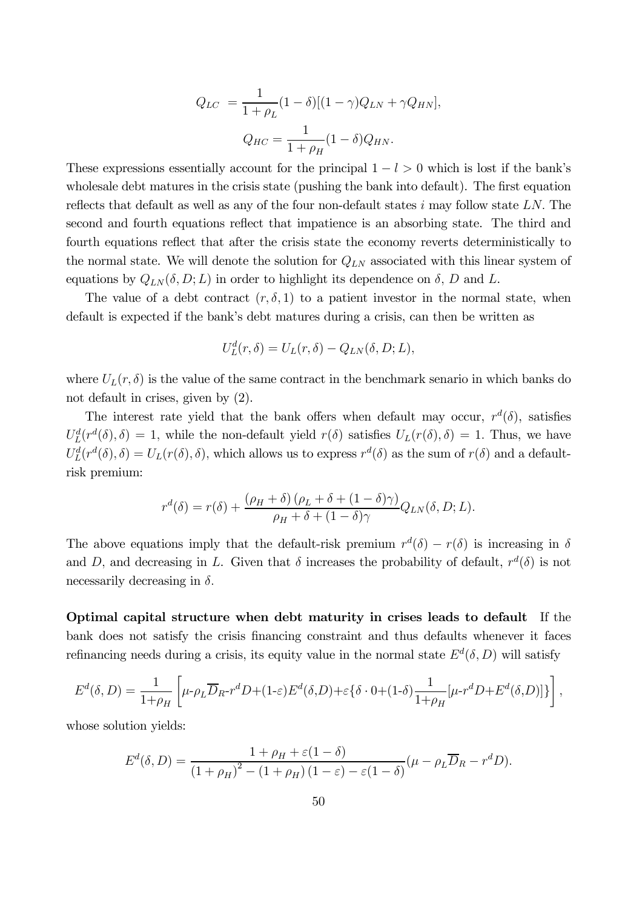$$Q_{LC} = \frac{1}{1+\rho_L}(1-\delta)[(1-\gamma)Q_{LN} + \gamma Q_{HN}],$$

$$Q_{HC} = \frac{1}{1+\rho_H}(1-\delta)Q_{HN}.$$

These expressions essentially account for the principal $1-l>0$ which is lost if the bank's wholesale debt matures in the crisis state (pushing the bank into default). The first equation reflects that default as well as any of the four non-default states $i$ may follow state $LN$. The second and fourth equations reflect that impatience is an absorbing state. The third and fourth equations reflect that after the crisis state the economy reverts deterministically to the normal state. We will denote the solution for $Q_{LN}$ associated with this linear system of equations by $Q_{LN}(\delta, D; L)$ in order to highlight its dependence on $\delta$, $D$ and $L$.

The value of a debt contract $(r, \delta, 1)$ to a patient investor in the normal state, when default is expected if the bank's debt matures during a crisis, can then be written as

$$U_L^d(r, \delta) = U_L(r, \delta) - Q_{LN}(\delta, D; L),$$

where $U_L(r, \delta)$ is the value of the same contract in the benchmark senario in which banks do not default in crises, given by (2).

The interest rate yield that the bank offers when default may occur, $r^d(\delta)$, satisfies $U_L^d(r^d(\delta), \delta) = 1$, while the non-default yield $r(\delta)$ satisfies $U_L(r(\delta), \delta) = 1$. Thus, we have $U_L^d(r^d(\delta), \delta) = U_L(r(\delta), \delta)$, which allows us to express $r^d(\delta)$ as the sum of $r(\delta)$ and a default-risk premium:

$$r^d(\delta) = r(\delta) + \frac{(\rho_H + \delta)(\rho_L + \delta + (1-\delta)\gamma)}{\rho_H + \delta + (1-\delta)\gamma} Q_{LN}(\delta, D; L).$$

The above equations imply that the default-risk premium $r^d(\delta) - r(\delta)$ is increasing in $\delta$ and $D$, and decreasing in $L$. Given that $\delta$ increases the probability of default, $r^d(\delta)$ is not necessarily decreasing in $\delta$.

**Optimal capital structure when debt maturity in crises leads to default** If the bank does not satisfy the crisis financing constraint and thus defaults whenever it faces refinancing needs during a crisis, its equity value in the normal state $E^d(\delta, D)$ will satisfy

$$E^d(\delta, D) = \frac{1}{1+\rho_H}\left[\mu\text{-}\rho_L\overline{D}_R\text{-}r^d D\text{+}(1\text{-}\varepsilon)E^d(\delta,D)\text{+}\varepsilon\{\delta\cdot 0\text{+}(1\text{-}\delta)\frac{1}{1+\rho_H}[\mu\text{-}r^d D\text{+}E^d(\delta,D)]\}\right],$$

whose solution yields:

$$E^d(\delta, D) = \frac{1+\rho_H+\varepsilon(1-\delta)}{(1+\rho_H)^2 - (1+\rho_H)(1-\varepsilon) - \varepsilon(1-\delta)}(\mu - \rho_L\overline{D}_R - r^d D).$$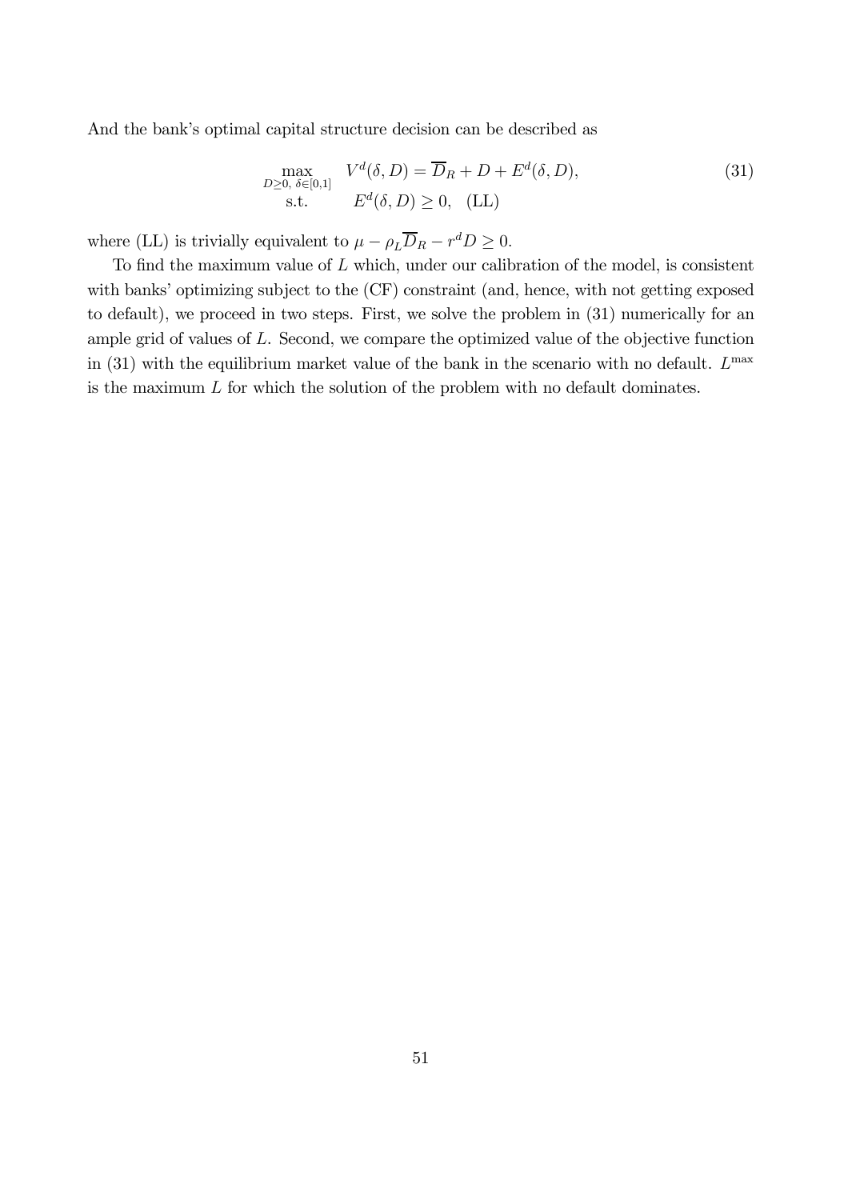And the bank's optimal capital structure decision can be described as

$$
\begin{array}{ll}
\max\limits_{D \geq 0,\ \delta \in [0,1]} & V^d(\delta, D) = \overline{D}_R + D + E^d(\delta, D), \\
\text{s.t.} & E^d(\delta, D) \geq 0, \quad \text{(LL)}
\end{array}
\tag{31}
$$

where (LL) is trivially equivalent to $\mu - \rho_L \overline{D}_R - r^d D \geq 0$.

To find the maximum value of $L$ which, under our calibration of the model, is consistent with banks' optimizing subject to the (CF) constraint (and, hence, with not getting exposed to default), we proceed in two steps. First, we solve the problem in (31) numerically for an ample grid of values of $L$. Second, we compare the optimized value of the objective function in (31) with the equilibrium market value of the bank in the scenario with no default. $L^{\max}$ is the maximum $L$ for which the solution of the problem with no default dominates.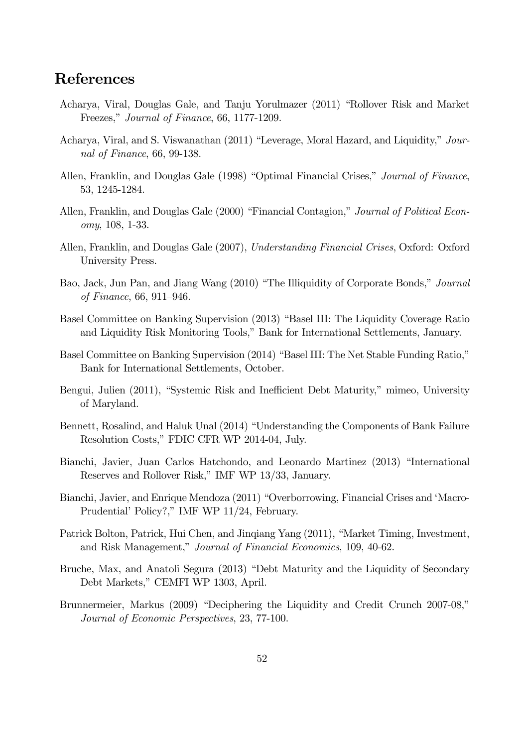## References

Acharya, Viral, Douglas Gale, and Tanju Yorulmazer (2011) "Rollover Risk and Market Freezes," *Journal of Finance*, 66, 1177-1209.

Acharya, Viral, and S. Viswanathan (2011) "Leverage, Moral Hazard, and Liquidity," *Journal of Finance*, 66, 99-138.

Allen, Franklin, and Douglas Gale (1998) "Optimal Financial Crises," *Journal of Finance*, 53, 1245-1284.

Allen, Franklin, and Douglas Gale (2000) "Financial Contagion," *Journal of Political Economy*, 108, 1-33.

Allen, Franklin, and Douglas Gale (2007), *Understanding Financial Crises*, Oxford: Oxford University Press.

Bao, Jack, Jun Pan, and Jiang Wang (2010) "The Illiquidity of Corporate Bonds," *Journal of Finance*, 66, 911–946.

Basel Committee on Banking Supervision (2013) "Basel III: The Liquidity Coverage Ratio and Liquidity Risk Monitoring Tools," Bank for International Settlements, January.

Basel Committee on Banking Supervision (2014) "Basel III: The Net Stable Funding Ratio," Bank for International Settlements, October.

Bengui, Julien (2011), "Systemic Risk and Inefficient Debt Maturity," mimeo, University of Maryland.

Bennett, Rosalind, and Haluk Unal (2014) "Understanding the Components of Bank Failure Resolution Costs," FDIC CFR WP 2014-04, July.

Bianchi, Javier, Juan Carlos Hatchondo, and Leonardo Martinez (2013) "International Reserves and Rollover Risk," IMF WP 13/33, January.

Bianchi, Javier, and Enrique Mendoza (2011) "Overborrowing, Financial Crises and 'Macro-Prudential' Policy?," IMF WP 11/24, February.

Patrick Bolton, Patrick, Hui Chen, and Jinqiang Yang (2011), "Market Timing, Investment, and Risk Management," *Journal of Financial Economics*, 109, 40-62.

Bruche, Max, and Anatoli Segura (2013) "Debt Maturity and the Liquidity of Secondary Debt Markets," CEMFI WP 1303, April.

Brunnermeier, Markus (2009) "Deciphering the Liquidity and Credit Crunch 2007-08," *Journal of Economic Perspectives*, 23, 77-100.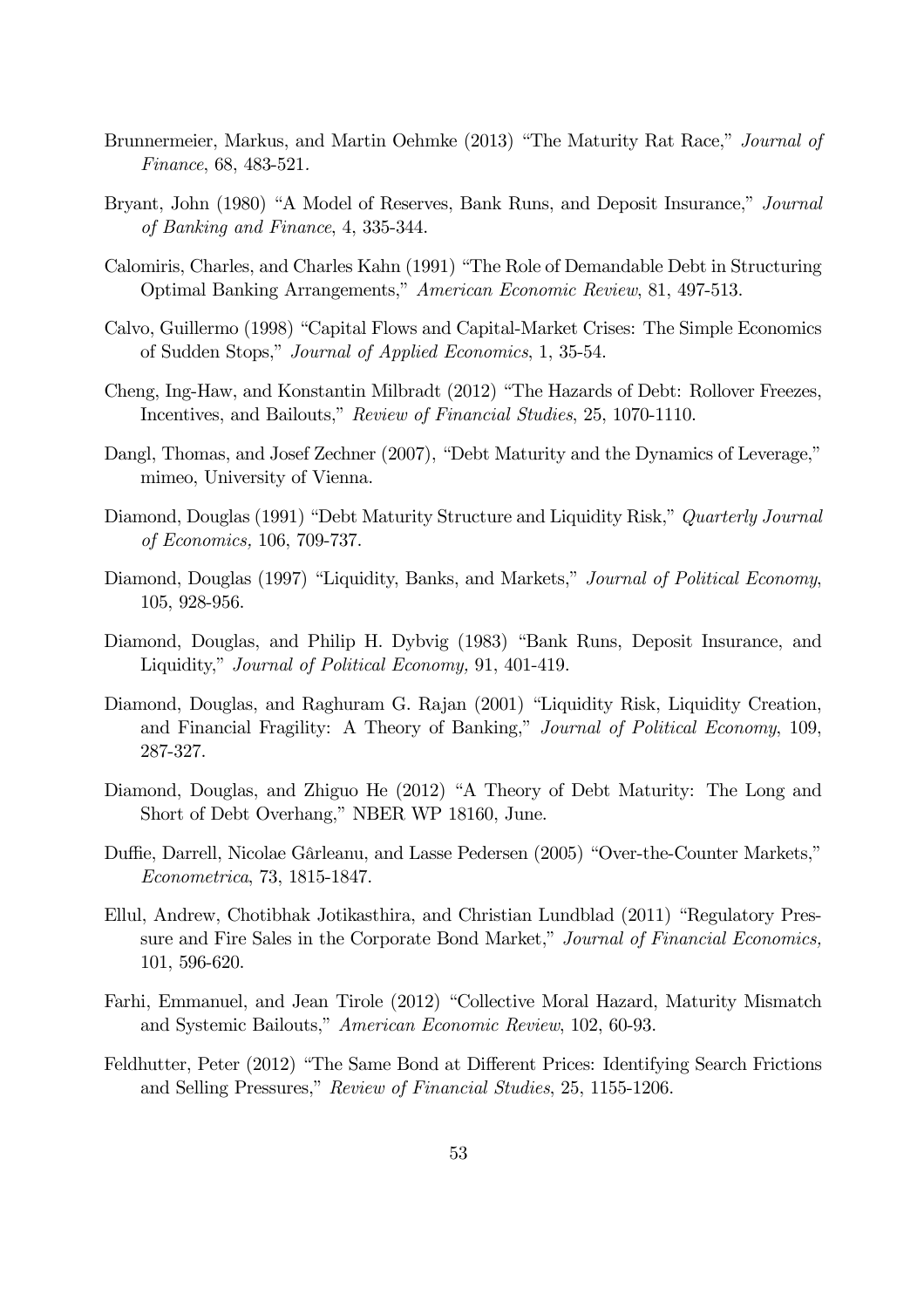Brunnermeier, Markus, and Martin Oehmke (2013) "The Maturity Rat Race," *Journal of Finance*, 68, 483-521.

Bryant, John (1980) "A Model of Reserves, Bank Runs, and Deposit Insurance," *Journal of Banking and Finance*, 4, 335-344.

Calomiris, Charles, and Charles Kahn (1991) "The Role of Demandable Debt in Structuring Optimal Banking Arrangements," *American Economic Review*, 81, 497-513.

Calvo, Guillermo (1998) "Capital Flows and Capital-Market Crises: The Simple Economics of Sudden Stops," *Journal of Applied Economics*, 1, 35-54.

Cheng, Ing-Haw, and Konstantin Milbradt (2012) "The Hazards of Debt: Rollover Freezes, Incentives, and Bailouts," *Review of Financial Studies*, 25, 1070-1110.

Dangl, Thomas, and Josef Zechner (2007), "Debt Maturity and the Dynamics of Leverage," mimeo, University of Vienna.

Diamond, Douglas (1991) "Debt Maturity Structure and Liquidity Risk," *Quarterly Journal of Economics,* 106, 709-737.

Diamond, Douglas (1997) "Liquidity, Banks, and Markets," *Journal of Political Economy*, 105, 928-956.

Diamond, Douglas, and Philip H. Dybvig (1983) "Bank Runs, Deposit Insurance, and Liquidity," *Journal of Political Economy,* 91, 401-419.

Diamond, Douglas, and Raghuram G. Rajan (2001) "Liquidity Risk, Liquidity Creation, and Financial Fragility: A Theory of Banking," *Journal of Political Economy*, 109, 287-327.

Diamond, Douglas, and Zhiguo He (2012) "A Theory of Debt Maturity: The Long and Short of Debt Overhang," NBER WP 18160, June.

Duffie, Darrell, Nicolae Gârleanu, and Lasse Pedersen (2005) "Over-the-Counter Markets," *Econometrica*, 73, 1815-1847.

Ellul, Andrew, Chotibhak Jotikasthira, and Christian Lundblad (2011) "Regulatory Pressure and Fire Sales in the Corporate Bond Market," *Journal of Financial Economics,* 101, 596-620.

Farhi, Emmanuel, and Jean Tirole (2012) "Collective Moral Hazard, Maturity Mismatch and Systemic Bailouts," *American Economic Review*, 102, 60-93.

Feldhutter, Peter (2012) "The Same Bond at Different Prices: Identifying Search Frictions and Selling Pressures," *Review of Financial Studies*, 25, 1155-1206.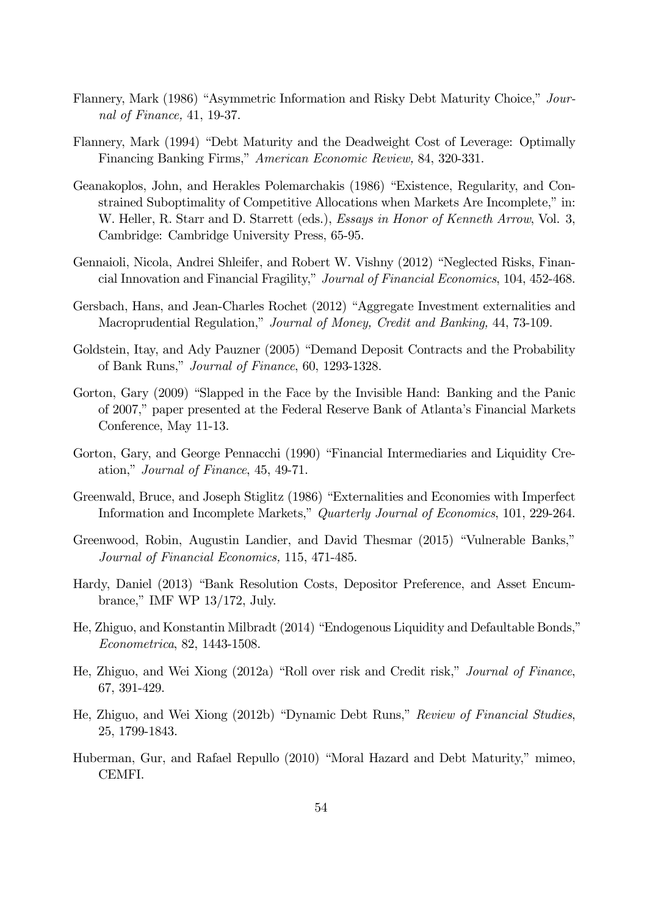Flannery, Mark (1986) "Asymmetric Information and Risky Debt Maturity Choice," *Journal of Finance,* 41, 19-37.

Flannery, Mark (1994) "Debt Maturity and the Deadweight Cost of Leverage: Optimally Financing Banking Firms," *American Economic Review,* 84, 320-331.

Geanakoplos, John, and Herakles Polemarchakis (1986) "Existence, Regularity, and Constrained Suboptimality of Competitive Allocations when Markets Are Incomplete," in: W. Heller, R. Starr and D. Starrett (eds.), *Essays in Honor of Kenneth Arrow*, Vol. 3, Cambridge: Cambridge University Press, 65-95.

Gennaioli, Nicola, Andrei Shleifer, and Robert W. Vishny (2012) "Neglected Risks, Financial Innovation and Financial Fragility," *Journal of Financial Economics*, 104, 452-468.

Gersbach, Hans, and Jean-Charles Rochet (2012) "Aggregate Investment externalities and Macroprudential Regulation," *Journal of Money, Credit and Banking,* 44, 73-109.

Goldstein, Itay, and Ady Pauzner (2005) "Demand Deposit Contracts and the Probability of Bank Runs," *Journal of Finance*, 60, 1293-1328.

Gorton, Gary (2009) "Slapped in the Face by the Invisible Hand: Banking and the Panic of 2007," paper presented at the Federal Reserve Bank of Atlanta's Financial Markets Conference, May 11-13.

Gorton, Gary, and George Pennacchi (1990) "Financial Intermediaries and Liquidity Creation," *Journal of Finance*, 45, 49-71.

Greenwald, Bruce, and Joseph Stiglitz (1986) "Externalities and Economies with Imperfect Information and Incomplete Markets," *Quarterly Journal of Economics*, 101, 229-264.

Greenwood, Robin, Augustin Landier, and David Thesmar (2015) "Vulnerable Banks," *Journal of Financial Economics,* 115, 471-485.

Hardy, Daniel (2013) "Bank Resolution Costs, Depositor Preference, and Asset Encumbrance," IMF WP 13/172, July.

He, Zhiguo, and Konstantin Milbradt (2014) "Endogenous Liquidity and Defaultable Bonds," *Econometrica*, 82, 1443-1508.

He, Zhiguo, and Wei Xiong (2012a) "Roll over risk and Credit risk," *Journal of Finance*, 67, 391-429.

He, Zhiguo, and Wei Xiong (2012b) "Dynamic Debt Runs," *Review of Financial Studies*, 25, 1799-1843.

Huberman, Gur, and Rafael Repullo (2010) "Moral Hazard and Debt Maturity," mimeo, CEMFI.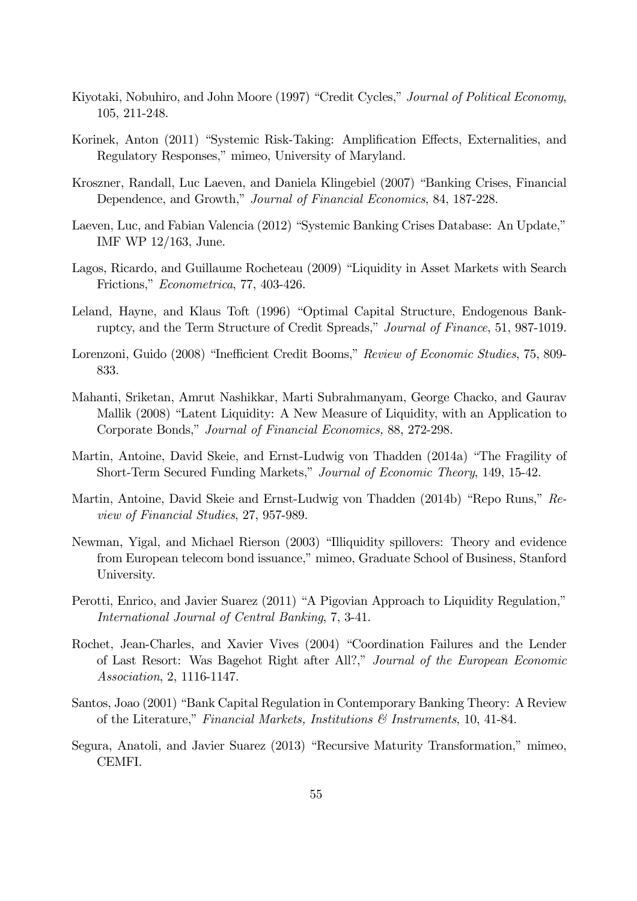Kiyotaki, Nobuhiro, and John Moore (1997) "Credit Cycles," *Journal of Political Economy*, 105, 211-248.

Korinek, Anton (2011) "Systemic Risk-Taking: Amplification Effects, Externalities, and Regulatory Responses," mimeo, University of Maryland.

Kroszner, Randall, Luc Laeven, and Daniela Klingebiel (2007) "Banking Crises, Financial Dependence, and Growth," *Journal of Financial Economics*, 84, 187-228.

Laeven, Luc, and Fabian Valencia (2012) "Systemic Banking Crises Database: An Update," IMF WP 12/163, June.

Lagos, Ricardo, and Guillaume Rocheteau (2009) "Liquidity in Asset Markets with Search Frictions," *Econometrica*, 77, 403-426.

Leland, Hayne, and Klaus Toft (1996) "Optimal Capital Structure, Endogenous Bankruptcy, and the Term Structure of Credit Spreads," *Journal of Finance*, 51, 987-1019.

Lorenzoni, Guido (2008) "Inefficient Credit Booms," *Review of Economic Studies*, 75, 809-833.

Mahanti, Sriketan, Amrut Nashikkar, Marti Subrahmanyam, George Chacko, and Gaurav Mallik (2008) "Latent Liquidity: A New Measure of Liquidity, with an Application to Corporate Bonds," *Journal of Financial Economics,* 88, 272-298.

Martin, Antoine, David Skeie, and Ernst-Ludwig von Thadden (2014a) "The Fragility of Short-Term Secured Funding Markets," *Journal of Economic Theory*, 149, 15-42.

Martin, Antoine, David Skeie and Ernst-Ludwig von Thadden (2014b) "Repo Runs," *Review of Financial Studies*, 27, 957-989.

Newman, Yigal, and Michael Rierson (2003) "Illiquidity spillovers: Theory and evidence from European telecom bond issuance," mimeo, Graduate School of Business, Stanford University.

Perotti, Enrico, and Javier Suarez (2011) "A Pigovian Approach to Liquidity Regulation," *International Journal of Central Banking*, 7, 3-41.

Rochet, Jean-Charles, and Xavier Vives (2004) "Coordination Failures and the Lender of Last Resort: Was Bagehot Right after All?," *Journal of the European Economic Association*, 2, 1116-1147.

Santos, Joao (2001) "Bank Capital Regulation in Contemporary Banking Theory: A Review of the Literature," *Financial Markets, Institutions & Instruments*, 10, 41-84.

Segura, Anatoli, and Javier Suarez (2013) "Recursive Maturity Transformation," mimeo, CEMFI.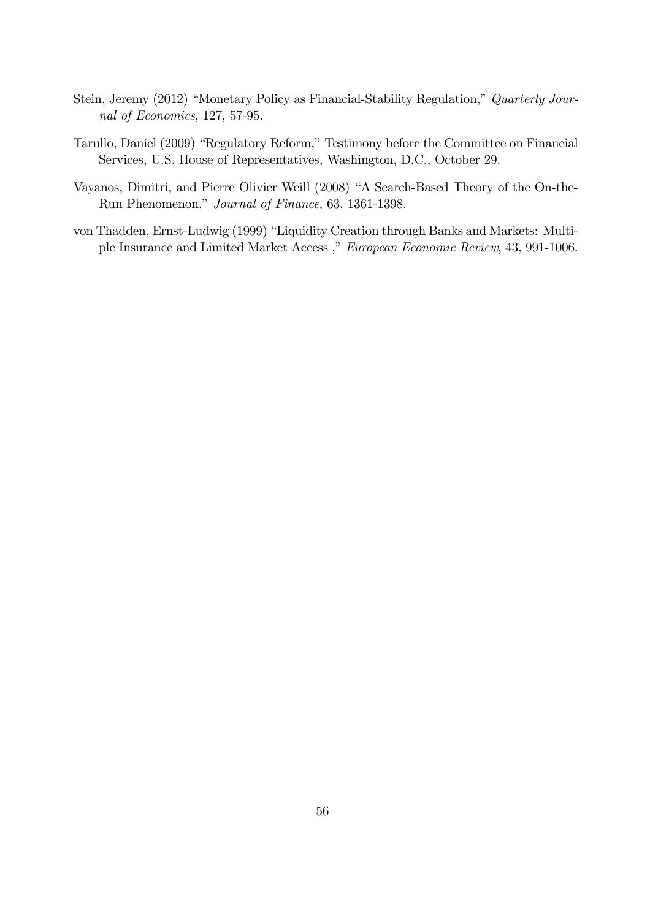Stein, Jeremy (2012) "Monetary Policy as Financial-Stability Regulation," *Quarterly Journal of Economics*, 127, 57-95.

Tarullo, Daniel (2009) "Regulatory Reform," Testimony before the Committee on Financial Services, U.S. House of Representatives, Washington, D.C., October 29.

Vayanos, Dimitri, and Pierre Olivier Weill (2008) "A Search-Based Theory of the On-the-Run Phenomenon," *Journal of Finance*, 63, 1361-1398.

von Thadden, Ernst-Ludwig (1999) "Liquidity Creation through Banks and Markets: Multiple Insurance and Limited Market Access ," *European Economic Review*, 43, 991-1006.